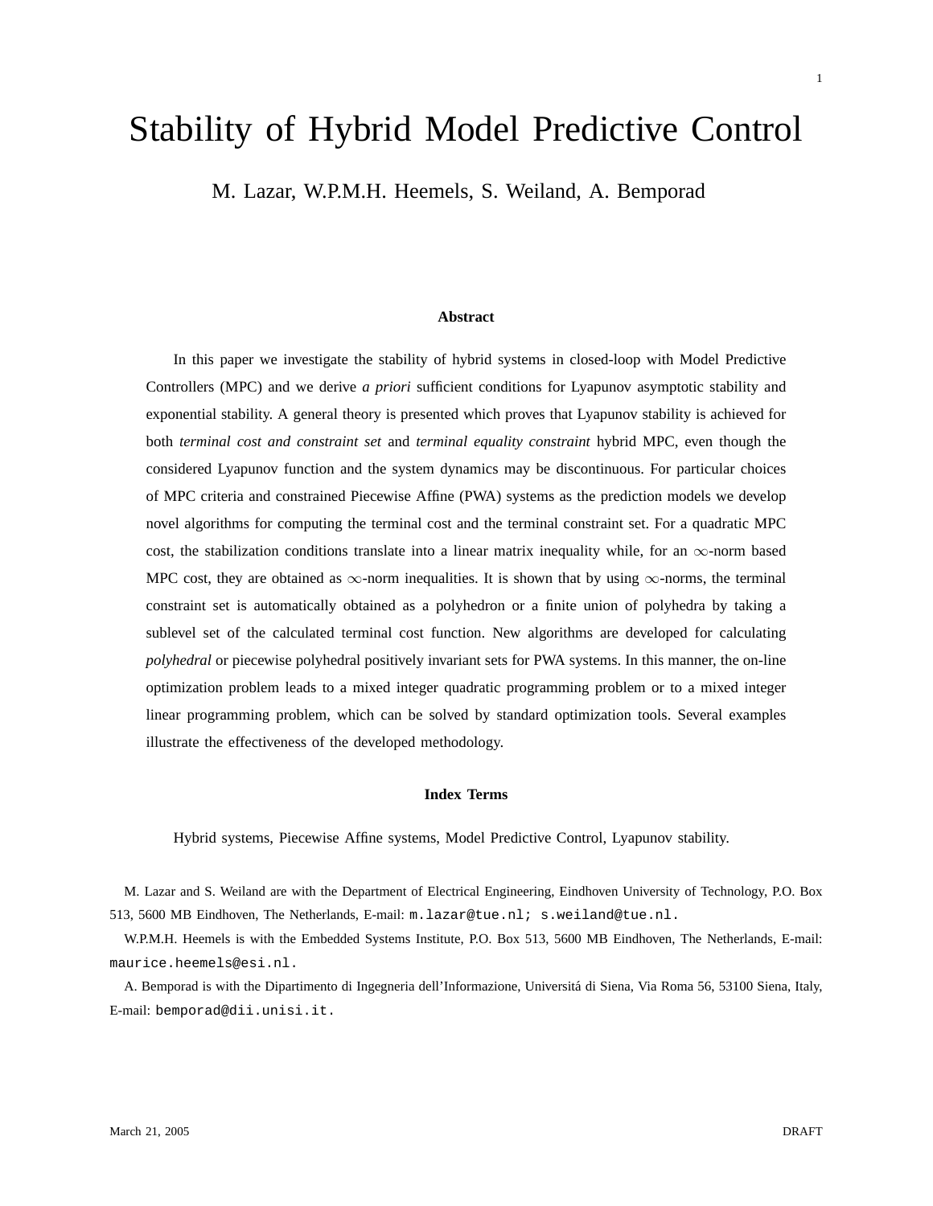# Stability of Hybrid Model Predictive Control

M. Lazar, W.P.M.H. Heemels, S. Weiland, A. Bemporad

### Abstract

In this paper we investigate the stability of hybrid systems in closed-loop with Model Predictive Controllers (MPC) and we derive *a priori* sufficient conditions for Lyapunov asymptotic stability and exponential stability. A general theory is presented which proves that Lyapunov stability is achieved for both *terminal cost and constraint set* and *terminal equality constraint* hybrid MPC, even though the considered Lyapunov function and the system dynamics may be discontinuous. For particular choices of MPC criteria and constrained Piecewise Affine (PWA) systems as the prediction models we develop novel algorithms for computing the terminal cost and the terminal constraint set. For a quadratic MPC cost, the stabilization conditions translate into a linear matrix inequality while, for an $\infty$-norm based MPC cost, they are obtained as $\infty$-norm inequalities. It is shown that by using $\infty$-norms, the terminal constraint set is automatically obtained as a polyhedron or a finite union of polyhedra by taking a sublevel set of the calculated terminal cost function. New algorithms are developed for calculating *polyhedral* or piecewise polyhedral positively invariant sets for PWA systems. In this manner, the on-line optimization problem leads to a mixed integer quadratic programming problem or to a mixed integer linear programming problem, which can be solved by standard optimization tools. Several examples illustrate the effectiveness of the developed methodology.

### Index Terms

Hybrid systems, Piecewise Affine systems, Model Predictive Control, Lyapunov stability.

M. Lazar and S. Weiland are with the Department of Electrical Engineering, Eindhoven University of Technology, P.O. Box 513, 5600 MB Eindhoven, The Netherlands, E-mail: m.lazar@tue.nl; s.weiland@tue.nl.

W.P.M.H. Heemels is with the Embedded Systems Institute, P.O. Box 513, 5600 MB Eindhoven, The Netherlands, E-mail: maurice.heemels@esi.nl.

A. Bemporad is with the Dipartimento di Ingegneria dell'Informazione, Universitá di Siena, Via Roma 56, 53100 Siena, Italy, E-mail: bemporad@dii.unisi.it.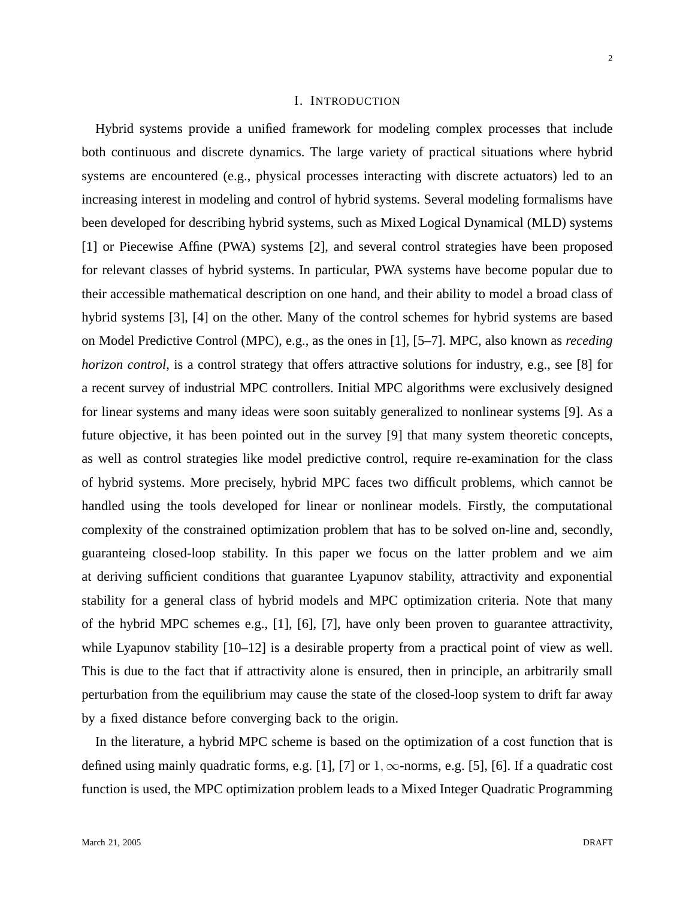# I. INTRODUCTION

Hybrid systems provide a unified framework for modeling complex processes that include both continuous and discrete dynamics. The large variety of practical situations where hybrid systems are encountered (e.g., physical processes interacting with discrete actuators) led to an increasing interest in modeling and control of hybrid systems. Several modeling formalisms have been developed for describing hybrid systems, such as Mixed Logical Dynamical (MLD) systems [1] or Piecewise Affine (PWA) systems [2], and several control strategies have been proposed for relevant classes of hybrid systems. In particular, PWA systems have become popular due to their accessible mathematical description on one hand, and their ability to model a broad class of hybrid systems [3], [4] on the other. Many of the control schemes for hybrid systems are based on Model Predictive Control (MPC), e.g., as the ones in [1], [5–7]. MPC, also known as *receding horizon control*, is a control strategy that offers attractive solutions for industry, e.g., see [8] for a recent survey of industrial MPC controllers. Initial MPC algorithms were exclusively designed for linear systems and many ideas were soon suitably generalized to nonlinear systems [9]. As a future objective, it has been pointed out in the survey [9] that many system theoretic concepts, as well as control strategies like model predictive control, require re-examination for the class of hybrid systems. More precisely, hybrid MPC faces two difficult problems, which cannot be handled using the tools developed for linear or nonlinear models. Firstly, the computational complexity of the constrained optimization problem that has to be solved on-line and, secondly, guaranteeing closed-loop stability. In this paper we focus on the latter problem and we aim at deriving sufficient conditions that guarantee Lyapunov stability, attractivity and exponential stability for a general class of hybrid models and MPC optimization criteria. Note that many of the hybrid MPC schemes e.g., [1], [6], [7], have only been proven to guarantee attractivity, while Lyapunov stability [10–12] is a desirable property from a practical point of view as well. This is due to the fact that if attractivity alone is ensured, then in principle, an arbitrarily small perturbation from the equilibrium may cause the state of the closed-loop system to drift far away by a fixed distance before converging back to the origin.

In the literature, a hybrid MPC scheme is based on the optimization of a cost function that is defined using mainly quadratic forms, e.g. [1], [7] or $1, \infty$-norms, e.g. [5], [6]. If a quadratic cost function is used, the MPC optimization problem leads to a Mixed Integer Quadratic Programming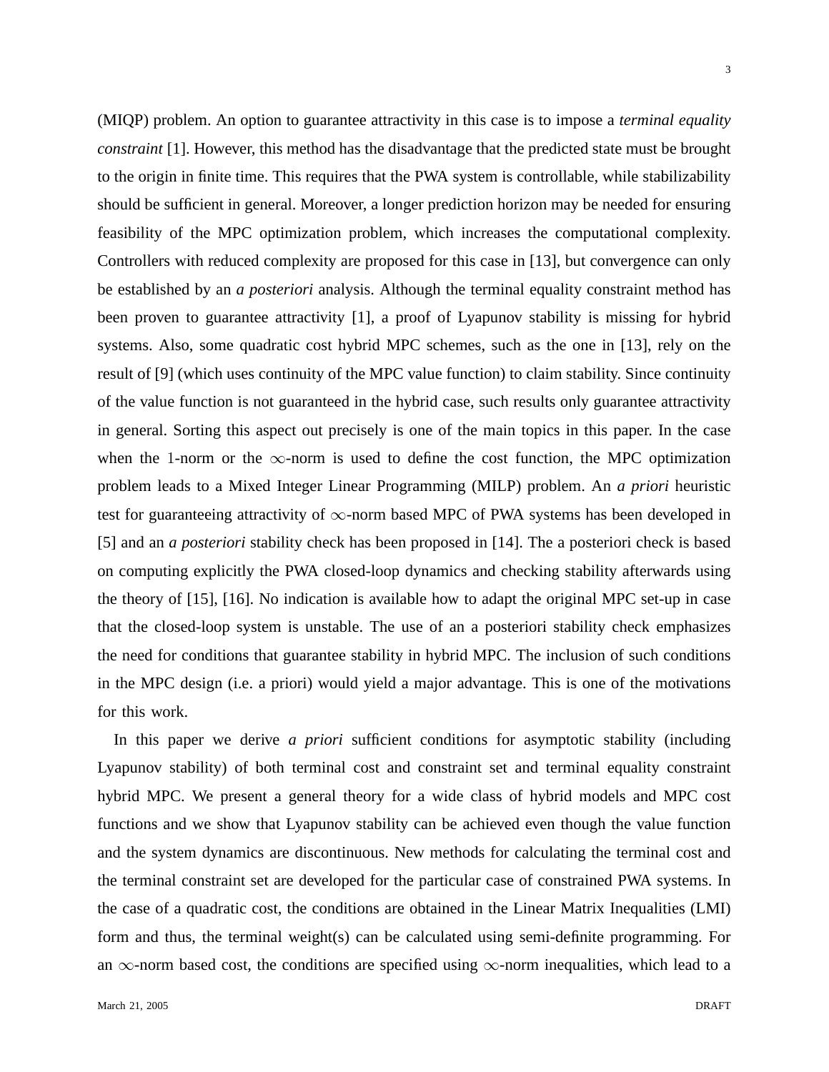(MIQP) problem. An option to guarantee attractivity in this case is to impose a *terminal equality constraint* [1]. However, this method has the disadvantage that the predicted state must be brought to the origin in finite time. This requires that the PWA system is controllable, while stabilizability should be sufficient in general. Moreover, a longer prediction horizon may be needed for ensuring feasibility of the MPC optimization problem, which increases the computational complexity. Controllers with reduced complexity are proposed for this case in [13], but convergence can only be established by an *a posteriori* analysis. Although the terminal equality constraint method has been proven to guarantee attractivity [1], a proof of Lyapunov stability is missing for hybrid systems. Also, some quadratic cost hybrid MPC schemes, such as the one in [13], rely on the result of [9] (which uses continuity of the MPC value function) to claim stability. Since continuity of the value function is not guaranteed in the hybrid case, such results only guarantee attractivity in general. Sorting this aspect out precisely is one of the main topics in this paper. In the case when the $1$-norm or the $\infty$-norm is used to define the cost function, the MPC optimization problem leads to a Mixed Integer Linear Programming (MILP) problem. An *a priori* heuristic test for guaranteeing attractivity of $\infty$-norm based MPC of PWA systems has been developed in [5] and an *a posteriori* stability check has been proposed in [14]. The a posteriori check is based on computing explicitly the PWA closed-loop dynamics and checking stability afterwards using the theory of [15], [16]. No indication is available how to adapt the original MPC set-up in case that the closed-loop system is unstable. The use of an a posteriori stability check emphasizes the need for conditions that guarantee stability in hybrid MPC. The inclusion of such conditions in the MPC design (i.e. a priori) would yield a major advantage. This is one of the motivations for this work.

In this paper we derive *a priori* sufficient conditions for asymptotic stability (including Lyapunov stability) of both terminal cost and constraint set and terminal equality constraint hybrid MPC. We present a general theory for a wide class of hybrid models and MPC cost functions and we show that Lyapunov stability can be achieved even though the value function and the system dynamics are discontinuous. New methods for calculating the terminal cost and the terminal constraint set are developed for the particular case of constrained PWA systems. In the case of a quadratic cost, the conditions are obtained in the Linear Matrix Inequalities (LMI) form and thus, the terminal weight(s) can be calculated using semi-definite programming. For an $\infty$-norm based cost, the conditions are specified using $\infty$-norm inequalities, which lead to a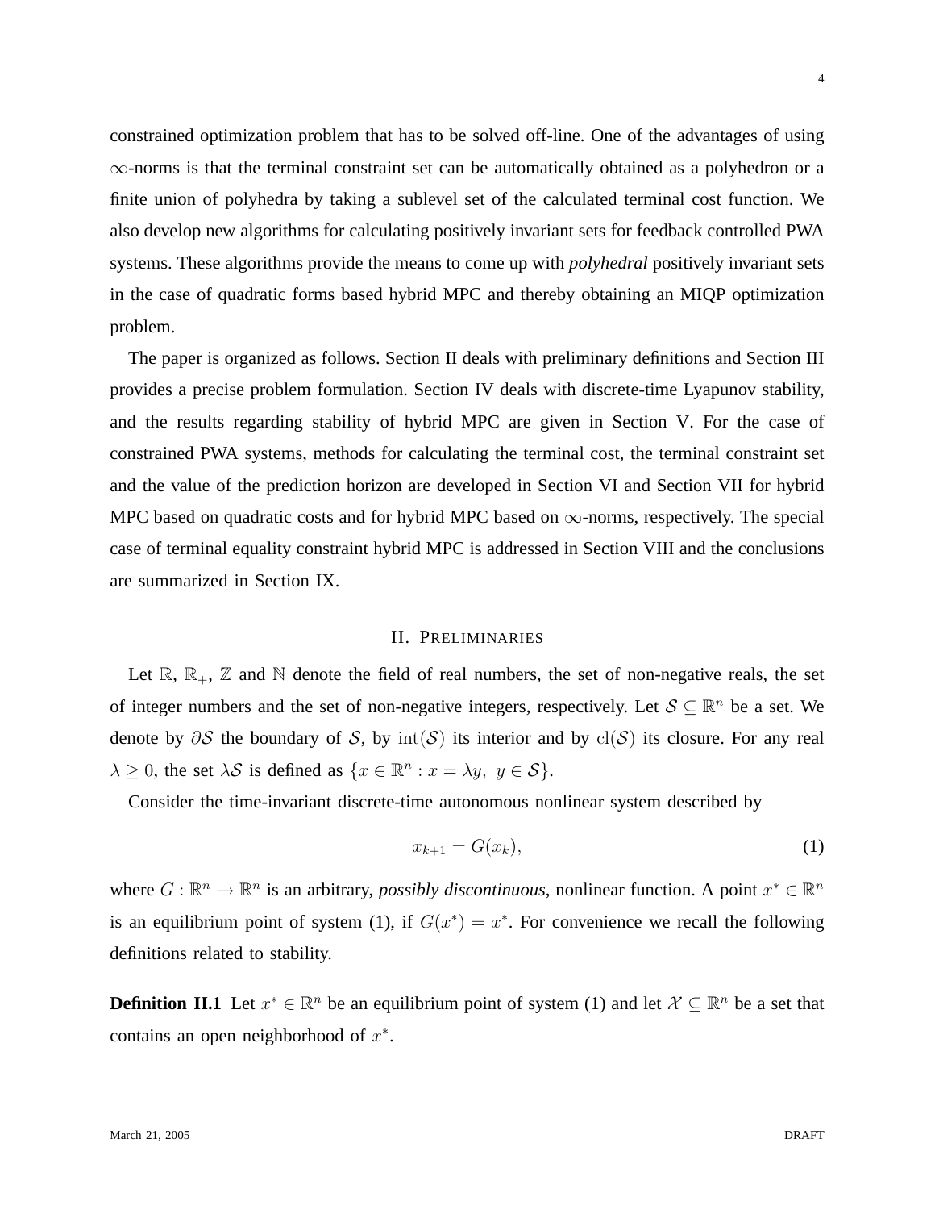constrained optimization problem that has to be solved off-line. One of the advantages of using $\infty$-norms is that the terminal constraint set can be automatically obtained as a polyhedron or a finite union of polyhedra by taking a sublevel set of the calculated terminal cost function. We also develop new algorithms for calculating positively invariant sets for feedback controlled PWA systems. These algorithms provide the means to come up with *polyhedral* positively invariant sets in the case of quadratic forms based hybrid MPC and thereby obtaining an MIQP optimization problem.

The paper is organized as follows. Section II deals with preliminary definitions and Section III provides a precise problem formulation. Section IV deals with discrete-time Lyapunov stability, and the results regarding stability of hybrid MPC are given in Section V. For the case of constrained PWA systems, methods for calculating the terminal cost, the terminal constraint set and the value of the prediction horizon are developed in Section VI and Section VII for hybrid MPC based on quadratic costs and for hybrid MPC based on $\infty$-norms, respectively. The special case of terminal equality constraint hybrid MPC is addressed in Section VIII and the conclusions are summarized in Section IX.

## II. PRELIMINARIES

Let $\mathbb{R}$, $\mathbb{R}_+$, $\mathbb{Z}$ and $\mathbb{N}$ denote the field of real numbers, the set of non-negative reals, the set of integer numbers and the set of non-negative integers, respectively. Let $\mathcal{S} \subseteq \mathbb{R}^n$ be a set. We denote by $\partial\mathcal{S}$ the boundary of $\mathcal{S}$, by $\mathrm{int}(\mathcal{S})$ its interior and by $\mathrm{cl}(\mathcal{S})$ its closure. For any real $\lambda \geq 0$, the set $\lambda\mathcal{S}$ is defined as $\{x \in \mathbb{R}^n : x = \lambda y,\ y \in \mathcal{S}\}$.

Consider the time-invariant discrete-time autonomous nonlinear system described by

$$x_{k+1} = G(x_k), \tag{1}$$

where $G : \mathbb{R}^n \to \mathbb{R}^n$ is an arbitrary, *possibly discontinuous*, nonlinear function. A point $x^* \in \mathbb{R}^n$ is an equilibrium point of system (1), if $G(x^*) = x^*$. For convenience we recall the following definitions related to stability.

**Definition II.1** Let $x^* \in \mathbb{R}^n$ be an equilibrium point of system (1) and let $\mathcal{X} \subseteq \mathbb{R}^n$ be a set that contains an open neighborhood of $x^*$.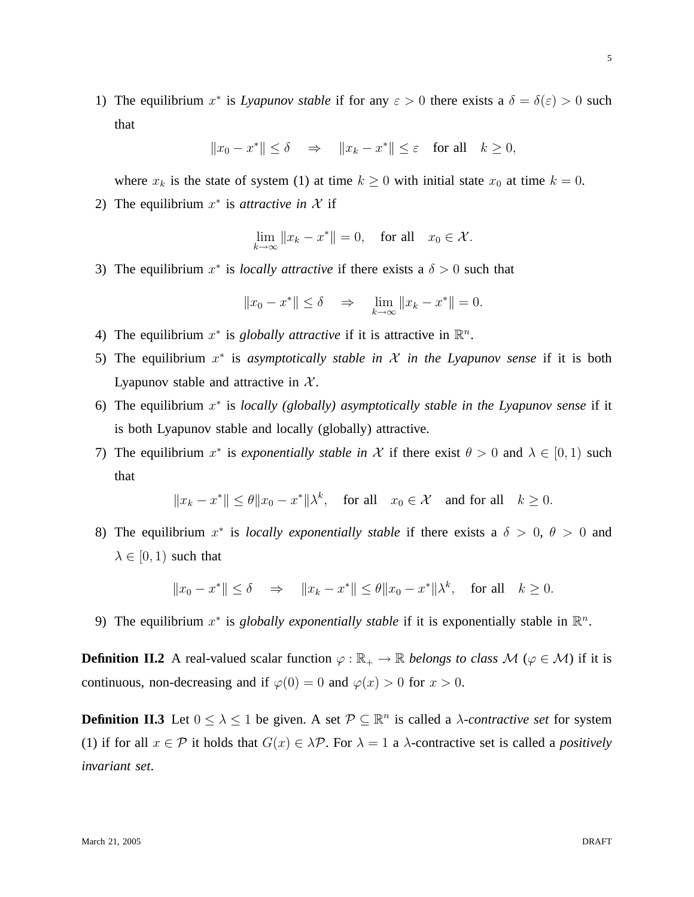1) The equilibrium $x^*$ is *Lyapunov stable* if for any $\varepsilon > 0$ there exists a $\delta = \delta(\varepsilon) > 0$ such that

$$\|x_0 - x^*\| \leq \delta \quad \Rightarrow \quad \|x_k - x^*\| \leq \varepsilon \quad \text{for all} \quad k \geq 0,$$

   where $x_k$ is the state of system (1) at time $k \geq 0$ with initial state $x_0$ at time $k = 0$.

2) The equilibrium $x^*$ is *attractive in $\mathcal{X}$* if

$$\lim_{k \to \infty} \|x_k - x^*\| = 0, \quad \text{for all} \quad x_0 \in \mathcal{X}.$$

3) The equilibrium $x^*$ is *locally attractive* if there exists a $\delta > 0$ such that

$$\|x_0 - x^*\| \leq \delta \quad \Rightarrow \quad \lim_{k \to \infty} \|x_k - x^*\| = 0.$$

4) The equilibrium $x^*$ is *globally attractive* if it is attractive in $\mathbb{R}^n$.

5) The equilibrium $x^*$ is *asymptotically stable in $\mathcal{X}$ in the Lyapunov sense* if it is both Lyapunov stable and attractive in $\mathcal{X}$.

6) The equilibrium $x^*$ is *locally (globally) asymptotically stable in the Lyapunov sense* if it is both Lyapunov stable and locally (globally) attractive.

7) The equilibrium $x^*$ is *exponentially stable in $\mathcal{X}$* if there exist $\theta > 0$ and $\lambda \in [0, 1)$ such that

$$\|x_k - x^*\| \leq \theta \|x_0 - x^*\| \lambda^k, \quad \text{for all} \quad x_0 \in \mathcal{X} \quad \text{and for all} \quad k \geq 0.$$

8) The equilibrium $x^*$ is *locally exponentially stable* if there exists a $\delta > 0$, $\theta > 0$ and $\lambda \in [0, 1)$ such that

$$\|x_0 - x^*\| \leq \delta \quad \Rightarrow \quad \|x_k - x^*\| \leq \theta \|x_0 - x^*\| \lambda^k, \quad \text{for all} \quad k \geq 0.$$

9) The equilibrium $x^*$ is *globally exponentially stable* if it is exponentially stable in $\mathbb{R}^n$.

**Definition II.2** A real-valued scalar function $\varphi : \mathbb{R}_+ \to \mathbb{R}$ *belongs to class $\mathcal{M}$* ($\varphi \in \mathcal{M}$) if it is continuous, non-decreasing and if $\varphi(0) = 0$ and $\varphi(x) > 0$ for $x > 0$.

**Definition II.3** Let $0 \leq \lambda \leq 1$ be given. A set $\mathcal{P} \subseteq \mathbb{R}^n$ is called a *$\lambda$-contractive set* for system (1) if for all $x \in \mathcal{P}$ it holds that $G(x) \in \lambda \mathcal{P}$. For $\lambda = 1$ a $\lambda$-contractive set is called a *positively invariant set*.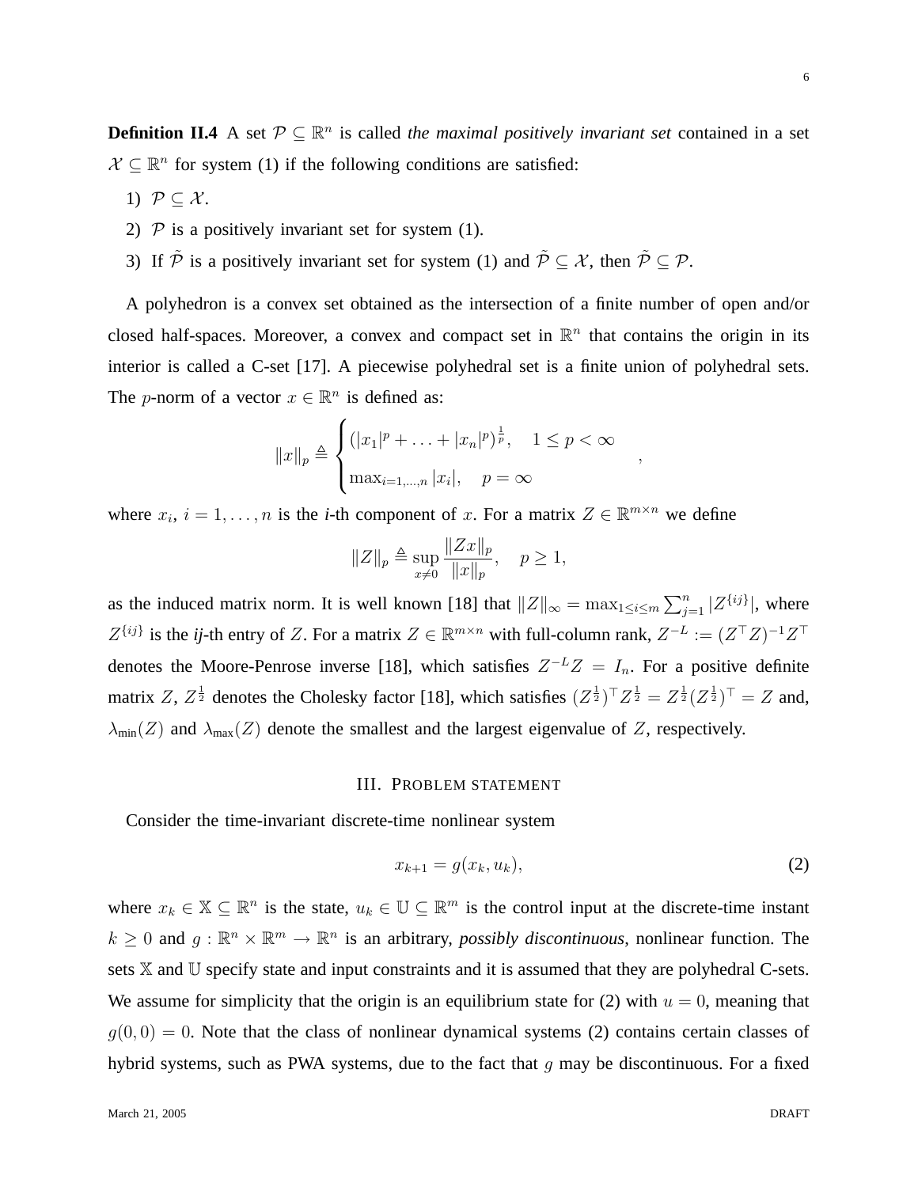**Definition II.4** A set $\mathcal{P} \subseteq \mathbb{R}^n$ is called *the maximal positively invariant set* contained in a set $\mathcal{X} \subseteq \mathbb{R}^n$ for system (1) if the following conditions are satisfied:

1) $\mathcal{P} \subseteq \mathcal{X}$.
2) $\mathcal{P}$ is a positively invariant set for system (1).
3) If $\tilde{\mathcal{P}}$ is a positively invariant set for system (1) and $\tilde{\mathcal{P}} \subseteq \mathcal{X}$, then $\tilde{\mathcal{P}} \subseteq \mathcal{P}$.

A polyhedron is a convex set obtained as the intersection of a finite number of open and/or closed half-spaces. Moreover, a convex and compact set in $\mathbb{R}^n$ that contains the origin in its interior is called a C-set [17]. A piecewise polyhedral set is a finite union of polyhedral sets. The $p$-norm of a vector $x \in \mathbb{R}^n$ is defined as:

$$\|x\|_p \triangleq \begin{cases} (|x_1|^p + \ldots + |x_n|^p)^{\frac{1}{p}}, & 1 \leq p < \infty \\ \max_{i=1,\ldots,n} |x_i|, & p = \infty \end{cases},$$

where $x_i$, $i = 1, \ldots, n$ is the *i*-th component of $x$. For a matrix $Z \in \mathbb{R}^{m \times n}$ we define

$$\|Z\|_p \triangleq \sup_{x \neq 0} \frac{\|Zx\|_p}{\|x\|_p}, \quad p \geq 1,$$

as the induced matrix norm. It is well known [18] that $\|Z\|_\infty = \max_{1 \leq i \leq m} \sum_{j=1}^{n} |Z^{\{ij\}}|$, where $Z^{\{ij\}}$ is the *ij*-th entry of $Z$. For a matrix $Z \in \mathbb{R}^{m \times n}$ with full-column rank, $Z^{-L} := (Z^\top Z)^{-1} Z^\top$ denotes the Moore-Penrose inverse [18], which satisfies $Z^{-L} Z = I_n$. For a positive definite matrix $Z$, $Z^{\frac{1}{2}}$ denotes the Cholesky factor [18], which satisfies $(Z^{\frac{1}{2}})^\top Z^{\frac{1}{2}} = Z^{\frac{1}{2}} (Z^{\frac{1}{2}})^\top = Z$ and, $\lambda_{\min}(Z)$ and $\lambda_{\max}(Z)$ denote the smallest and the largest eigenvalue of $Z$, respectively.

## III. Problem statement

Consider the time-invariant discrete-time nonlinear system

$$x_{k+1} = g(x_k, u_k), \tag{2}$$

where $x_k \in \mathbb{X} \subseteq \mathbb{R}^n$ is the state, $u_k \in \mathbb{U} \subseteq \mathbb{R}^m$ is the control input at the discrete-time instant $k \geq 0$ and $g : \mathbb{R}^n \times \mathbb{R}^m \to \mathbb{R}^n$ is an arbitrary, *possibly discontinuous*, nonlinear function. The sets $\mathbb{X}$ and $\mathbb{U}$ specify state and input constraints and it is assumed that they are polyhedral C-sets. We assume for simplicity that the origin is an equilibrium state for (2) with $u = 0$, meaning that $g(0, 0) = 0$. Note that the class of nonlinear dynamical systems (2) contains certain classes of hybrid systems, such as PWA systems, due to the fact that $g$ may be discontinuous. For a fixed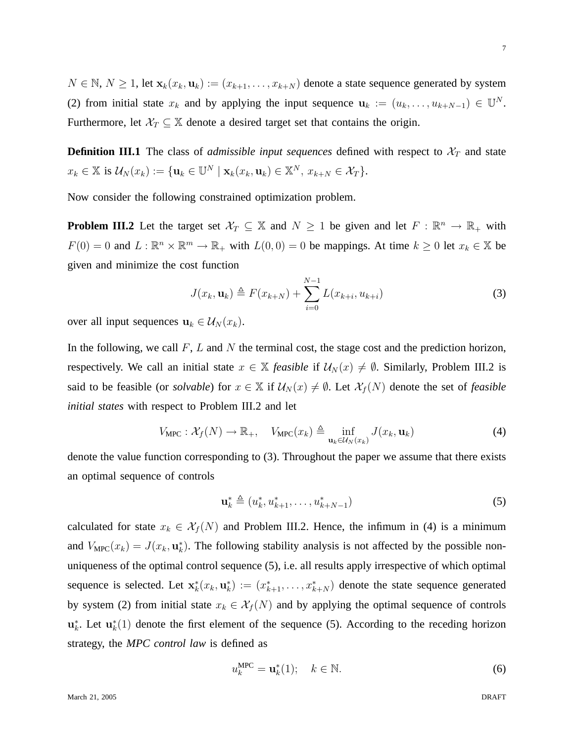$N \in \mathbb{N}$, $N \geq 1$, let $\mathbf{x}_k(x_k, \mathbf{u}_k) := (x_{k+1}, \ldots, x_{k+N})$ denote a state sequence generated by system (2) from initial state $x_k$ and by applying the input sequence $\mathbf{u}_k := (u_k, \ldots, u_{k+N-1}) \in \mathbb{U}^N$. Furthermore, let $\mathcal{X}_T \subseteq \mathbb{X}$ denote a desired target set that contains the origin.

**Definition III.1** The class of *admissible input sequences* defined with respect to $\mathcal{X}_T$ and state $x_k \in \mathbb{X}$ is $\mathcal{U}_N(x_k) := \{\mathbf{u}_k \in \mathbb{U}^N \mid \mathbf{x}_k(x_k, \mathbf{u}_k) \in \mathbb{X}^N, \; x_{k+N} \in \mathcal{X}_T\}$.

Now consider the following constrained optimization problem.

**Problem III.2** Let the target set $\mathcal{X}_T \subseteq \mathbb{X}$ and $N \geq 1$ be given and let $F : \mathbb{R}^n \to \mathbb{R}_+$ with $F(0) = 0$ and $L : \mathbb{R}^n \times \mathbb{R}^m \to \mathbb{R}_+$ with $L(0,0) = 0$ be mappings. At time $k \geq 0$ let $x_k \in \mathbb{X}$ be given and minimize the cost function

$$J(x_k, \mathbf{u}_k) \triangleq F(x_{k+N}) + \sum_{i=0}^{N-1} L(x_{k+i}, u_{k+i}) \tag{3}$$

over all input sequences $\mathbf{u}_k \in \mathcal{U}_N(x_k)$.

In the following, we call $F$, $L$ and $N$ the terminal cost, the stage cost and the prediction horizon, respectively. We call an initial state $x \in \mathbb{X}$ *feasible* if $\mathcal{U}_N(x) \neq \emptyset$. Similarly, Problem III.2 is said to be feasible (or *solvable*) for $x \in \mathbb{X}$ if $\mathcal{U}_N(x) \neq \emptyset$. Let $\mathcal{X}_f(N)$ denote the set of *feasible initial states* with respect to Problem III.2 and let

$$V_{\text{MPC}} : \mathcal{X}_f(N) \to \mathbb{R}_+, \quad V_{\text{MPC}}(x_k) \triangleq \inf_{\mathbf{u}_k \in \mathcal{U}_N(x_k)} J(x_k, \mathbf{u}_k) \tag{4}$$

denote the value function corresponding to (3). Throughout the paper we assume that there exists an optimal sequence of controls

$$\mathbf{u}_k^* \triangleq (u_k^*, u_{k+1}^*, \ldots, u_{k+N-1}^*) \tag{5}$$

calculated for state $x_k \in \mathcal{X}_f(N)$ and Problem III.2. Hence, the infimum in (4) is a minimum and $V_{\text{MPC}}(x_k) = J(x_k, \mathbf{u}_k^*)$. The following stability analysis is not affected by the possible non-uniqueness of the optimal control sequence (5), i.e. all results apply irrespective of which optimal sequence is selected. Let $\mathbf{x}_k^*(x_k, \mathbf{u}_k^*) := (x_{k+1}^*, \ldots, x_{k+N}^*)$ denote the state sequence generated by system (2) from initial state $x_k \in \mathcal{X}_f(N)$ and by applying the optimal sequence of controls $\mathbf{u}_k^*$. Let $\mathbf{u}_k^*(1)$ denote the first element of the sequence (5). According to the receding horizon strategy, the *MPC control law* is defined as

$$u_k^{\text{MPC}} = \mathbf{u}_k^*(1); \quad k \in \mathbb{N}. \tag{6}$$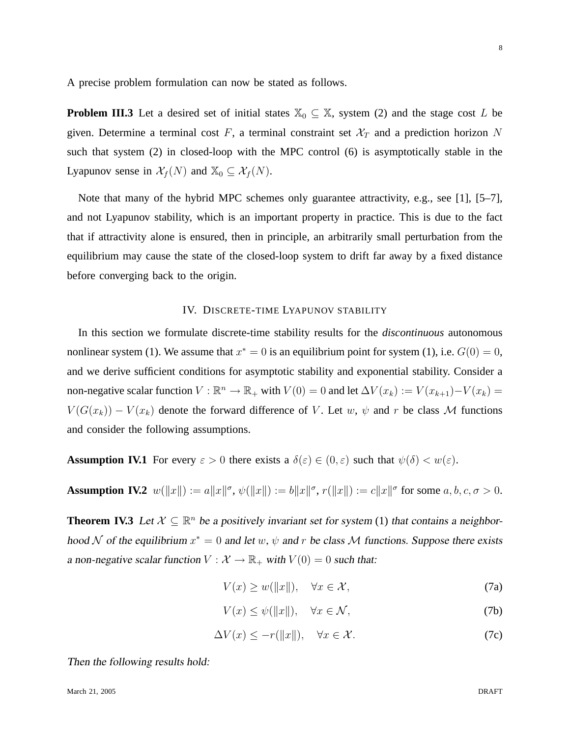A precise problem formulation can now be stated as follows.

**Problem III.3** Let a desired set of initial states $\mathbb{X}_0 \subseteq \mathbb{X}$, system (2) and the stage cost $L$ be given. Determine a terminal cost $F$, a terminal constraint set $\mathcal{X}_T$ and a prediction horizon $N$ such that system (2) in closed-loop with the MPC control (6) is asymptotically stable in the Lyapunov sense in $\mathcal{X}_f(N)$ and $\mathbb{X}_0 \subseteq \mathcal{X}_f(N)$.

Note that many of the hybrid MPC schemes only guarantee attractivity, e.g., see [1], [5–7], and not Lyapunov stability, which is an important property in practice. This is due to the fact that if attractivity alone is ensured, then in principle, an arbitrarily small perturbation from the equilibrium may cause the state of the closed-loop system to drift far away by a fixed distance before converging back to the origin.

## IV. Discrete-time Lyapunov stability

In this section we formulate discrete-time stability results for the *discontinuous* autonomous nonlinear system (1). We assume that $x^* = 0$ is an equilibrium point for system (1), i.e. $G(0) = 0$, and we derive sufficient conditions for asymptotic stability and exponential stability. Consider a non-negative scalar function $V : \mathbb{R}^n \to \mathbb{R}_+$ with $V(0) = 0$ and let $\Delta V(x_k) := V(x_{k+1}) - V(x_k) = V(G(x_k)) - V(x_k)$ denote the forward difference of $V$. Let $w$, $\psi$ and $r$ be class $\mathcal{M}$ functions and consider the following assumptions.

**Assumption IV.1** For every $\varepsilon > 0$ there exists a $\delta(\varepsilon) \in (0, \varepsilon)$ such that $\psi(\delta) < w(\varepsilon)$.

**Assumption IV.2** $w(\|x\|) := a\|x\|^\sigma$, $\psi(\|x\|) := b\|x\|^\sigma$, $r(\|x\|) := c\|x\|^\sigma$ for some $a, b, c, \sigma > 0$.

**Theorem IV.3** *Let $\mathcal{X} \subseteq \mathbb{R}^n$ be a positively invariant set for system (1) that contains a neighborhood $\mathcal{N}$ of the equilibrium $x^* = 0$ and let $w$, $\psi$ and $r$ be class $\mathcal{M}$ functions. Suppose there exists a non-negative scalar function $V : \mathcal{X} \to \mathbb{R}_+$ with $V(0) = 0$ such that:*

$$V(x) \geq w(\|x\|), \quad \forall x \in \mathcal{X}, \tag{7a}$$

$$V(x) \leq \psi(\|x\|), \quad \forall x \in \mathcal{N}, \tag{7b}$$

$$\Delta V(x) \leq -r(\|x\|), \quad \forall x \in \mathcal{X}. \tag{7c}$$

*Then the following results hold:*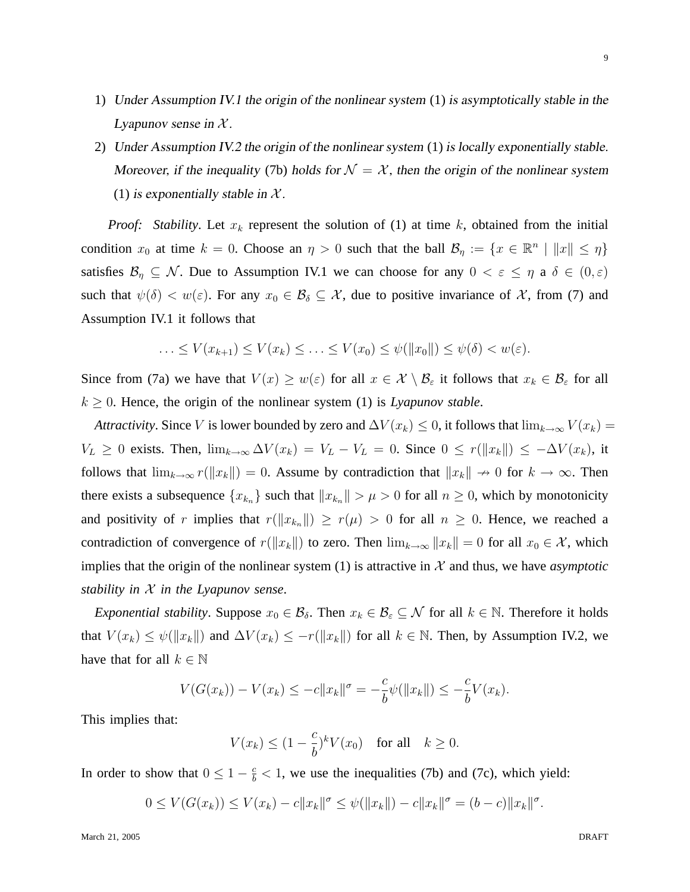1) *Under Assumption IV.1 the origin of the nonlinear system* (1) *is asymptotically stable in the Lyapunov sense in* $\mathcal{X}$.
2) *Under Assumption IV.2 the origin of the nonlinear system* (1) *is locally exponentially stable. Moreover, if the inequality* (7b) *holds for* $\mathcal{N} = \mathcal{X}$, *then the origin of the nonlinear system* (1) *is exponentially stable in* $\mathcal{X}$.

*Proof: Stability*. Let $x_k$ represent the solution of (1) at time $k$, obtained from the initial condition $x_0$ at time $k = 0$. Choose an $\eta > 0$ such that the ball $\mathcal{B}_\eta := \{x \in \mathbb{R}^n \mid \|x\| \leq \eta\}$ satisfies $\mathcal{B}_\eta \subseteq \mathcal{N}$. Due to Assumption IV.1 we can choose for any $0 < \varepsilon \leq \eta$ a $\delta \in (0, \varepsilon)$ such that $\psi(\delta) < w(\varepsilon)$. For any $x_0 \in \mathcal{B}_\delta \subseteq \mathcal{X}$, due to positive invariance of $\mathcal{X}$, from (7) and Assumption IV.1 it follows that

$$\ldots \leq V(x_{k+1}) \leq V(x_k) \leq \ldots \leq V(x_0) \leq \psi(\|x_0\|) \leq \psi(\delta) < w(\varepsilon).$$

Since from (7a) we have that $V(x) \geq w(\varepsilon)$ for all $x \in \mathcal{X} \setminus \mathcal{B}_\varepsilon$ it follows that $x_k \in \mathcal{B}_\varepsilon$ for all $k \geq 0$. Hence, the origin of the nonlinear system (1) is *Lyapunov stable*.

*Attractivity*. Since $V$ is lower bounded by zero and $\Delta V(x_k) \leq 0$, it follows that $\lim_{k\to\infty} V(x_k) = V_L \geq 0$ exists. Then, $\lim_{k\to\infty} \Delta V(x_k) = V_L - V_L = 0$. Since $0 \leq r(\|x_k\|) \leq -\Delta V(x_k)$, it follows that $\lim_{k\to\infty} r(\|x_k\|) = 0$. Assume by contradiction that $\|x_k\| \nrightarrow 0$ for $k \to \infty$. Then there exists a subsequence $\{x_{k_n}\}$ such that $\|x_{k_n}\| > \mu > 0$ for all $n \geq 0$, which by monotonicity and positivity of $r$ implies that $r(\|x_{k_n}\|) \geq r(\mu) > 0$ for all $n \geq 0$. Hence, we reached a contradiction of convergence of $r(\|x_k\|)$ to zero. Then $\lim_{k\to\infty} \|x_k\| = 0$ for all $x_0 \in \mathcal{X}$, which implies that the origin of the nonlinear system (1) is attractive in $\mathcal{X}$ and thus, we have *asymptotic stability in* $\mathcal{X}$ *in the Lyapunov sense*.

*Exponential stability*. Suppose $x_0 \in \mathcal{B}_\delta$. Then $x_k \in \mathcal{B}_\varepsilon \subseteq \mathcal{N}$ for all $k \in \mathbb{N}$. Therefore it holds that $V(x_k) \leq \psi(\|x_k\|)$ and $\Delta V(x_k) \leq -r(\|x_k\|)$ for all $k \in \mathbb{N}$. Then, by Assumption IV.2, we have that for all $k \in \mathbb{N}$

$$V(G(x_k)) - V(x_k) \leq -c\|x_k\|^\sigma = -\frac{c}{b}\psi(\|x_k\|) \leq -\frac{c}{b}V(x_k).$$

This implies that:

$$V(x_k) \leq (1 - \frac{c}{b})^k V(x_0) \quad \text{for all} \quad k \geq 0.$$

In order to show that $0 \leq 1 - \frac{c}{b} < 1$, we use the inequalities (7b) and (7c), which yield:

$$0 \leq V(G(x_k)) \leq V(x_k) - c\|x_k\|^\sigma \leq \psi(\|x_k\|) - c\|x_k\|^\sigma = (b - c)\|x_k\|^\sigma.$$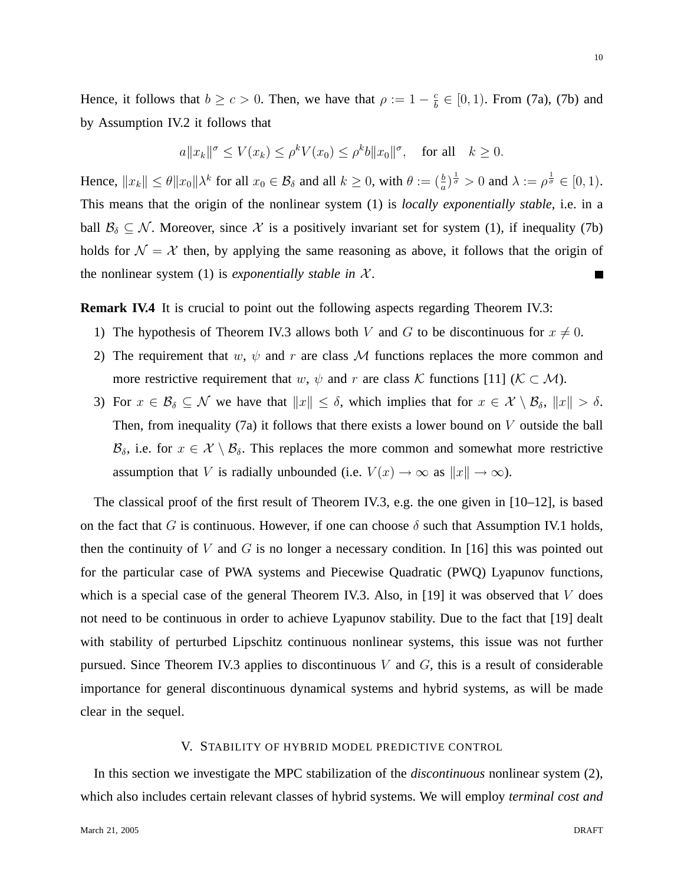Hence, it follows that $b \geq c > 0$. Then, we have that $\rho := 1 - \frac{c}{b} \in [0, 1)$. From (7a), (7b) and by Assumption IV.2 it follows that

$$a\|x_k\|^\sigma \leq V(x_k) \leq \rho^k V(x_0) \leq \rho^k b \|x_0\|^\sigma, \quad \text{for all} \quad k \geq 0.$$

Hence, $\|x_k\| \leq \theta \|x_0\| \lambda^k$ for all $x_0 \in \mathcal{B}_\delta$ and all $k \geq 0$, with $\theta := (\frac{b}{a})^{\frac{1}{\sigma}} > 0$ and $\lambda := \rho^{\frac{1}{\sigma}} \in [0, 1)$. This means that the origin of the nonlinear system (1) is *locally exponentially stable*, i.e. in a ball $\mathcal{B}_\delta \subseteq \mathcal{N}$. Moreover, since $\mathcal{X}$ is a positively invariant set for system (1), if inequality (7b) holds for $\mathcal{N} = \mathcal{X}$ then, by applying the same reasoning as above, it follows that the origin of the nonlinear system (1) is *exponentially stable in* $\mathcal{X}$. ∎

**Remark IV.4** It is crucial to point out the following aspects regarding Theorem IV.3:

1) The hypothesis of Theorem IV.3 allows both $V$ and $G$ to be discontinuous for $x \neq 0$.
2) The requirement that $w$, $\psi$ and $r$ are class $\mathcal{M}$ functions replaces the more common and more restrictive requirement that $w$, $\psi$ and $r$ are class $\mathcal{K}$ functions [11] ($\mathcal{K} \subset \mathcal{M}$).
3) For $x \in \mathcal{B}_\delta \subseteq \mathcal{N}$ we have that $\|x\| \leq \delta$, which implies that for $x \in \mathcal{X} \setminus \mathcal{B}_\delta$, $\|x\| > \delta$. Then, from inequality (7a) it follows that there exists a lower bound on $V$ outside the ball $\mathcal{B}_\delta$, i.e. for $x \in \mathcal{X} \setminus \mathcal{B}_\delta$. This replaces the more common and somewhat more restrictive assumption that $V$ is radially unbounded (i.e. $V(x) \to \infty$ as $\|x\| \to \infty$).

The classical proof of the first result of Theorem IV.3, e.g. the one given in [10–12], is based on the fact that $G$ is continuous. However, if one can choose $\delta$ such that Assumption IV.1 holds, then the continuity of $V$ and $G$ is no longer a necessary condition. In [16] this was pointed out for the particular case of PWA systems and Piecewise Quadratic (PWQ) Lyapunov functions, which is a special case of the general Theorem IV.3. Also, in [19] it was observed that $V$ does not need to be continuous in order to achieve Lyapunov stability. Due to the fact that [19] dealt with stability of perturbed Lipschitz continuous nonlinear systems, this issue was not further pursued. Since Theorem IV.3 applies to discontinuous $V$ and $G$, this is a result of considerable importance for general discontinuous dynamical systems and hybrid systems, as will be made clear in the sequel.

## V. Stability of Hybrid Model Predictive Control

In this section we investigate the MPC stabilization of the *discontinuous* nonlinear system (2), which also includes certain relevant classes of hybrid systems. We will employ *terminal cost and*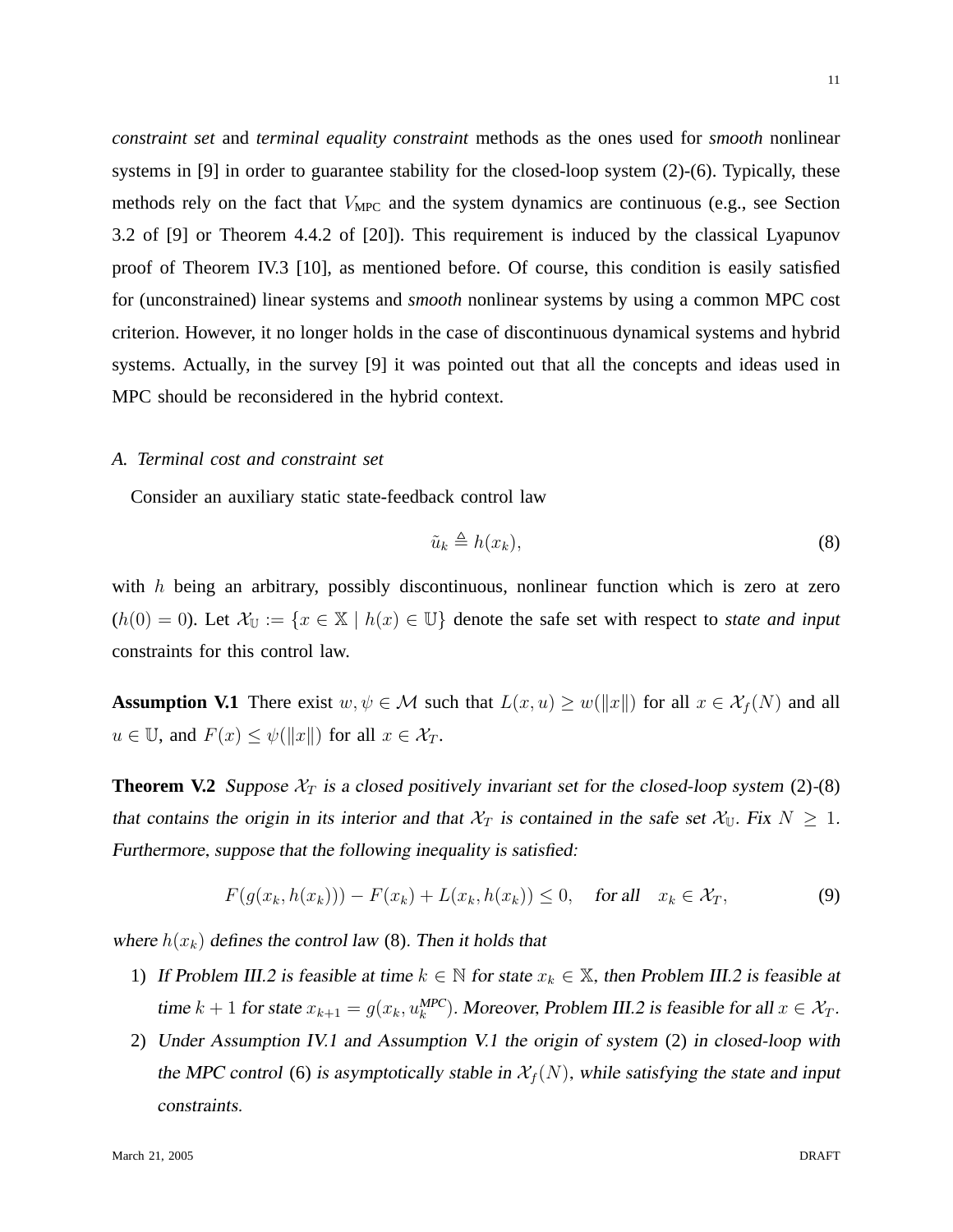*constraint set* and *terminal equality constraint* methods as the ones used for *smooth* nonlinear systems in [9] in order to guarantee stability for the closed-loop system (2)-(6). Typically, these methods rely on the fact that $V_{\text{MPC}}$ and the system dynamics are continuous (e.g., see Section 3.2 of [9] or Theorem 4.4.2 of [20]). This requirement is induced by the classical Lyapunov proof of Theorem IV.3 [10], as mentioned before. Of course, this condition is easily satisfied for (unconstrained) linear systems and *smooth* nonlinear systems by using a common MPC cost criterion. However, it no longer holds in the case of discontinuous dynamical systems and hybrid systems. Actually, in the survey [9] it was pointed out that all the concepts and ideas used in MPC should be reconsidered in the hybrid context.

### A. Terminal cost and constraint set

Consider an auxiliary static state-feedback control law

$$\tilde{u}_k \triangleq h(x_k), \tag{8}$$

with $h$ being an arbitrary, possibly discontinuous, nonlinear function which is zero at zero ($h(0) = 0$). Let $\mathcal{X}_{\mathbb{U}} := \{x \in \mathbb{X} \mid h(x) \in \mathbb{U}\}$ denote the safe set with respect to *state and input* constraints for this control law.

**Assumption V.1** There exist $w, \psi \in \mathcal{M}$ such that $L(x,u) \geq w(\|x\|)$ for all $x \in \mathcal{X}_f(N)$ and all $u \in \mathbb{U}$, and $F(x) \leq \psi(\|x\|)$ for all $x \in \mathcal{X}_T$.

**Theorem V.2** *Suppose $\mathcal{X}_T$ is a closed positively invariant set for the closed-loop system (2)-(8) that contains the origin in its interior and that $\mathcal{X}_T$ is contained in the safe set $\mathcal{X}_{\mathbb{U}}$. Fix $N \geq 1$. Furthermore, suppose that the following inequality is satisfied:*

$$F(g(x_k, h(x_k))) - F(x_k) + L(x_k, h(x_k)) \leq 0, \quad \text{for all} \quad x_k \in \mathcal{X}_T, \tag{9}$$

*where $h(x_k)$ defines the control law (8). Then it holds that*

1) *If Problem III.2 is feasible at time $k \in \mathbb{N}$ for state $x_k \in \mathbb{X}$, then Problem III.2 is feasible at time $k+1$ for state $x_{k+1} = g(x_k, u_k^{MPC})$. Moreover, Problem III.2 is feasible for all $x \in \mathcal{X}_T$.*
2) *Under Assumption IV.1 and Assumption V.1 the origin of system (2) in closed-loop with the MPC control (6) is asymptotically stable in $\mathcal{X}_f(N)$, while satisfying the state and input constraints.*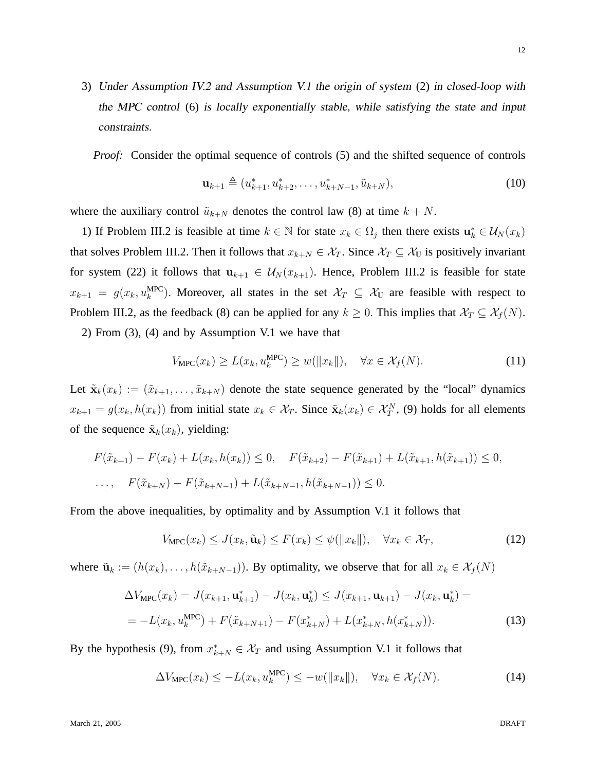3) *Under Assumption IV.2 and Assumption V.1 the origin of system* (2) *in closed-loop with the MPC control* (6) *is locally exponentially stable, while satisfying the state and input constraints.*

*Proof:* Consider the optimal sequence of controls (5) and the shifted sequence of controls

$$\mathbf{u}_{k+1} \triangleq (u^*_{k+1}, u^*_{k+2}, \ldots, u^*_{k+N-1}, \tilde{u}_{k+N}), \tag{10}$$

where the auxiliary control $\tilde{u}_{k+N}$ denotes the control law (8) at time $k+N$.

1) If Problem III.2 is feasible at time $k \in \mathbb{N}$ for state $x_k \in \Omega_j$ then there exists $\mathbf{u}^*_k \in \mathcal{U}_N(x_k)$ that solves Problem III.2. Then it follows that $x_{k+N} \in \mathcal{X}_T$. Since $\mathcal{X}_T \subseteq \mathcal{X}_{\mathbb{U}}$ is positively invariant for system (22) it follows that $\mathbf{u}_{k+1} \in \mathcal{U}_N(x_{k+1})$. Hence, Problem III.2 is feasible for state $x_{k+1} = g(x_k, u^{\text{MPC}}_k)$. Moreover, all states in the set $\mathcal{X}_T \subseteq \mathcal{X}_{\mathbb{U}}$ are feasible with respect to Problem III.2, as the feedback (8) can be applied for any $k \geq 0$. This implies that $\mathcal{X}_T \subseteq \mathcal{X}_f(N)$.

2) From (3), (4) and by Assumption V.1 we have that

$$V_{\text{MPC}}(x_k) \geq L(x_k, u^{\text{MPC}}_k) \geq w(\|x_k\|), \quad \forall x \in \mathcal{X}_f(N). \tag{11}$$

Let $\tilde{\mathbf{x}}_k(x_k) := (\tilde{x}_{k+1}, \ldots, \tilde{x}_{k+N})$ denote the state sequence generated by the "local" dynamics $x_{k+1} = g(x_k, h(x_k))$ from initial state $x_k \in \mathcal{X}_T$. Since $\tilde{\mathbf{x}}_k(x_k) \in \mathcal{X}_T^N$, (9) holds for all elements of the sequence $\tilde{\mathbf{x}}_k(x_k)$, yielding:

$$F(\tilde{x}_{k+1}) - F(x_k) + L(x_k, h(x_k)) \leq 0, \quad F(\tilde{x}_{k+2}) - F(\tilde{x}_{k+1}) + L(\tilde{x}_{k+1}, h(\tilde{x}_{k+1})) \leq 0,$$

$$\ldots, \quad F(\tilde{x}_{k+N}) - F(\tilde{x}_{k+N-1}) + L(\tilde{x}_{k+N-1}, h(\tilde{x}_{k+N-1})) \leq 0.$$

From the above inequalities, by optimality and by Assumption V.1 it follows that

$$V_{\text{MPC}}(x_k) \leq J(x_k, \tilde{\mathbf{u}}_k) \leq F(x_k) \leq \psi(\|x_k\|), \quad \forall x_k \in \mathcal{X}_T, \tag{12}$$

where $\tilde{\mathbf{u}}_k := (h(x_k), \ldots, h(\tilde{x}_{k+N-1}))$. By optimality, we observe that for all $x_k \in \mathcal{X}_f(N)$

$$\begin{aligned}\Delta V_{\text{MPC}}(x_k) &= J(x_{k+1}, \mathbf{u}^*_{k+1}) - J(x_k, \mathbf{u}^*_k) \leq J(x_{k+1}, \mathbf{u}_{k+1}) - J(x_k, \mathbf{u}^*_k) = \\ &= -L(x_k, u^{\text{MPC}}_k) + F(\tilde{x}_{k+N+1}) - F(x^*_{k+N}) + L(x^*_{k+N}, h(x^*_{k+N})).\end{aligned} \tag{13}$$

By the hypothesis (9), from $x^*_{k+N} \in \mathcal{X}_T$ and using Assumption V.1 it follows that

$$\Delta V_{\text{MPC}}(x_k) \leq -L(x_k, u^{\text{MPC}}_k) \leq -w(\|x_k\|), \quad \forall x_k \in \mathcal{X}_f(N). \tag{14}$$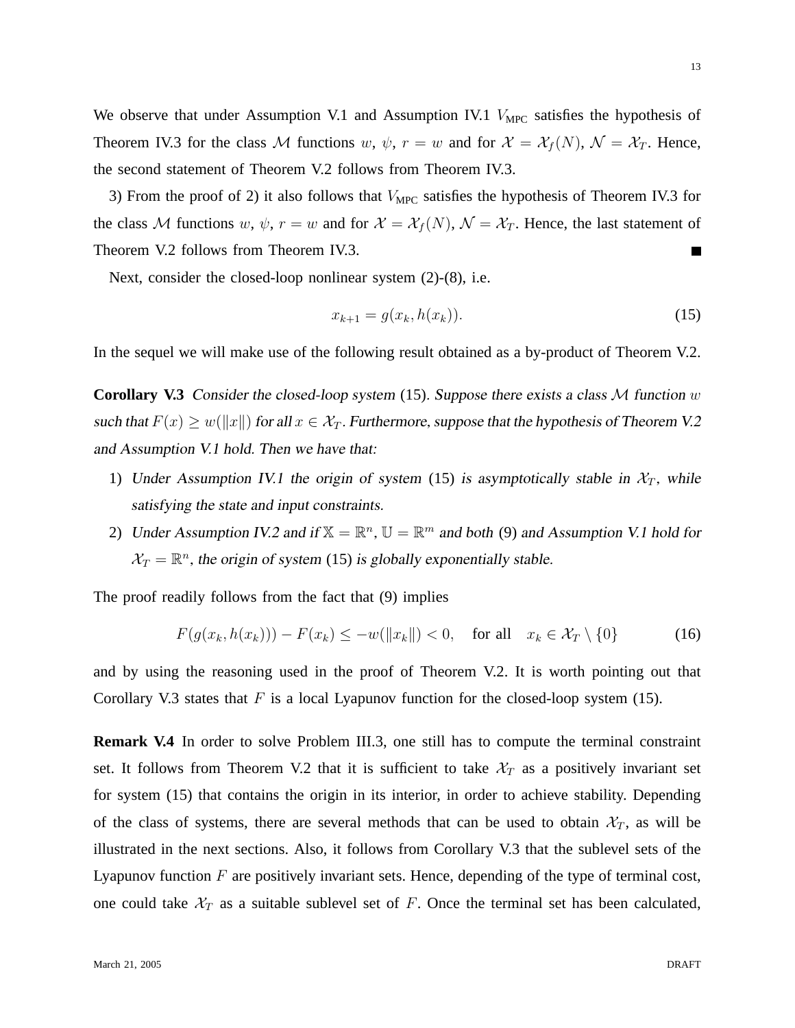We observe that under Assumption V.1 and Assumption IV.1 $V_{\text{MPC}}$ satisfies the hypothesis of Theorem IV.3 for the class $\mathcal{M}$ functions $w$, $\psi$, $r = w$ and for $\mathcal{X} = \mathcal{X}_f(N)$, $\mathcal{N} = \mathcal{X}_T$. Hence, the second statement of Theorem V.2 follows from Theorem IV.3.

3) From the proof of 2) it also follows that $V_{\text{MPC}}$ satisfies the hypothesis of Theorem IV.3 for the class $\mathcal{M}$ functions $w$, $\psi$, $r = w$ and for $\mathcal{X} = \mathcal{X}_f(N)$, $\mathcal{N} = \mathcal{X}_T$. Hence, the last statement of Theorem V.2 follows from Theorem IV.3. ∎

Next, consider the closed-loop nonlinear system (2)-(8), i.e.

$$x_{k+1} = g(x_k, h(x_k)). \tag{15}$$

In the sequel we will make use of the following result obtained as a by-product of Theorem V.2.

**Corollary V.3** *Consider the closed-loop system* (15). *Suppose there exists a class $\mathcal{M}$ function $w$ such that $F(x) \geq w(\|x\|)$ for all $x \in \mathcal{X}_T$. Furthermore, suppose that the hypothesis of Theorem V.2 and Assumption V.1 hold. Then we have that:*

1) *Under Assumption IV.1 the origin of system* (15) *is asymptotically stable in $\mathcal{X}_T$, while satisfying the state and input constraints.*
2) *Under Assumption IV.2 and if $\mathbb{X} = \mathbb{R}^n$, $\mathbb{U} = \mathbb{R}^m$ and both* (9) *and Assumption V.1 hold for $\mathcal{X}_T = \mathbb{R}^n$, the origin of system* (15) *is globally exponentially stable.*

The proof readily follows from the fact that (9) implies

$$F(g(x_k, h(x_k))) - F(x_k) \leq -w(\|x_k\|) < 0, \quad \text{for all} \quad x_k \in \mathcal{X}_T \setminus \{0\} \tag{16}$$

and by using the reasoning used in the proof of Theorem V.2. It is worth pointing out that Corollary V.3 states that $F$ is a local Lyapunov function for the closed-loop system (15).

**Remark V.4** In order to solve Problem III.3, one still has to compute the terminal constraint set. It follows from Theorem V.2 that it is sufficient to take $\mathcal{X}_T$ as a positively invariant set for system (15) that contains the origin in its interior, in order to achieve stability. Depending of the class of systems, there are several methods that can be used to obtain $\mathcal{X}_T$, as will be illustrated in the next sections. Also, it follows from Corollary V.3 that the sublevel sets of the Lyapunov function $F$ are positively invariant sets. Hence, depending of the type of terminal cost, one could take $\mathcal{X}_T$ as a suitable sublevel set of $F$. Once the terminal set has been calculated,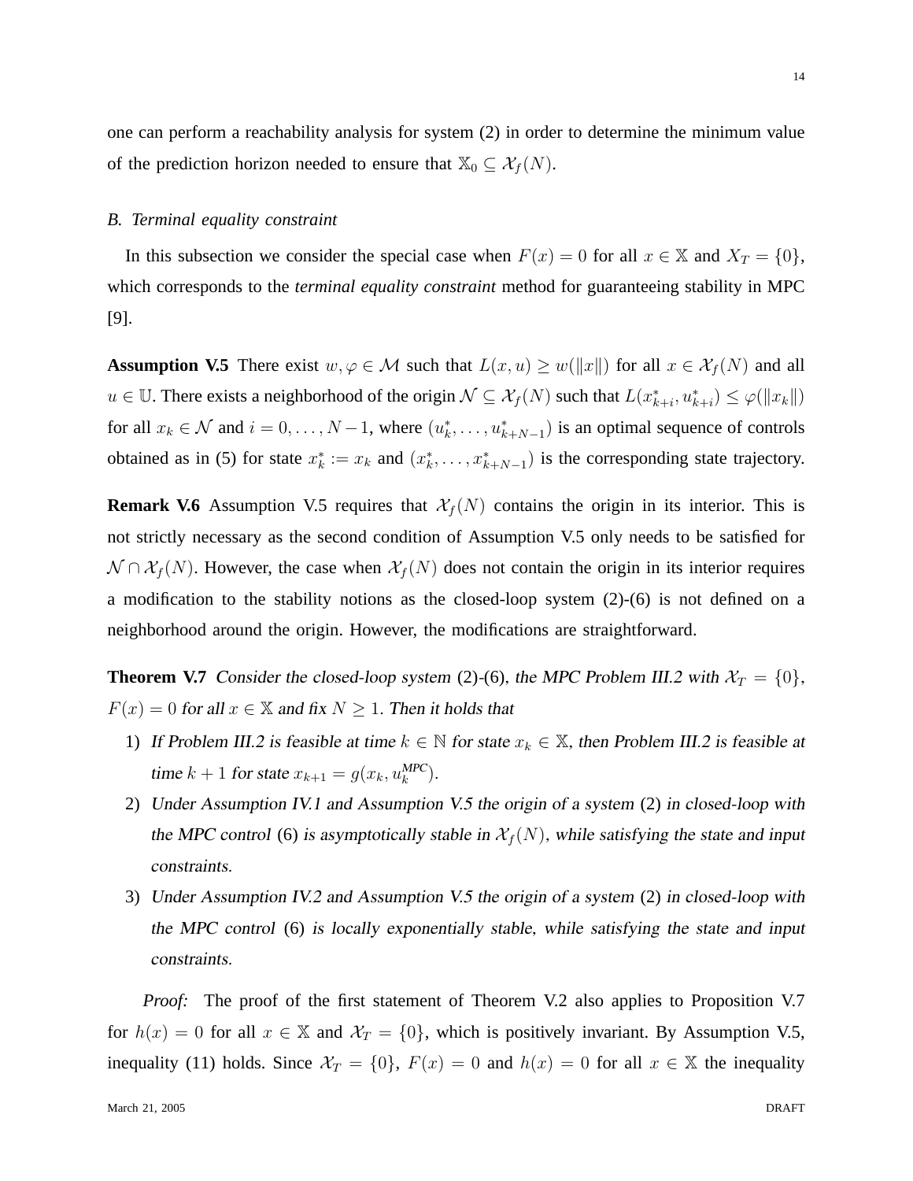one can perform a reachability analysis for system (2) in order to determine the minimum value of the prediction horizon needed to ensure that $\mathbb{X}_0 \subseteq \mathcal{X}_f(N)$.

### *B. Terminal equality constraint*

In this subsection we consider the special case when $F(x) = 0$ for all $x \in \mathbb{X}$ and $X_T = \{0\}$, which corresponds to the *terminal equality constraint* method for guaranteeing stability in MPC [9].

**Assumption V.5** There exist $w, \varphi \in \mathcal{M}$ such that $L(x, u) \geq w(\|x\|)$ for all $x \in \mathcal{X}_f(N)$ and all $u \in \mathbb{U}$. There exists a neighborhood of the origin $\mathcal{N} \subseteq \mathcal{X}_f(N)$ such that $L(x^*_{k+i}, u^*_{k+i}) \leq \varphi(\|x_k\|)$ for all $x_k \in \mathcal{N}$ and $i = 0, \ldots, N-1$, where $(u^*_k, \ldots, u^*_{k+N-1})$ is an optimal sequence of controls obtained as in (5) for state $x^*_k := x_k$ and $(x^*_k, \ldots, x^*_{k+N-1})$ is the corresponding state trajectory.

**Remark V.6** Assumption V.5 requires that $\mathcal{X}_f(N)$ contains the origin in its interior. This is not strictly necessary as the second condition of Assumption V.5 only needs to be satisfied for $\mathcal{N} \cap \mathcal{X}_f(N)$. However, the case when $\mathcal{X}_f(N)$ does not contain the origin in its interior requires a modification to the stability notions as the closed-loop system (2)-(6) is not defined on a neighborhood around the origin. However, the modifications are straightforward.

**Theorem V.7** *Consider the closed-loop system* (2)-(6)*, the MPC Problem III.2 with* $\mathcal{X}_T = \{0\}$*,* $F(x) = 0$ *for all* $x \in \mathbb{X}$ *and fix* $N \geq 1$*. Then it holds that*

1) *If Problem III.2 is feasible at time* $k \in \mathbb{N}$ *for state* $x_k \in \mathbb{X}$*, then Problem III.2 is feasible at time* $k+1$ *for state* $x_{k+1} = g(x_k, u^{MPC}_k)$*.*
2) *Under Assumption IV.1 and Assumption V.5 the origin of a system* (2) *in closed-loop with the MPC control* (6) *is asymptotically stable in* $\mathcal{X}_f(N)$*, while satisfying the state and input constraints.*
3) *Under Assumption IV.2 and Assumption V.5 the origin of a system* (2) *in closed-loop with the MPC control* (6) *is locally exponentially stable, while satisfying the state and input constraints.*

*Proof:* The proof of the first statement of Theorem V.2 also applies to Proposition V.7 for $h(x) = 0$ for all $x \in \mathbb{X}$ and $\mathcal{X}_T = \{0\}$, which is positively invariant. By Assumption V.5, inequality (11) holds. Since $\mathcal{X}_T = \{0\}$, $F(x) = 0$ and $h(x) = 0$ for all $x \in \mathbb{X}$ the inequality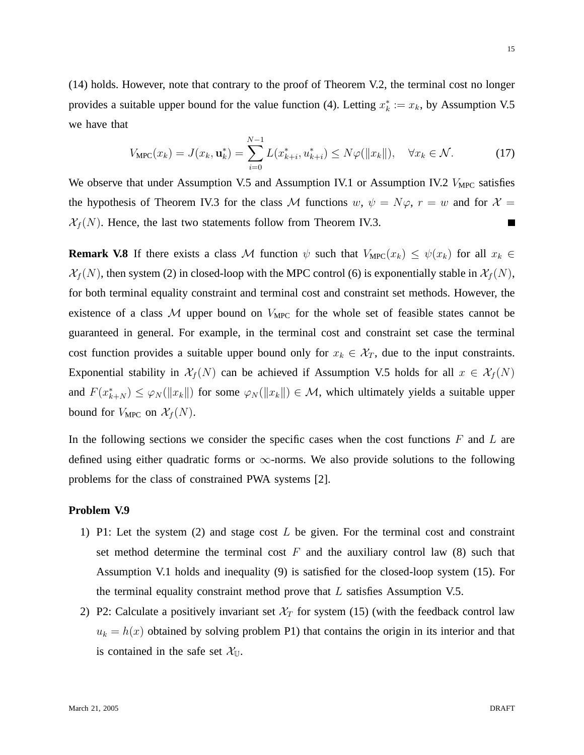(14) holds. However, note that contrary to the proof of Theorem V.2, the terminal cost no longer provides a suitable upper bound for the value function (4). Letting $x_k^* := x_k$, by Assumption V.5 we have that

$$V_{\text{MPC}}(x_k) = J(x_k, \mathbf{u}_k^*) = \sum_{i=0}^{N-1} L(x_{k+i}^*, u_{k+i}^*) \leq N\varphi(\|x_k\|), \quad \forall x_k \in \mathcal{N}. \tag{17}$$

We observe that under Assumption V.5 and Assumption IV.1 or Assumption IV.2 $V_{\text{MPC}}$ satisfies the hypothesis of Theorem IV.3 for the class $\mathcal{M}$ functions $w$, $\psi = N\varphi$, $r = w$ and for $\mathcal{X} = \mathcal{X}_f(N)$. Hence, the last two statements follow from Theorem IV.3. ∎

**Remark V.8** If there exists a class $\mathcal{M}$ function $\psi$ such that $V_{\text{MPC}}(x_k) \leq \psi(x_k)$ for all $x_k \in \mathcal{X}_f(N)$, then system (2) in closed-loop with the MPC control (6) is exponentially stable in $\mathcal{X}_f(N)$, for both terminal equality constraint and terminal cost and constraint set methods. However, the existence of a class $\mathcal{M}$ upper bound on $V_{\text{MPC}}$ for the whole set of feasible states cannot be guaranteed in general. For example, in the terminal cost and constraint set case the terminal cost function provides a suitable upper bound only for $x_k \in \mathcal{X}_T$, due to the input constraints. Exponential stability in $\mathcal{X}_f(N)$ can be achieved if Assumption V.5 holds for all $x \in \mathcal{X}_f(N)$ and $F(x_{k+N}^*) \leq \varphi_N(\|x_k\|)$ for some $\varphi_N(\|x_k\|) \in \mathcal{M}$, which ultimately yields a suitable upper bound for $V_{\text{MPC}}$ on $\mathcal{X}_f(N)$.

In the following sections we consider the specific cases when the cost functions $F$ and $L$ are defined using either quadratic forms or $\infty$-norms. We also provide solutions to the following problems for the class of constrained PWA systems [2].

**Problem V.9**

1) P1: Let the system (2) and stage cost $L$ be given. For the terminal cost and constraint set method determine the terminal cost $F$ and the auxiliary control law (8) such that Assumption V.1 holds and inequality (9) is satisfied for the closed-loop system (15). For the terminal equality constraint method prove that $L$ satisfies Assumption V.5.
2) P2: Calculate a positively invariant set $\mathcal{X}_T$ for system (15) (with the feedback control law $u_k = h(x)$ obtained by solving problem P1) that contains the origin in its interior and that is contained in the safe set $\mathcal{X}_{\mathbb{U}}$.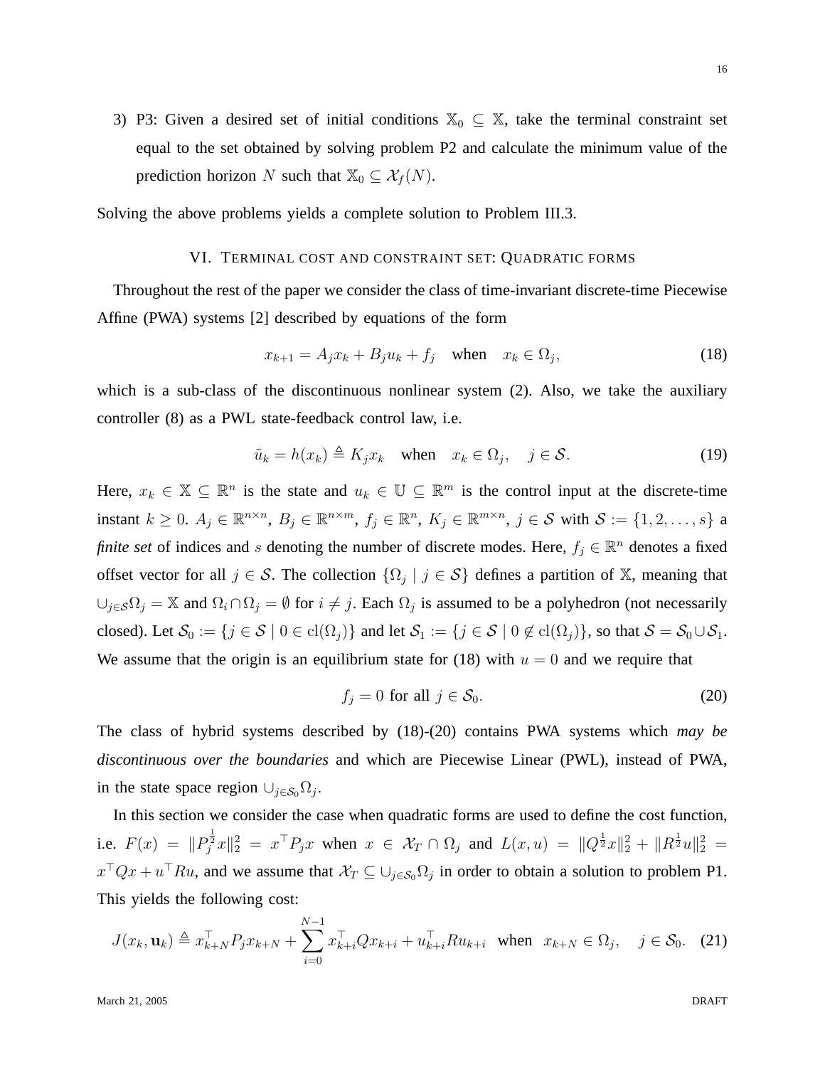3) P3: Given a desired set of initial conditions $\mathbb{X}_0 \subseteq \mathbb{X}$, take the terminal constraint set equal to the set obtained by solving problem P2 and calculate the minimum value of the prediction horizon $N$ such that $\mathbb{X}_0 \subseteq \mathcal{X}_f(N)$.

Solving the above problems yields a complete solution to Problem III.3.

## VI. Terminal cost and constraint set: Quadratic forms

Throughout the rest of the paper we consider the class of time-invariant discrete-time Piecewise Affine (PWA) systems [2] described by equations of the form

$$x_{k+1} = A_j x_k + B_j u_k + f_j \quad \text{when} \quad x_k \in \Omega_j, \tag{18}$$

which is a sub-class of the discontinuous nonlinear system (2). Also, we take the auxiliary controller (8) as a PWL state-feedback control law, i.e.

$$\tilde{u}_k = h(x_k) \triangleq K_j x_k \quad \text{when} \quad x_k \in \Omega_j, \quad j \in \mathcal{S}. \tag{19}$$

Here, $x_k \in \mathbb{X} \subseteq \mathbb{R}^n$ is the state and $u_k \in \mathbb{U} \subseteq \mathbb{R}^m$ is the control input at the discrete-time instant $k \geq 0$. $A_j \in \mathbb{R}^{n\times n}$, $B_j \in \mathbb{R}^{n\times m}$, $f_j \in \mathbb{R}^n$, $K_j \in \mathbb{R}^{m\times n}$, $j \in \mathcal{S}$ with $\mathcal{S} := \{1, 2, \ldots, s\}$ a *finite set* of indices and $s$ denoting the number of discrete modes. Here, $f_j \in \mathbb{R}^n$ denotes a fixed offset vector for all $j \in \mathcal{S}$. The collection $\{\Omega_j \mid j \in \mathcal{S}\}$ defines a partition of $\mathbb{X}$, meaning that $\cup_{j\in\mathcal{S}}\Omega_j = \mathbb{X}$ and $\Omega_i \cap \Omega_j = \emptyset$ for $i \neq j$. Each $\Omega_j$ is assumed to be a polyhedron (not necessarily closed). Let $\mathcal{S}_0 := \{j \in \mathcal{S} \mid 0 \in \text{cl}(\Omega_j)\}$ and let $\mathcal{S}_1 := \{j \in \mathcal{S} \mid 0 \notin \text{cl}(\Omega_j)\}$, so that $\mathcal{S} = \mathcal{S}_0 \cup \mathcal{S}_1$. We assume that the origin is an equilibrium state for (18) with $u = 0$ and we require that

$$f_j = 0 \text{ for all } j \in \mathcal{S}_0. \tag{20}$$

The class of hybrid systems described by (18)-(20) contains PWA systems which *may be discontinuous over the boundaries* and which are Piecewise Linear (PWL), instead of PWA, in the state space region $\cup_{j\in\mathcal{S}_0}\Omega_j$.

In this section we consider the case when quadratic forms are used to define the cost function, i.e. $F(x) = \|P_j^{\frac{1}{2}}x\|_2^2 = x^\top P_j x$ when $x \in \mathcal{X}_T \cap \Omega_j$ and $L(x,u) = \|Q^{\frac{1}{2}}x\|_2^2 + \|R^{\frac{1}{2}}u\|_2^2 = x^\top Q x + u^\top R u$, and we assume that $\mathcal{X}_T \subseteq \cup_{j\in\mathcal{S}_0}\Omega_j$ in order to obtain a solution to problem P1. This yields the following cost:

$$J(x_k, \mathbf{u}_k) \triangleq x_{k+N}^\top P_j x_{k+N} + \sum_{i=0}^{N-1} x_{k+i}^\top Q x_{k+i} + u_{k+i}^\top R u_{k+i} \quad \text{when} \quad x_{k+N} \in \Omega_j, \quad j \in \mathcal{S}_0. \tag{21}$$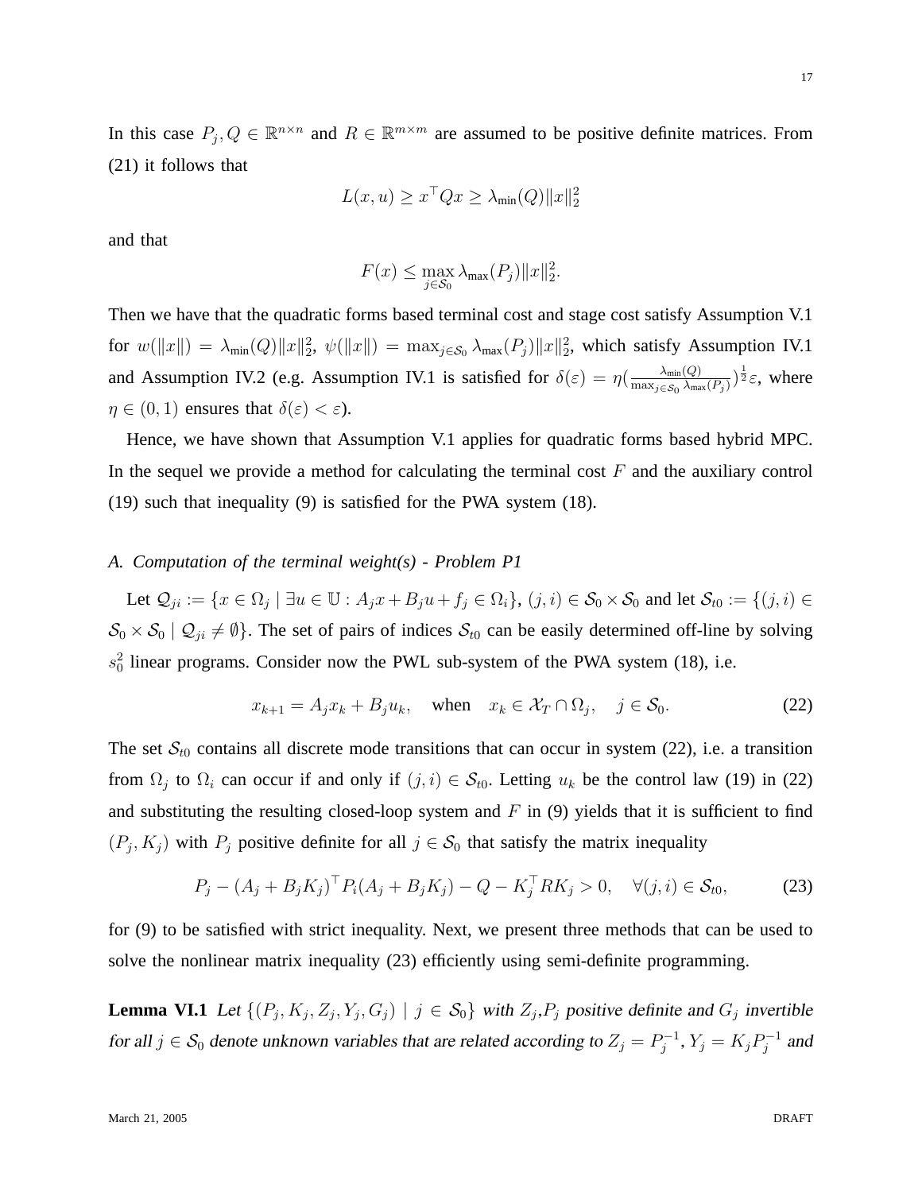In this case $P_j, Q \in \mathbb{R}^{n\times n}$ and $R \in \mathbb{R}^{m\times m}$ are assumed to be positive definite matrices. From (21) it follows that

$$L(x,u) \geq x^\top Q x \geq \lambda_{\min}(Q)\|x\|_2^2$$

and that

$$F(x) \leq \max_{j\in\mathcal{S}_0} \lambda_{\max}(P_j)\|x\|_2^2.$$

Then we have that the quadratic forms based terminal cost and stage cost satisfy Assumption V.1 for $w(\|x\|) = \lambda_{\min}(Q)\|x\|_2^2$, $\psi(\|x\|) = \max_{j\in\mathcal{S}_0} \lambda_{\max}(P_j)\|x\|_2^2$, which satisfy Assumption IV.1 and Assumption IV.2 (e.g. Assumption IV.1 is satisfied for $\delta(\varepsilon) = \eta(\frac{\lambda_{\min}(Q)}{\max_{j\in\mathcal{S}_0}\lambda_{\max}(P_j)})^{\frac{1}{2}}\varepsilon$, where $\eta \in (0,1)$ ensures that $\delta(\varepsilon) < \varepsilon$).

Hence, we have shown that Assumption V.1 applies for quadratic forms based hybrid MPC. In the sequel we provide a method for calculating the terminal cost $F$ and the auxiliary control (19) such that inequality (9) is satisfied for the PWA system (18).

### *A. Computation of the terminal weight(s) - Problem P1*

Let $\mathcal{Q}_{ji} := \{x \in \Omega_j \mid \exists u \in \mathbb{U} : A_j x + B_j u + f_j \in \Omega_i\}$, $(j,i) \in \mathcal{S}_0 \times \mathcal{S}_0$ and let $\mathcal{S}_{t0} := \{(j,i) \in \mathcal{S}_0 \times \mathcal{S}_0 \mid \mathcal{Q}_{ji} \neq \emptyset\}$. The set of pairs of indices $\mathcal{S}_{t0}$ can be easily determined off-line by solving $s_0^2$ linear programs. Consider now the PWL sub-system of the PWA system (18), i.e.

$$x_{k+1} = A_j x_k + B_j u_k, \quad \text{when} \quad x_k \in \mathcal{X}_T \cap \Omega_j, \quad j \in \mathcal{S}_0. \tag{22}$$

The set $\mathcal{S}_{t0}$ contains all discrete mode transitions that can occur in system (22), i.e. a transition from $\Omega_j$ to $\Omega_i$ can occur if and only if $(j,i) \in \mathcal{S}_{t0}$. Letting $u_k$ be the control law (19) in (22) and substituting the resulting closed-loop system and $F$ in (9) yields that it is sufficient to find $(P_j, K_j)$ with $P_j$ positive definite for all $j \in \mathcal{S}_0$ that satisfy the matrix inequality

$$P_j - (A_j + B_j K_j)^\top P_i (A_j + B_j K_j) - Q - K_j^\top R K_j > 0, \quad \forall (j,i) \in \mathcal{S}_{t0}, \tag{23}$$

for (9) to be satisfied with strict inequality. Next, we present three methods that can be used to solve the nonlinear matrix inequality (23) efficiently using semi-definite programming.

**Lemma VI.1** *Let $\{(P_j, K_j, Z_j, Y_j, G_j) \mid j \in \mathcal{S}_0\}$ with $Z_j$,$P_j$ positive definite and $G_j$ invertible for all $j \in \mathcal{S}_0$ denote unknown variables that are related according to $Z_j = P_j^{-1}$, $Y_j = K_j P_j^{-1}$ and*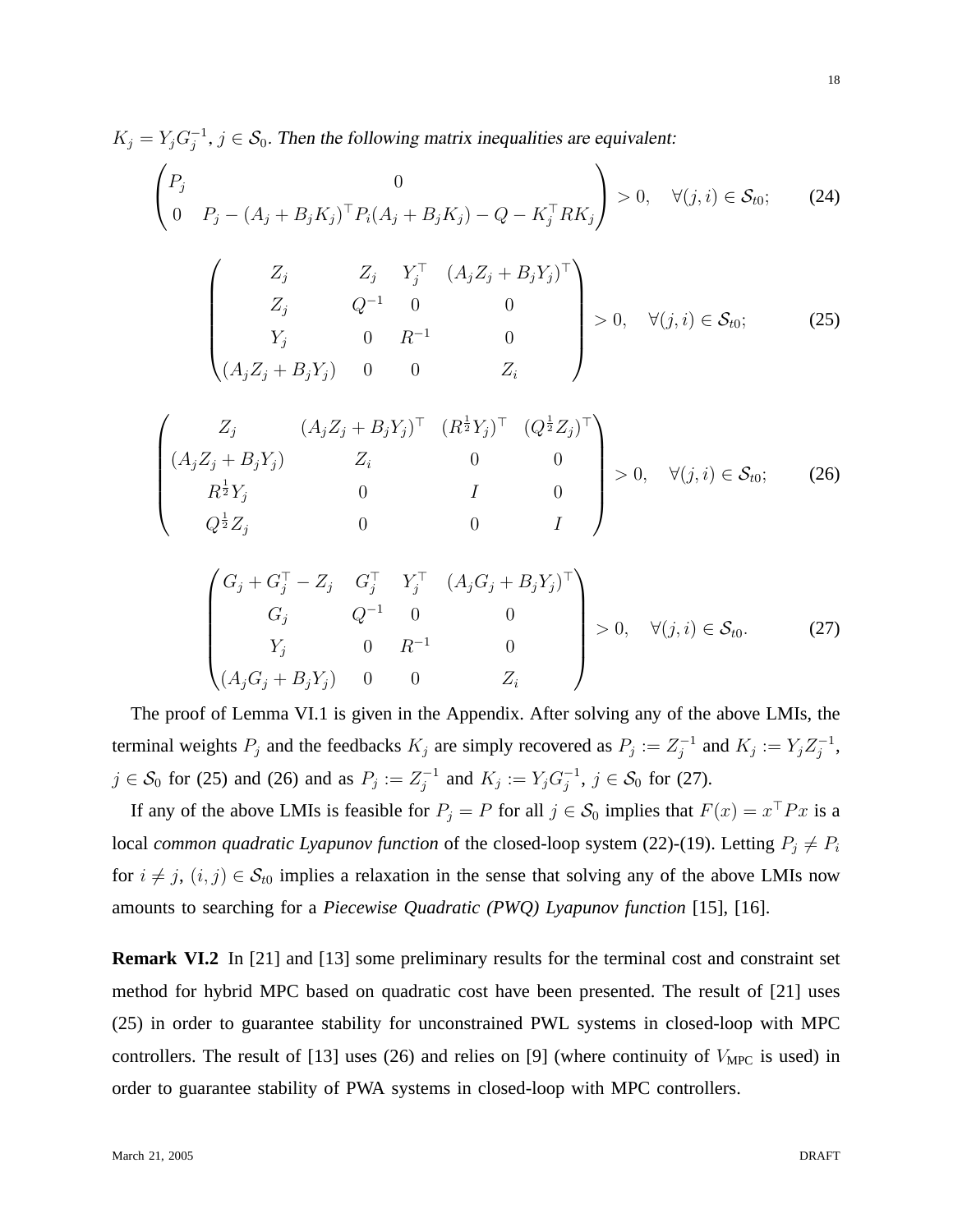$K_j = Y_j G_j^{-1}$, $j \in \mathcal{S}_0$. *Then the following matrix inequalities are equivalent:*

$$\begin{pmatrix} P_j & 0 \\ 0 & P_j - (A_j + B_j K_j)^\top P_i (A_j + B_j K_j) - Q - K_j^\top R K_j \end{pmatrix} > 0, \quad \forall (j,i) \in \mathcal{S}_{t0}; \tag{24}$$

$$\begin{pmatrix} Z_j & Z_j & Y_j^\top & (A_j Z_j + B_j Y_j)^\top \\ Z_j & Q^{-1} & 0 & 0 \\ Y_j & 0 & R^{-1} & 0 \\ (A_j Z_j + B_j Y_j) & 0 & 0 & Z_i \end{pmatrix} > 0, \quad \forall (j,i) \in \mathcal{S}_{t0}; \tag{25}$$

$$\begin{pmatrix} Z_j & (A_j Z_j + B_j Y_j)^\top & (R^{\frac{1}{2}} Y_j)^\top & (Q^{\frac{1}{2}} Z_j)^\top \\ (A_j Z_j + B_j Y_j) & Z_i & 0 & 0 \\ R^{\frac{1}{2}} Y_j & 0 & I & 0 \\ Q^{\frac{1}{2}} Z_j & 0 & 0 & I \end{pmatrix} > 0, \quad \forall (j,i) \in \mathcal{S}_{t0}; \tag{26}$$

$$\begin{pmatrix} G_j + G_j^\top - Z_j & G_j^\top & Y_j^\top & (A_j G_j + B_j Y_j)^\top \\ G_j & Q^{-1} & 0 & 0 \\ Y_j & 0 & R^{-1} & 0 \\ (A_j G_j + B_j Y_j) & 0 & 0 & Z_i \end{pmatrix} > 0, \quad \forall (j,i) \in \mathcal{S}_{t0}. \tag{27}$$

The proof of Lemma VI.1 is given in the Appendix. After solving any of the above LMIs, the terminal weights $P_j$ and the feedbacks $K_j$ are simply recovered as $P_j := Z_j^{-1}$ and $K_j := Y_j Z_j^{-1}$, $j \in \mathcal{S}_0$ for (25) and (26) and as $P_j := Z_j^{-1}$ and $K_j := Y_j G_j^{-1}$, $j \in \mathcal{S}_0$ for (27).

If any of the above LMIs is feasible for $P_j = P$ for all $j \in \mathcal{S}_0$ implies that $F(x) = x^\top P x$ is a local *common quadratic Lyapunov function* of the closed-loop system (22)-(19). Letting $P_j \neq P_i$ for $i \neq j$, $(i,j) \in \mathcal{S}_{t0}$ implies a relaxation in the sense that solving any of the above LMIs now amounts to searching for a *Piecewise Quadratic (PWQ) Lyapunov function* [15], [16].

**Remark VI.2** In [21] and [13] some preliminary results for the terminal cost and constraint set method for hybrid MPC based on quadratic cost have been presented. The result of [21] uses (25) in order to guarantee stability for unconstrained PWL systems in closed-loop with MPC controllers. The result of [13] uses (26) and relies on [9] (where continuity of $V_{\text{MPC}}$ is used) in order to guarantee stability of PWA systems in closed-loop with MPC controllers.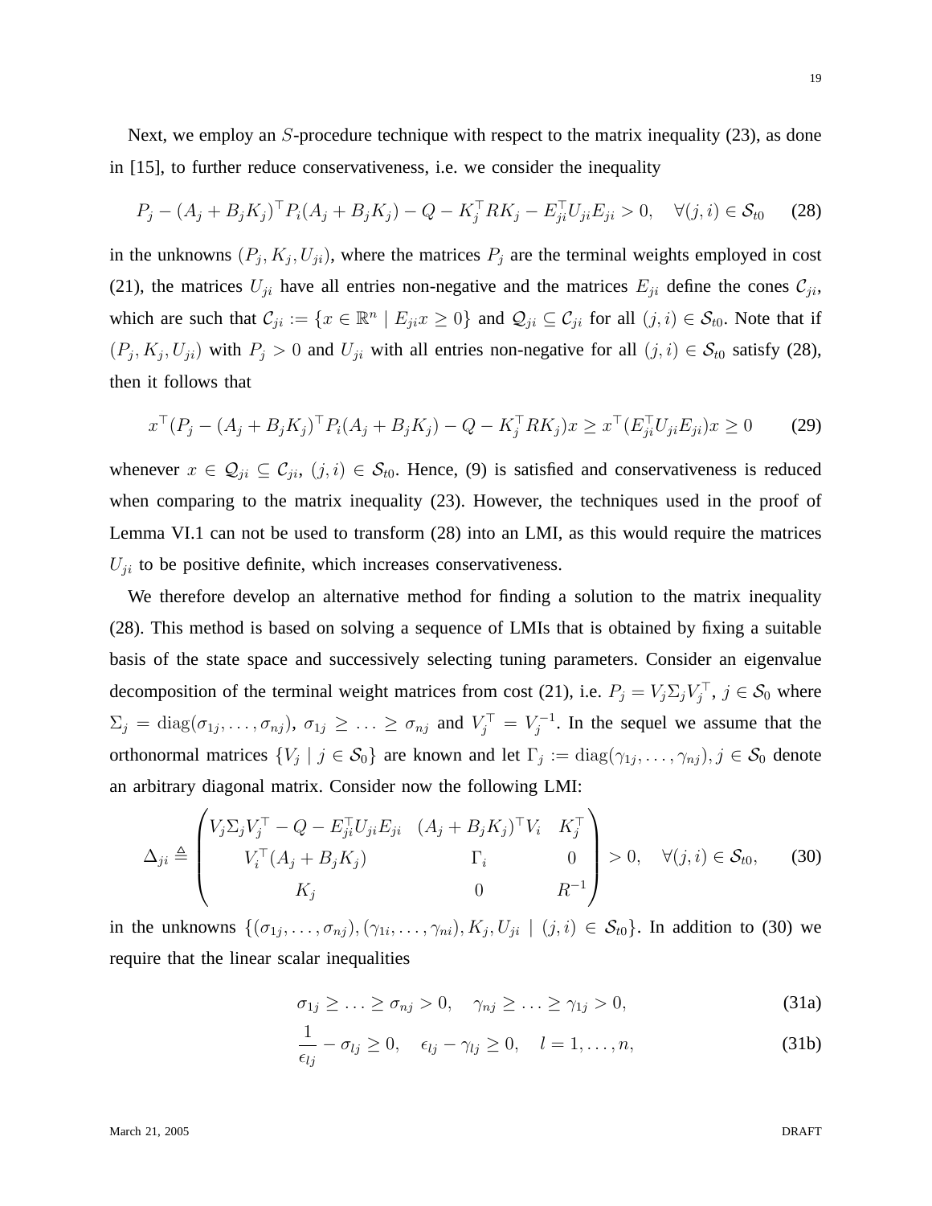Next, we employ an $S$-procedure technique with respect to the matrix inequality (23), as done in [15], to further reduce conservativeness, i.e. we consider the inequality

$$P_j - (A_j + B_j K_j)^\top P_i (A_j + B_j K_j) - Q - K_j^\top R K_j - E_{ji}^\top U_{ji} E_{ji} > 0, \quad \forall (j,i) \in \mathcal{S}_{t0} \tag{28}$$

in the unknowns $(P_j, K_j, U_{ji})$, where the matrices $P_j$ are the terminal weights employed in cost (21), the matrices $U_{ji}$ have all entries non-negative and the matrices $E_{ji}$ define the cones $\mathcal{C}_{ji}$, which are such that $\mathcal{C}_{ji} := \{x \in \mathbb{R}^n \mid E_{ji} x \geq 0\}$ and $\mathcal{Q}_{ji} \subseteq \mathcal{C}_{ji}$ for all $(j,i) \in \mathcal{S}_{t0}$. Note that if $(P_j, K_j, U_{ji})$ with $P_j > 0$ and $U_{ji}$ with all entries non-negative for all $(j,i) \in \mathcal{S}_{t0}$ satisfy (28), then it follows that

$$x^\top (P_j - (A_j + B_j K_j)^\top P_i (A_j + B_j K_j) - Q - K_j^\top R K_j) x \geq x^\top (E_{ji}^\top U_{ji} E_{ji}) x \geq 0 \tag{29}$$

whenever $x \in \mathcal{Q}_{ji} \subseteq \mathcal{C}_{ji}$, $(j,i) \in \mathcal{S}_{t0}$. Hence, (9) is satisfied and conservativeness is reduced when comparing to the matrix inequality (23). However, the techniques used in the proof of Lemma VI.1 can not be used to transform (28) into an LMI, as this would require the matrices $U_{ji}$ to be positive definite, which increases conservativeness.

We therefore develop an alternative method for finding a solution to the matrix inequality (28). This method is based on solving a sequence of LMIs that is obtained by fixing a suitable basis of the state space and successively selecting tuning parameters. Consider an eigenvalue decomposition of the terminal weight matrices from cost (21), i.e. $P_j = V_j \Sigma_j V_j^\top$, $j \in \mathcal{S}_0$ where $\Sigma_j = \operatorname{diag}(\sigma_{1j}, \ldots, \sigma_{nj})$, $\sigma_{1j} \geq \ldots \geq \sigma_{nj}$ and $V_j^\top = V_j^{-1}$. In the sequel we assume that the orthonormal matrices $\{V_j \mid j \in \mathcal{S}_0\}$ are known and let $\Gamma_j := \operatorname{diag}(\gamma_{1j}, \ldots, \gamma_{nj}), j \in \mathcal{S}_0$ denote an arbitrary diagonal matrix. Consider now the following LMI:

$$\Delta_{ji} \triangleq \begin{pmatrix} V_j \Sigma_j V_j^\top - Q - E_{ji}^\top U_{ji} E_{ji} & (A_j + B_j K_j)^\top V_i & K_j^\top \\ V_i^\top (A_j + B_j K_j) & \Gamma_i & 0 \\ K_j & 0 & R^{-1} \end{pmatrix} > 0, \quad \forall (j,i) \in \mathcal{S}_{t0}, \tag{30}$$

in the unknowns $\{(\sigma_{1j}, \ldots, \sigma_{nj}), (\gamma_{1i}, \ldots, \gamma_{ni}), K_j, U_{ji} \mid (j,i) \in \mathcal{S}_{t0}\}$. In addition to (30) we require that the linear scalar inequalities

$$\sigma_{1j} \geq \ldots \geq \sigma_{nj} > 0, \quad \gamma_{nj} \geq \ldots \geq \gamma_{1j} > 0, \tag{31a}$$

$$\frac{1}{\epsilon_{lj}} - \sigma_{lj} \geq 0, \quad \epsilon_{lj} - \gamma_{lj} \geq 0, \quad l = 1, \ldots, n, \tag{31b}$$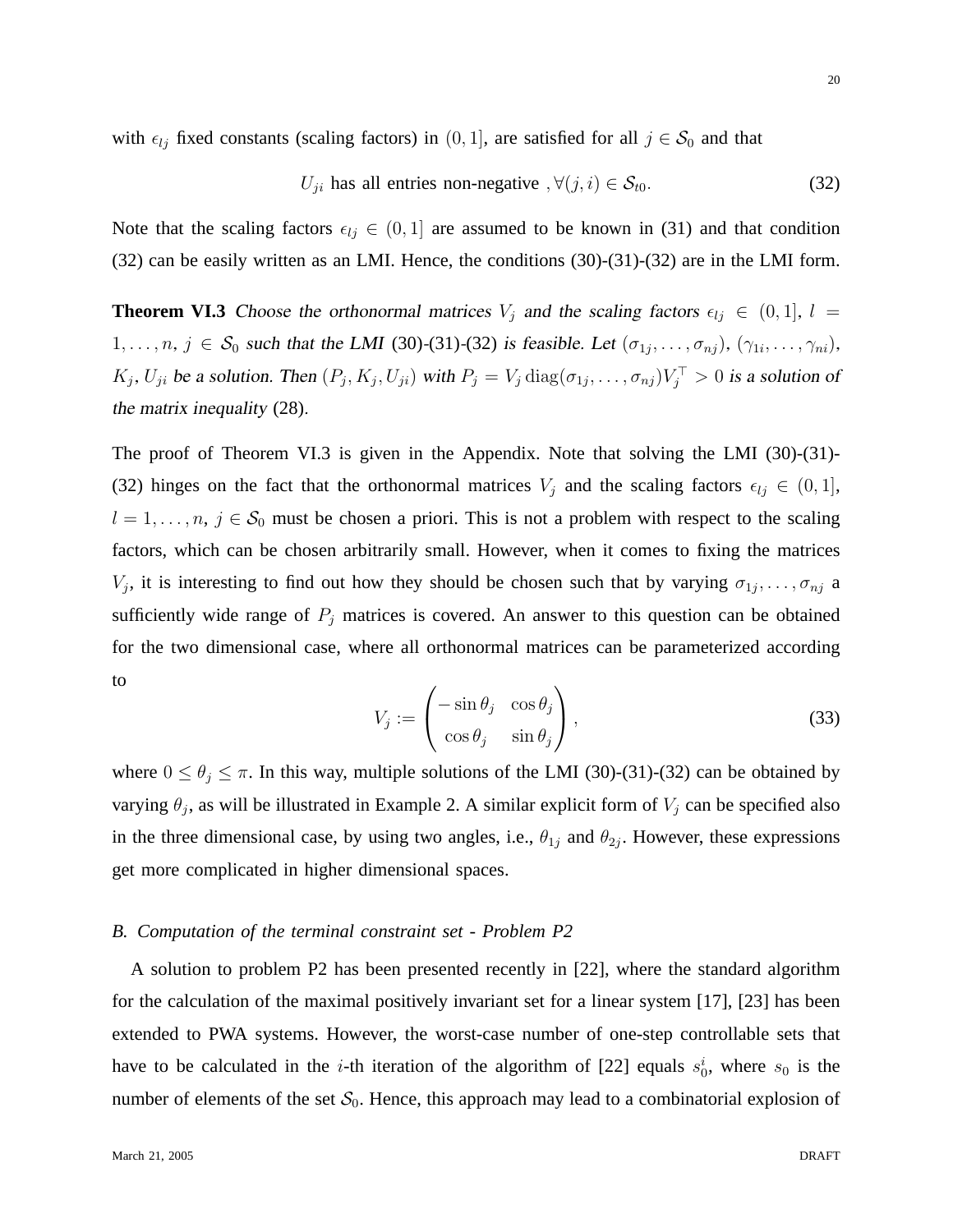with $\epsilon_{lj}$ fixed constants (scaling factors) in $(0,1]$, are satisfied for all $j \in \mathcal{S}_0$ and that

$$U_{ji} \text{ has all entries non-negative } ,\forall (j,i) \in \mathcal{S}_{t0}. \tag{32}$$

Note that the scaling factors $\epsilon_{lj} \in (0,1]$ are assumed to be known in (31) and that condition (32) can be easily written as an LMI. Hence, the conditions (30)-(31)-(32) are in the LMI form.

**Theorem VI.3** *Choose the orthonormal matrices $V_j$ and the scaling factors $\epsilon_{lj} \in (0,1]$, $l = 1,\ldots,n$, $j \in \mathcal{S}_0$ such that the LMI* (30)-(31)-(32) *is feasible. Let $(\sigma_{1j},\ldots,\sigma_{nj})$, $(\gamma_{1i},\ldots,\gamma_{ni})$, $K_j, U_{ji}$ be a solution. Then $(P_j, K_j, U_{ji})$ with $P_j = V_j \operatorname{diag}(\sigma_{1j},\ldots,\sigma_{nj})V_j^\top > 0$ is a solution of the matrix inequality* (28).

The proof of Theorem VI.3 is given in the Appendix. Note that solving the LMI (30)-(31)-(32) hinges on the fact that the orthonormal matrices $V_j$ and the scaling factors $\epsilon_{lj} \in (0,1]$, $l = 1,\ldots,n$, $j \in \mathcal{S}_0$ must be chosen a priori. This is not a problem with respect to the scaling factors, which can be chosen arbitrarily small. However, when it comes to fixing the matrices $V_j$, it is interesting to find out how they should be chosen such that by varying $\sigma_{1j},\ldots,\sigma_{nj}$ a sufficiently wide range of $P_j$ matrices is covered. An answer to this question can be obtained for the two dimensional case, where all orthonormal matrices can be parameterized according to

$$V_j := \begin{pmatrix} -\sin\theta_j & \cos\theta_j \\ \cos\theta_j & \sin\theta_j \end{pmatrix}, \tag{33}$$

where $0 \leq \theta_j \leq \pi$. In this way, multiple solutions of the LMI (30)-(31)-(32) can be obtained by varying $\theta_j$, as will be illustrated in Example 2. A similar explicit form of $V_j$ can be specified also in the three dimensional case, by using two angles, i.e., $\theta_{1j}$ and $\theta_{2j}$. However, these expressions get more complicated in higher dimensional spaces.

### *B. Computation of the terminal constraint set - Problem P2*

A solution to problem P2 has been presented recently in [22], where the standard algorithm for the calculation of the maximal positively invariant set for a linear system [17], [23] has been extended to PWA systems. However, the worst-case number of one-step controllable sets that have to be calculated in the $i$-th iteration of the algorithm of [22] equals $s_0^i$, where $s_0$ is the number of elements of the set $\mathcal{S}_0$. Hence, this approach may lead to a combinatorial explosion of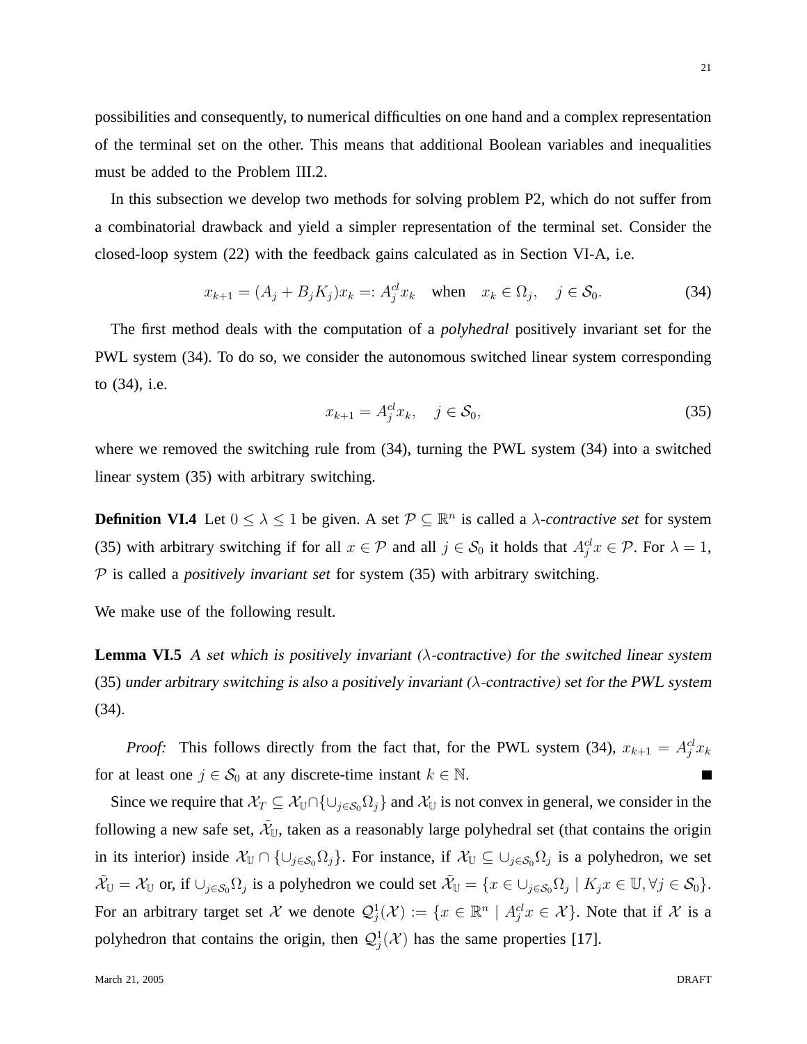possibilities and consequently, to numerical difficulties on one hand and a complex representation of the terminal set on the other. This means that additional Boolean variables and inequalities must be added to the Problem III.2.

In this subsection we develop two methods for solving problem P2, which do not suffer from a combinatorial drawback and yield a simpler representation of the terminal set. Consider the closed-loop system (22) with the feedback gains calculated as in Section VI-A, i.e.

$$x_{k+1} = (A_j + B_j K_j)x_k =: A_j^{cl} x_k \quad \text{when} \quad x_k \in \Omega_j, \quad j \in \mathcal{S}_0. \tag{34}$$

The first method deals with the computation of a *polyhedral* positively invariant set for the PWL system (34). To do so, we consider the autonomous switched linear system corresponding to (34), i.e.

$$x_{k+1} = A_j^{cl} x_k, \quad j \in \mathcal{S}_0, \tag{35}$$

where we removed the switching rule from (34), turning the PWL system (34) into a switched linear system (35) with arbitrary switching.

**Definition VI.4** Let $0 \leq \lambda \leq 1$ be given. A set $\mathcal{P} \subseteq \mathbb{R}^n$ is called a $\lambda$*-contractive set* for system (35) with arbitrary switching if for all $x \in \mathcal{P}$ and all $j \in \mathcal{S}_0$ it holds that $A_j^{cl} x \in \mathcal{P}$. For $\lambda = 1$, $\mathcal{P}$ is called a *positively invariant set* for system (35) with arbitrary switching.

We make use of the following result.

**Lemma VI.5** *A set which is positively invariant ($\lambda$-contractive) for the switched linear system (35) under arbitrary switching is also a positively invariant ($\lambda$-contractive) set for the PWL system (34).*

*Proof:* This follows directly from the fact that, for the PWL system (34), $x_{k+1} = A_j^{cl} x_k$ for at least one $j \in \mathcal{S}_0$ at any discrete-time instant $k \in \mathbb{N}$. ■

Since we require that $\mathcal{X}_T \subseteq \mathcal{X}_{\mathbb{U}} \cap \{\cup_{j \in \mathcal{S}_0} \Omega_j\}$ and $\mathcal{X}_{\mathbb{U}}$ is not convex in general, we consider in the following a new safe set, $\tilde{\mathcal{X}}_{\mathbb{U}}$, taken as a reasonably large polyhedral set (that contains the origin in its interior) inside $\mathcal{X}_{\mathbb{U}} \cap \{\cup_{j \in \mathcal{S}_0} \Omega_j\}$. For instance, if $\mathcal{X}_{\mathbb{U}} \subseteq \cup_{j \in \mathcal{S}_0} \Omega_j$ is a polyhedron, we set $\tilde{\mathcal{X}}_{\mathbb{U}} = \mathcal{X}_{\mathbb{U}}$ or, if $\cup_{j \in \mathcal{S}_0} \Omega_j$ is a polyhedron we could set $\tilde{\mathcal{X}}_{\mathbb{U}} = \{x \in \cup_{j \in \mathcal{S}_0} \Omega_j \mid K_j x \in \mathbb{U}, \forall j \in \mathcal{S}_0\}$. For an arbitrary target set $\mathcal{X}$ we denote $\mathcal{Q}_j^1(\mathcal{X}) := \{x \in \mathbb{R}^n \mid A_j^{cl} x \in \mathcal{X}\}$. Note that if $\mathcal{X}$ is a polyhedron that contains the origin, then $\mathcal{Q}_j^1(\mathcal{X})$ has the same properties [17].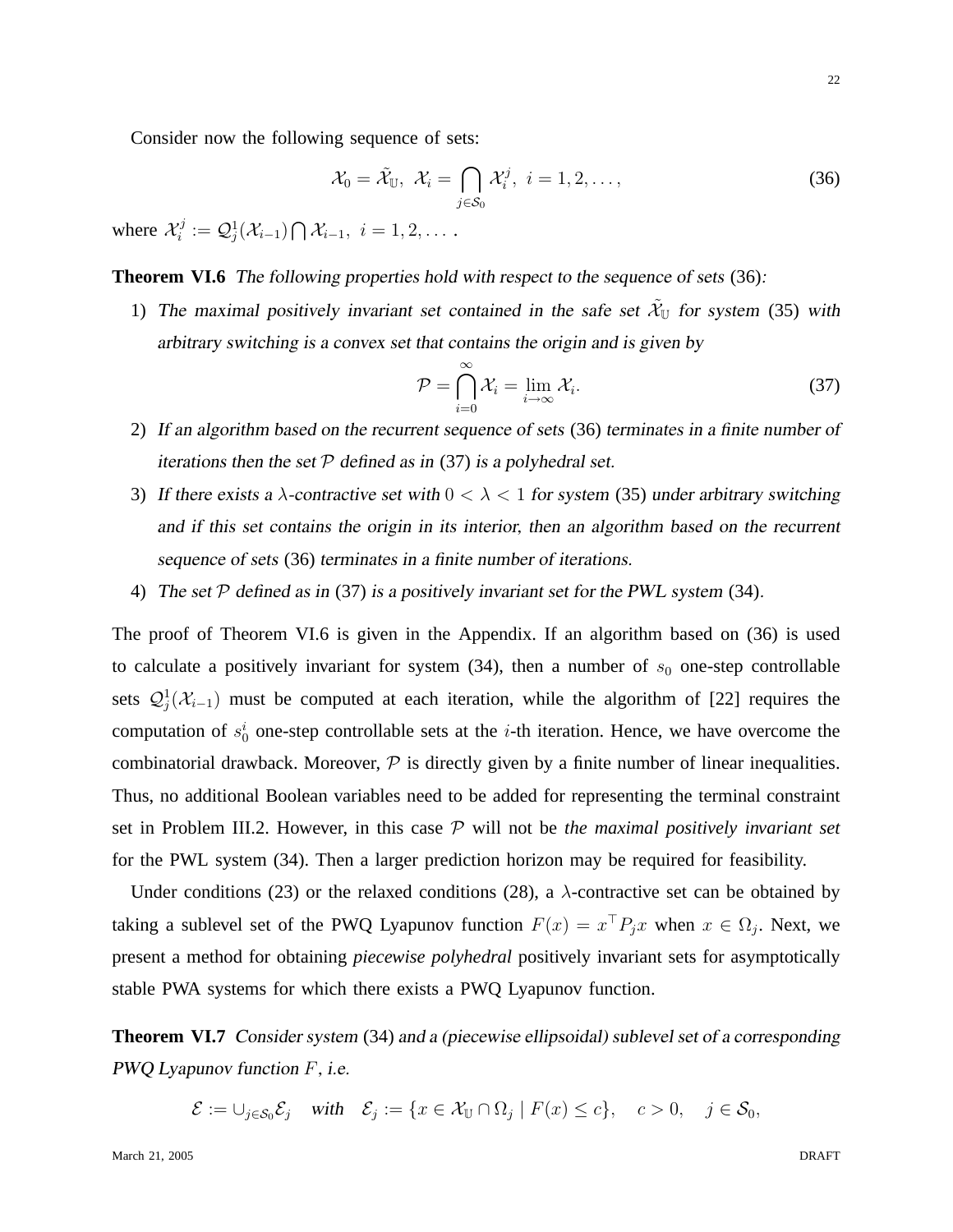Consider now the following sequence of sets:

$$\mathcal{X}_0 = \tilde{\mathcal{X}}_{\mathbb{U}},\ \mathcal{X}_i = \bigcap_{j\in\mathcal{S}_0} \mathcal{X}_i^j,\ i = 1, 2, \ldots, \tag{36}$$

where $\mathcal{X}_i^j := \mathcal{Q}_j^1(\mathcal{X}_{i-1}) \bigcap \mathcal{X}_{i-1},\ i = 1, 2, \ldots$ .

**Theorem VI.6** *The following properties hold with respect to the sequence of sets* (36)*:*

1) *The maximal positively invariant set contained in the safe set $\tilde{\mathcal{X}}_{\mathbb{U}}$ for system* (35) *with arbitrary switching is a convex set that contains the origin and is given by*

$$\mathcal{P} = \bigcap_{i=0}^{\infty} \mathcal{X}_i = \lim_{i\to\infty} \mathcal{X}_i. \tag{37}$$

2) *If an algorithm based on the recurrent sequence of sets* (36) *terminates in a finite number of iterations then the set $\mathcal{P}$ defined as in* (37) *is a polyhedral set.*
3) *If there exists a $\lambda$-contractive set with $0 < \lambda < 1$ for system* (35) *under arbitrary switching and if this set contains the origin in its interior, then an algorithm based on the recurrent sequence of sets* (36) *terminates in a finite number of iterations.*
4) *The set $\mathcal{P}$ defined as in* (37) *is a positively invariant set for the PWL system* (34).

The proof of Theorem VI.6 is given in the Appendix. If an algorithm based on (36) is used to calculate a positively invariant for system (34), then a number of $s_0$ one-step controllable sets $\mathcal{Q}_j^1(\mathcal{X}_{i-1})$ must be computed at each iteration, while the algorithm of [22] requires the computation of $s_0^i$ one-step controllable sets at the $i$-th iteration. Hence, we have overcome the combinatorial drawback. Moreover, $\mathcal{P}$ is directly given by a finite number of linear inequalities. Thus, no additional Boolean variables need to be added for representing the terminal constraint set in Problem III.2. However, in this case $\mathcal{P}$ will not be *the maximal positively invariant set* for the PWL system (34). Then a larger prediction horizon may be required for feasibility.

Under conditions (23) or the relaxed conditions (28), a $\lambda$-contractive set can be obtained by taking a sublevel set of the PWQ Lyapunov function $F(x) = x^\top P_j x$ when $x \in \Omega_j$. Next, we present a method for obtaining *piecewise polyhedral* positively invariant sets for asymptotically stable PWA systems for which there exists a PWQ Lyapunov function.

**Theorem VI.7** *Consider system* (34) *and a (piecewise ellipsoidal) sublevel set of a corresponding PWQ Lyapunov function $F$, i.e.*

$$\mathcal{E} := \cup_{j\in\mathcal{S}_0}\mathcal{E}_j \quad \textit{with} \quad \mathcal{E}_j := \{x \in \mathcal{X}_{\mathbb{U}} \cap \Omega_j \mid F(x) \leq c\}, \quad c > 0, \quad j \in \mathcal{S}_0,$$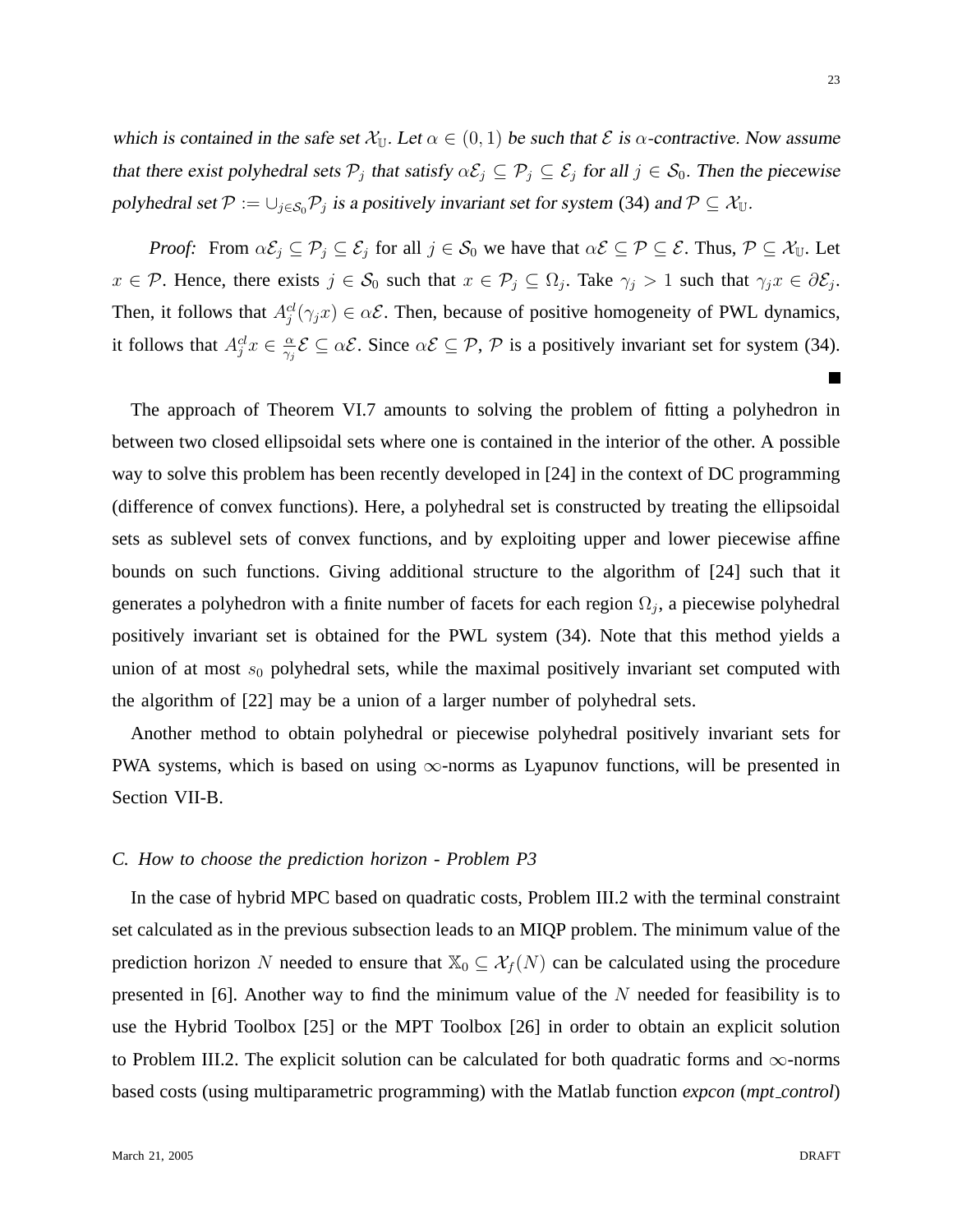*which is contained in the safe set $\mathcal{X}_{\mathbb{U}}$. Let $\alpha \in (0, 1)$ be such that $\mathcal{E}$ is $\alpha$-contractive. Now assume that there exist polyhedral sets $\mathcal{P}_j$ that satisfy $\alpha\mathcal{E}_j \subseteq \mathcal{P}_j \subseteq \mathcal{E}_j$ for all $j \in \mathcal{S}_0$. Then the piecewise polyhedral set $\mathcal{P} := \cup_{j \in \mathcal{S}_0} \mathcal{P}_j$ is a positively invariant set for system* (34) *and $\mathcal{P} \subseteq \mathcal{X}_{\mathbb{U}}$.*

*Proof:* From $\alpha\mathcal{E}_j \subseteq \mathcal{P}_j \subseteq \mathcal{E}_j$ for all $j \in \mathcal{S}_0$ we have that $\alpha\mathcal{E} \subseteq \mathcal{P} \subseteq \mathcal{E}$. Thus, $\mathcal{P} \subseteq \mathcal{X}_{\mathbb{U}}$. Let $x \in \mathcal{P}$. Hence, there exists $j \in \mathcal{S}_0$ such that $x \in \mathcal{P}_j \subseteq \Omega_j$. Take $\gamma_j > 1$ such that $\gamma_j x \in \partial\mathcal{E}_j$. Then, it follows that $A_j^{cl}(\gamma_j x) \in \alpha\mathcal{E}$. Then, because of positive homogeneity of PWL dynamics, it follows that $A_j^{cl} x \in \frac{\alpha}{\gamma_j}\mathcal{E} \subseteq \alpha\mathcal{E}$. Since $\alpha\mathcal{E} \subseteq \mathcal{P}$, $\mathcal{P}$ is a positively invariant set for system (34). ■

The approach of Theorem VI.7 amounts to solving the problem of fitting a polyhedron in between two closed ellipsoidal sets where one is contained in the interior of the other. A possible way to solve this problem has been recently developed in [24] in the context of DC programming (difference of convex functions). Here, a polyhedral set is constructed by treating the ellipsoidal sets as sublevel sets of convex functions, and by exploiting upper and lower piecewise affine bounds on such functions. Giving additional structure to the algorithm of [24] such that it generates a polyhedron with a finite number of facets for each region $\Omega_j$, a piecewise polyhedral positively invariant set is obtained for the PWL system (34). Note that this method yields a union of at most $s_0$ polyhedral sets, while the maximal positively invariant set computed with the algorithm of [22] may be a union of a larger number of polyhedral sets.

Another method to obtain polyhedral or piecewise polyhedral positively invariant sets for PWA systems, which is based on using $\infty$-norms as Lyapunov functions, will be presented in Section VII-B.

### *C. How to choose the prediction horizon - Problem P3*

In the case of hybrid MPC based on quadratic costs, Problem III.2 with the terminal constraint set calculated as in the previous subsection leads to an MIQP problem. The minimum value of the prediction horizon $N$ needed to ensure that $\mathbb{X}_0 \subseteq \mathcal{X}_f(N)$ can be calculated using the procedure presented in [6]. Another way to find the minimum value of the $N$ needed for feasibility is to use the Hybrid Toolbox [25] or the MPT Toolbox [26] in order to obtain an explicit solution to Problem III.2. The explicit solution can be calculated for both quadratic forms and $\infty$-norms based costs (using multiparametric programming) with the Matlab function *expcon* (*mpt_control*)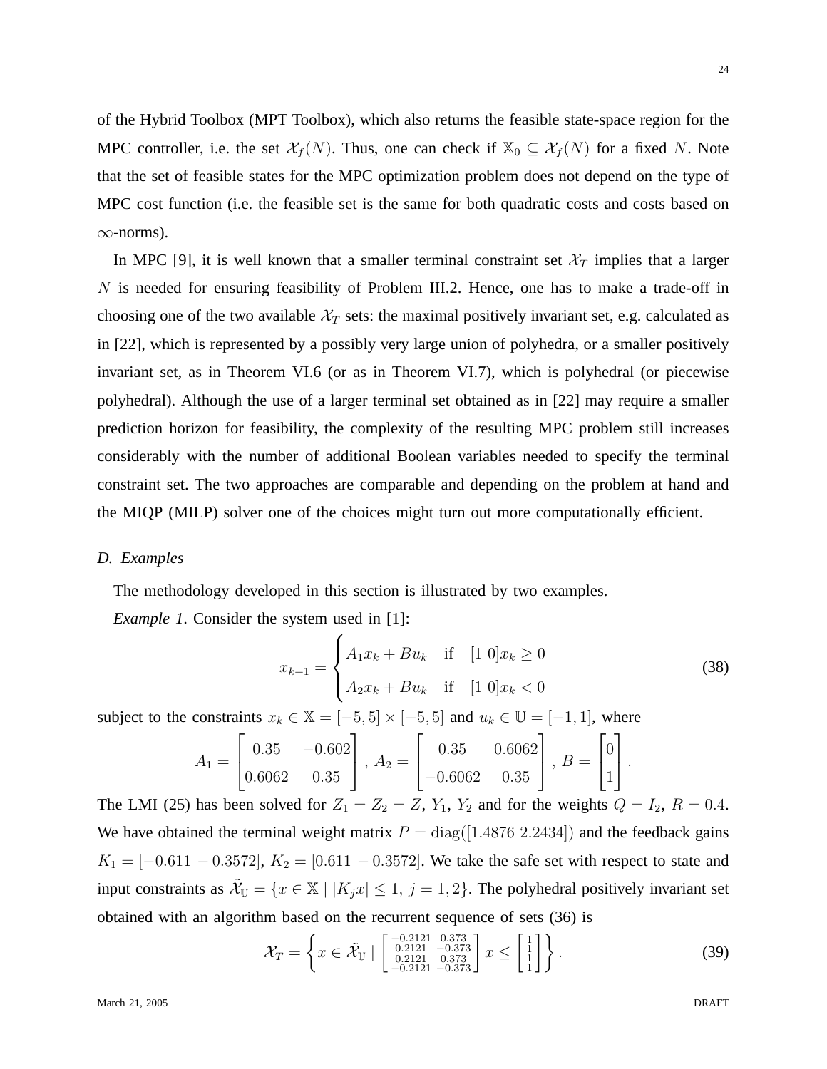of the Hybrid Toolbox (MPT Toolbox), which also returns the feasible state-space region for the MPC controller, i.e. the set $\mathcal{X}_f(N)$. Thus, one can check if $\mathbb{X}_0 \subseteq \mathcal{X}_f(N)$ for a fixed $N$. Note that the set of feasible states for the MPC optimization problem does not depend on the type of MPC cost function (i.e. the feasible set is the same for both quadratic costs and costs based on $\infty$-norms).

In MPC [9], it is well known that a smaller terminal constraint set $\mathcal{X}_T$ implies that a larger $N$ is needed for ensuring feasibility of Problem III.2. Hence, one has to make a trade-off in choosing one of the two available $\mathcal{X}_T$ sets: the maximal positively invariant set, e.g. calculated as in [22], which is represented by a possibly very large union of polyhedra, or a smaller positively invariant set, as in Theorem VI.6 (or as in Theorem VI.7), which is polyhedral (or piecewise polyhedral). Although the use of a larger terminal set obtained as in [22] may require a smaller prediction horizon for feasibility, the complexity of the resulting MPC problem still increases considerably with the number of additional Boolean variables needed to specify the terminal constraint set. The two approaches are comparable and depending on the problem at hand and the MIQP (MILP) solver one of the choices might turn out more computationally efficient.

### *D. Examples*

The methodology developed in this section is illustrated by two examples.

*Example 1.* Consider the system used in [1]:

$$x_{k+1} = \begin{cases} A_1 x_k + B u_k & \text{if} \quad [1\ 0]x_k \geq 0 \\ A_2 x_k + B u_k & \text{if} \quad [1\ 0]x_k < 0 \end{cases} \tag{38}$$

subject to the constraints $x_k \in \mathbb{X} = [-5, 5] \times [-5, 5]$ and $u_k \in \mathbb{U} = [-1, 1]$, where

$$A_1 = \begin{bmatrix} 0.35 & -0.602 \\ 0.6062 & 0.35 \end{bmatrix},\ A_2 = \begin{bmatrix} 0.35 & 0.6062 \\ -0.6062 & 0.35 \end{bmatrix},\ B = \begin{bmatrix} 0 \\ 1 \end{bmatrix}.$$

The LMI (25) has been solved for $Z_1 = Z_2 = Z$, $Y_1$, $Y_2$ and for the weights $Q = I_2$, $R = 0.4$. We have obtained the terminal weight matrix $P = \text{diag}([1.4876\ 2.2434])$ and the feedback gains $K_1 = [-0.611\ -0.3572]$, $K_2 = [0.611\ -0.3572]$. We take the safe set with respect to state and input constraints as $\tilde{\mathcal{X}}_{\mathbb{U}} = \{x \in \mathbb{X} \mid |K_j x| \leq 1,\ j = 1, 2\}$. The polyhedral positively invariant set obtained with an algorithm based on the recurrent sequence of sets (36) is

$$\mathcal{X}_T = \left\{ x \in \tilde{\mathcal{X}}_{\mathbb{U}} \mid \begin{bmatrix} -0.2121 & 0.373 \\ 0.2121 & -0.373 \\ 0.2121 & 0.373 \\ -0.2121 & -0.373 \end{bmatrix} x \leq \begin{bmatrix} 1 \\ 1 \\ 1 \\ 1 \end{bmatrix} \right\}. \tag{39}$$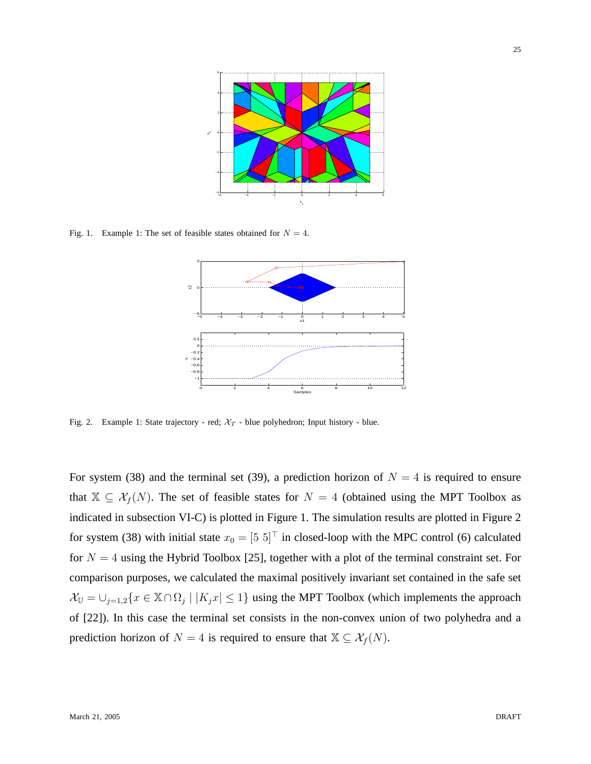Fig. 1. Example 1: The set of feasible states obtained for $N = 4$.

Fig. 2. Example 1: State trajectory - red; $\mathcal{X}_T$ - blue polyhedron; Input history - blue.

For system (38) and the terminal set (39), a prediction horizon of $N = 4$ is required to ensure that $\mathbb{X} \subseteq \mathcal{X}_f(N)$. The set of feasible states for $N = 4$ (obtained using the MPT Toolbox as indicated in subsection VI-C) is plotted in Figure 1. The simulation results are plotted in Figure 2 for system (38) with initial state $x_0 = [5\ 5]^\top$ in closed-loop with the MPC control (6) calculated for $N = 4$ using the Hybrid Toolbox [25], together with a plot of the terminal constraint set. For comparison purposes, we calculated the maximal positively invariant set contained in the safe set $\mathcal{X}_{\mathbb{U}} = \cup_{j=1,2}\{x \in \mathbb{X} \cap \Omega_j \mid |K_j x| \leq 1\}$ using the MPT Toolbox (which implements the approach of [22]). In this case the terminal set consists in the non-convex union of two polyhedra and a prediction horizon of $N = 4$ is required to ensure that $\mathbb{X} \subseteq \mathcal{X}_f(N)$.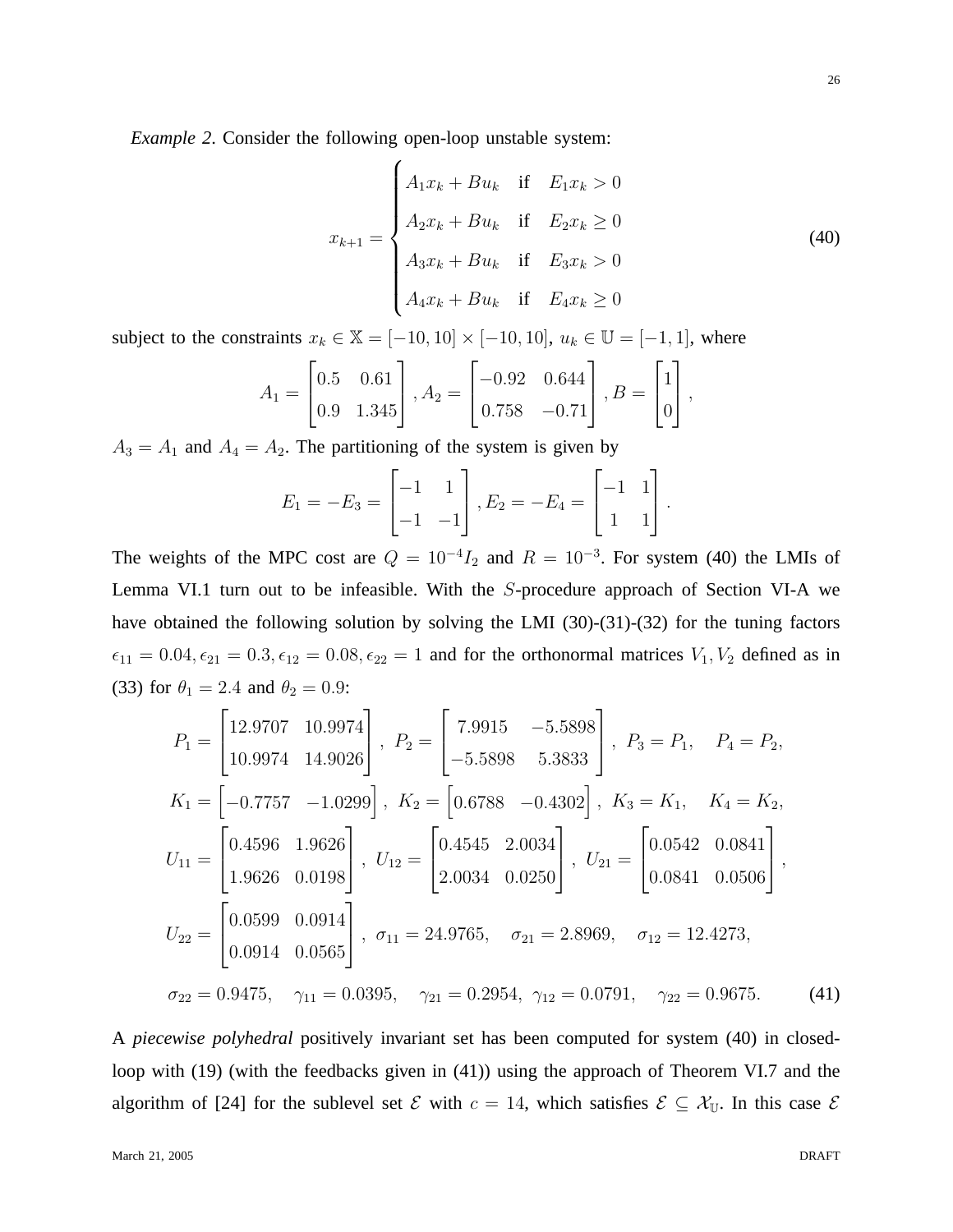*Example 2*. Consider the following open-loop unstable system:

$$
x_{k+1} = \begin{cases} A_1 x_k + B u_k & \text{if} \quad E_1 x_k > 0 \\ A_2 x_k + B u_k & \text{if} \quad E_2 x_k \geq 0 \\ A_3 x_k + B u_k & \text{if} \quad E_3 x_k > 0 \\ A_4 x_k + B u_k & \text{if} \quad E_4 x_k \geq 0 \end{cases} \tag{40}
$$

subject to the constraints $x_k \in \mathbb{X} = [-10, 10] \times [-10, 10]$, $u_k \in \mathbb{U} = [-1, 1]$, where

$$
A_1 = \begin{bmatrix} 0.5 & 0.61 \\ 0.9 & 1.345 \end{bmatrix}, A_2 = \begin{bmatrix} -0.92 & 0.644 \\ 0.758 & -0.71 \end{bmatrix}, B = \begin{bmatrix} 1 \\ 0 \end{bmatrix},
$$

$A_3 = A_1$ and $A_4 = A_2$. The partitioning of the system is given by

$$
E_1 = -E_3 = \begin{bmatrix} -1 & 1 \\ -1 & -1 \end{bmatrix}, E_2 = -E_4 = \begin{bmatrix} -1 & 1 \\ 1 & 1 \end{bmatrix}.
$$

The weights of the MPC cost are $Q = 10^{-4} I_2$ and $R = 10^{-3}$. For system (40) the LMIs of Lemma VI.1 turn out to be infeasible. With the $S$-procedure approach of Section VI-A we have obtained the following solution by solving the LMI (30)-(31)-(32) for the tuning factors $\epsilon_{11} = 0.04, \epsilon_{21} = 0.3, \epsilon_{12} = 0.08, \epsilon_{22} = 1$ and for the orthonormal matrices $V_1, V_2$ defined as in (33) for $\theta_1 = 2.4$ and $\theta_2 = 0.9$:

$$
\begin{aligned}
& P_1 = \begin{bmatrix} 12.9707 & 10.9974 \\ 10.9974 & 14.9026 \end{bmatrix}, \ P_2 = \begin{bmatrix} 7.9915 & -5.5898 \\ -5.5898 & 5.3833 \end{bmatrix}, \ P_3 = P_1, \quad P_4 = P_2, \\
& K_1 = \begin{bmatrix} -0.7757 & -1.0299 \end{bmatrix}, \ K_2 = \begin{bmatrix} 0.6788 & -0.4302 \end{bmatrix}, \ K_3 = K_1, \quad K_4 = K_2, \\
& U_{11} = \begin{bmatrix} 0.4596 & 1.9626 \\ 1.9626 & 0.0198 \end{bmatrix}, \ U_{12} = \begin{bmatrix} 0.4545 & 2.0034 \\ 2.0034 & 0.0250 \end{bmatrix}, \ U_{21} = \begin{bmatrix} 0.0542 & 0.0841 \\ 0.0841 & 0.0506 \end{bmatrix}, \\
& U_{22} = \begin{bmatrix} 0.0599 & 0.0914 \\ 0.0914 & 0.0565 \end{bmatrix}, \ \sigma_{11} = 24.9765, \quad \sigma_{21} = 2.8969, \quad \sigma_{12} = 12.4273, \\
& \sigma_{22} = 0.9475, \quad \gamma_{11} = 0.0395, \quad \gamma_{21} = 0.2954, \ \gamma_{12} = 0.0791, \quad \gamma_{22} = 0.9675.
\end{aligned} \tag{41}
$$

A *piecewise polyhedral* positively invariant set has been computed for system (40) in closed-loop with (19) (with the feedbacks given in (41)) using the approach of Theorem VI.7 and the algorithm of [24] for the sublevel set $\mathcal{E}$ with $c = 14$, which satisfies $\mathcal{E} \subseteq \mathcal{X}_{\mathbb{U}}$. In this case $\mathcal{E}$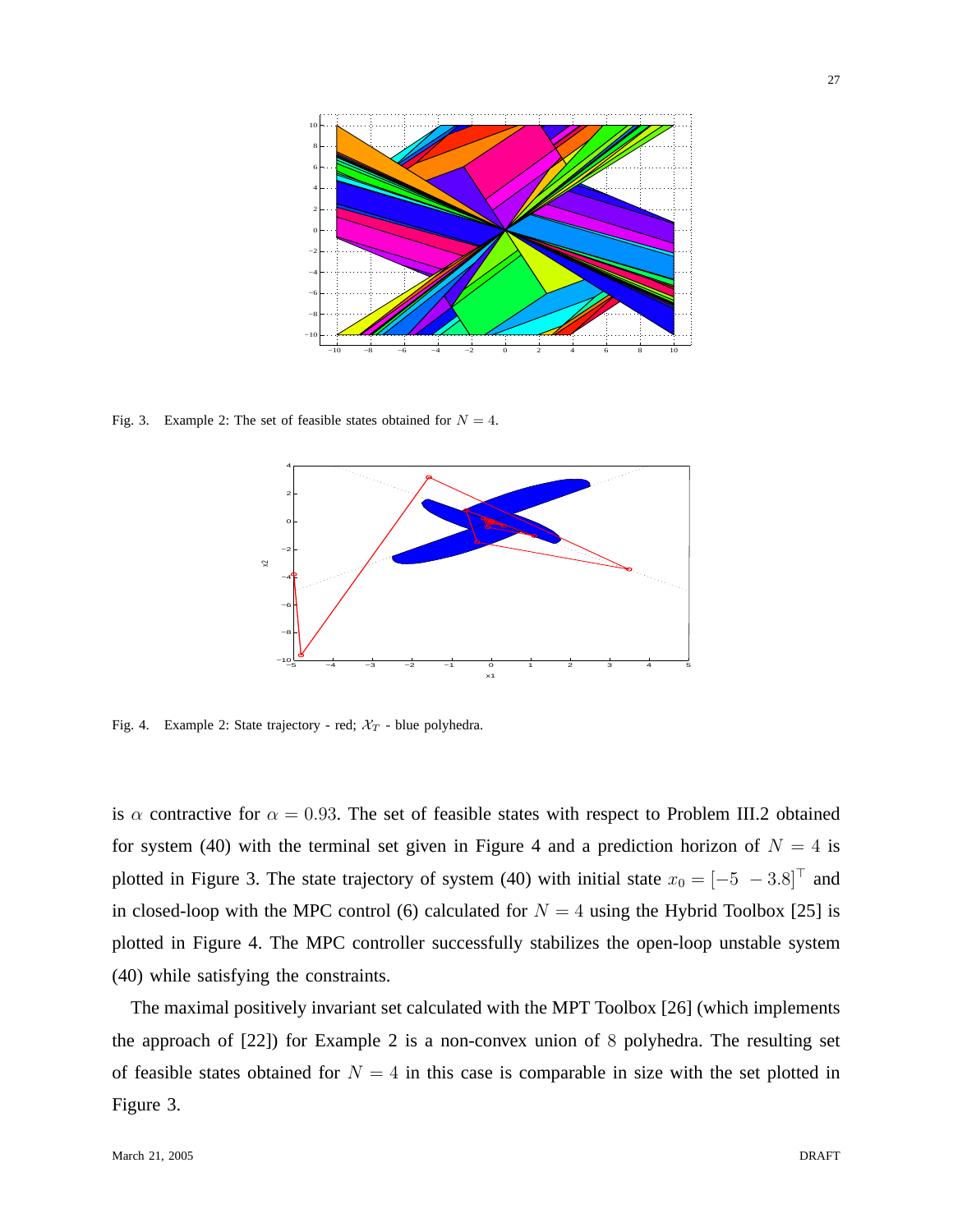Fig. 3. Example 2: The set of feasible states obtained for $N = 4$.

Fig. 4. Example 2: State trajectory - red; $\mathcal{X}_T$ - blue polyhedra.

is $\alpha$ contractive for $\alpha = 0.93$. The set of feasible states with respect to Problem III.2 obtained for system (40) with the terminal set given in Figure 4 and a prediction horizon of $N = 4$ is plotted in Figure 3. The state trajectory of system (40) with initial state $x_0 = [-5 \;\; -3.8]^\top$ and in closed-loop with the MPC control (6) calculated for $N = 4$ using the Hybrid Toolbox [25] is plotted in Figure 4. The MPC controller successfully stabilizes the open-loop unstable system (40) while satisfying the constraints.

The maximal positively invariant set calculated with the MPT Toolbox [26] (which implements the approach of [22]) for Example 2 is a non-convex union of $8$ polyhedra. The resulting set of feasible states obtained for $N = 4$ in this case is comparable in size with the set plotted in Figure 3.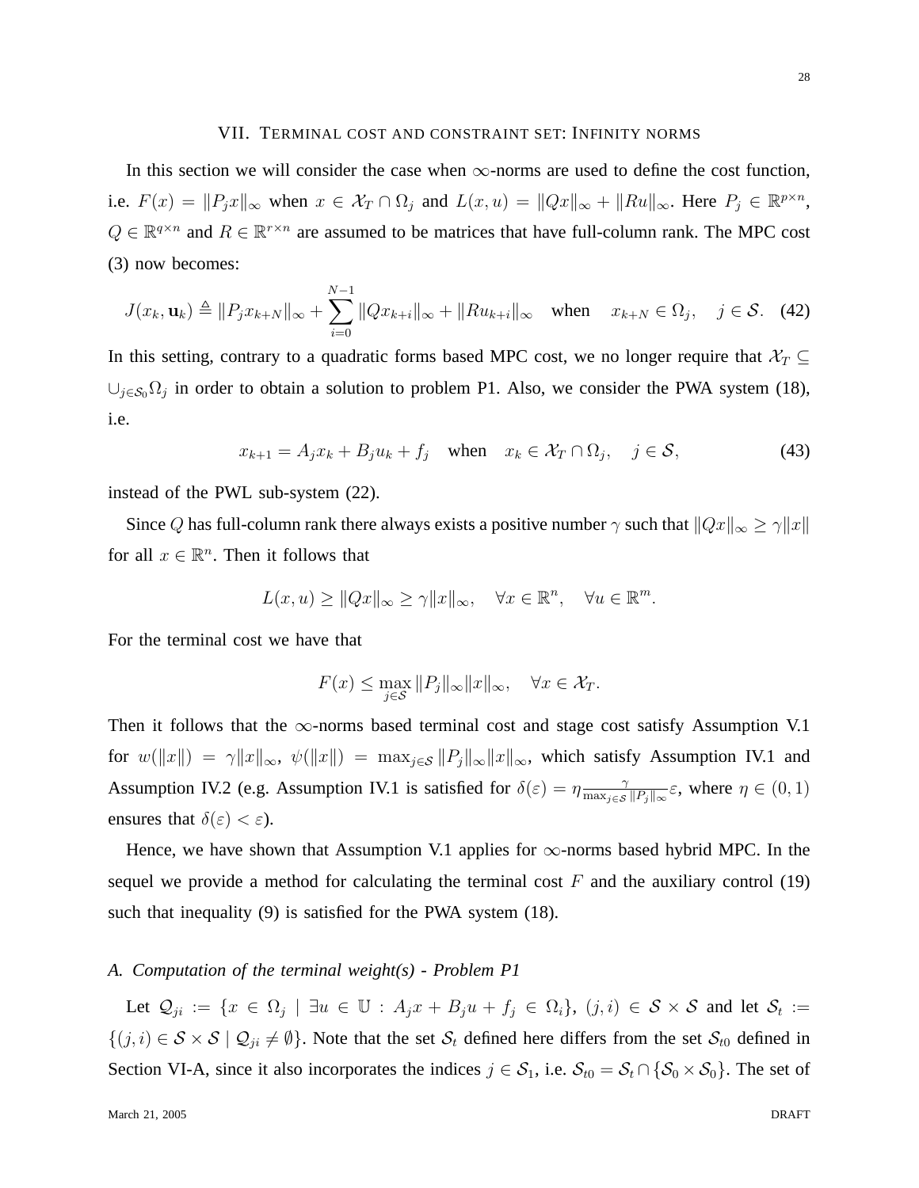## VII. Terminal cost and constraint set: Infinity norms

In this section we will consider the case when $\infty$-norms are used to define the cost function, i.e. $F(x) = \|P_j x\|_\infty$ when $x \in \mathcal{X}_T \cap \Omega_j$ and $L(x,u) = \|Qx\|_\infty + \|Ru\|_\infty$. Here $P_j \in \mathbb{R}^{p\times n}$, $Q \in \mathbb{R}^{q\times n}$ and $R \in \mathbb{R}^{r\times n}$ are assumed to be matrices that have full-column rank. The MPC cost (3) now becomes:

$$J(x_k, \mathbf{u}_k) \triangleq \|P_j x_{k+N}\|_\infty + \sum_{i=0}^{N-1} \|Qx_{k+i}\|_\infty + \|Ru_{k+i}\|_\infty \quad \text{when} \quad x_{k+N} \in \Omega_j, \quad j \in \mathcal{S}. \quad (42)$$

In this setting, contrary to a quadratic forms based MPC cost, we no longer require that $\mathcal{X}_T \subseteq \cup_{j\in\mathcal{S}_0}\Omega_j$ in order to obtain a solution to problem P1. Also, we consider the PWA system (18), i.e.

$$x_{k+1} = A_j x_k + B_j u_k + f_j \quad \text{when} \quad x_k \in \mathcal{X}_T \cap \Omega_j, \quad j \in \mathcal{S}, \quad (43)$$

instead of the PWL sub-system (22).

Since $Q$ has full-column rank there always exists a positive number $\gamma$ such that $\|Qx\|_\infty \geq \gamma\|x\|$ for all $x \in \mathbb{R}^n$. Then it follows that

$$L(x,u) \geq \|Qx\|_\infty \geq \gamma\|x\|_\infty, \quad \forall x \in \mathbb{R}^n, \quad \forall u \in \mathbb{R}^m.$$

For the terminal cost we have that

$$F(x) \leq \max_{j\in\mathcal{S}} \|P_j\|_\infty \|x\|_\infty, \quad \forall x \in \mathcal{X}_T.$$

Then it follows that the $\infty$-norms based terminal cost and stage cost satisfy Assumption V.1 for $w(\|x\|) = \gamma\|x\|_\infty$, $\psi(\|x\|) = \max_{j\in\mathcal{S}} \|P_j\|_\infty \|x\|_\infty$, which satisfy Assumption IV.1 and Assumption IV.2 (e.g. Assumption IV.1 is satisfied for $\delta(\varepsilon) = \eta \frac{\gamma}{\max_{j\in\mathcal{S}} \|P_j\|_\infty}\varepsilon$, where $\eta \in (0,1)$ ensures that $\delta(\varepsilon) < \varepsilon$).

Hence, we have shown that Assumption V.1 applies for $\infty$-norms based hybrid MPC. In the sequel we provide a method for calculating the terminal cost $F$ and the auxiliary control (19) such that inequality (9) is satisfied for the PWA system (18).

### *A. Computation of the terminal weight(s) - Problem P1*

Let $\mathcal{Q}_{ji} := \{x \in \Omega_j \mid \exists u \in \mathbb{U} : A_j x + B_j u + f_j \in \Omega_i\}$, $(j,i) \in \mathcal{S}\times\mathcal{S}$ and let $\mathcal{S}_t := \{(j,i) \in \mathcal{S}\times\mathcal{S} \mid \mathcal{Q}_{ji} \neq \emptyset\}$. Note that the set $\mathcal{S}_t$ defined here differs from the set $\mathcal{S}_{t0}$ defined in Section VI-A, since it also incorporates the indices $j \in \mathcal{S}_1$, i.e. $\mathcal{S}_{t0} = \mathcal{S}_t \cap \{\mathcal{S}_0 \times \mathcal{S}_0\}$. The set of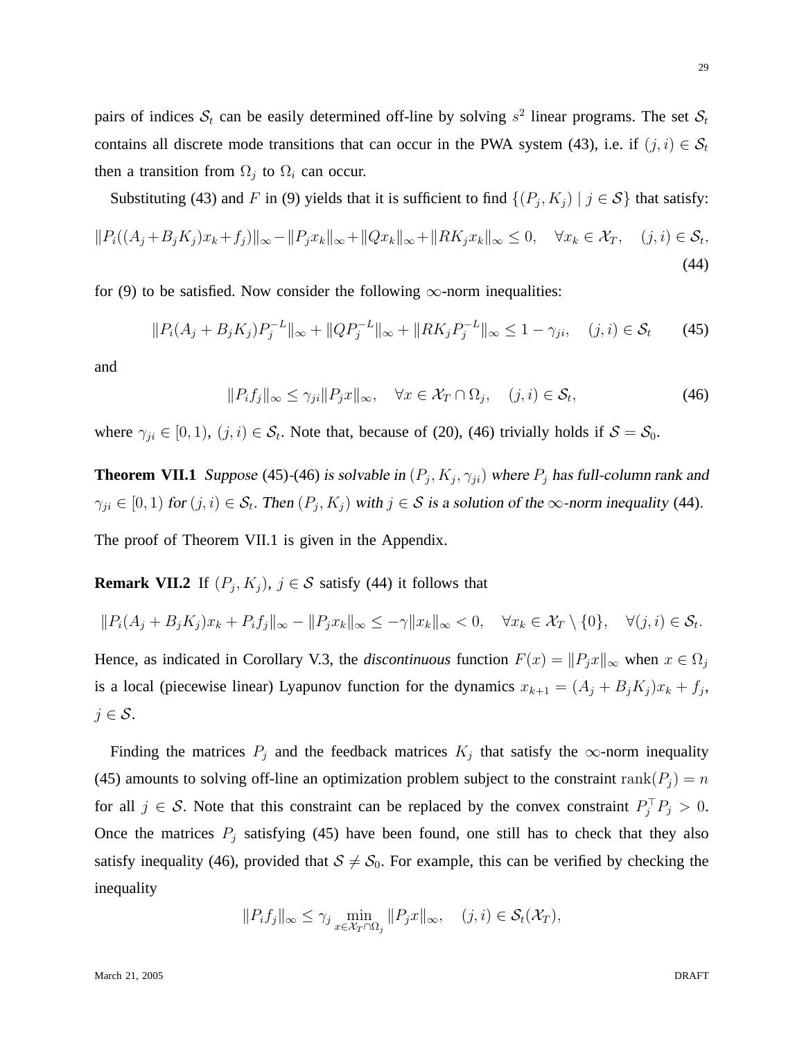pairs of indices $\mathcal{S}_t$ can be easily determined off-line by solving $s^2$ linear programs. The set $\mathcal{S}_t$ contains all discrete mode transitions that can occur in the PWA system (43), i.e. if $(j,i) \in \mathcal{S}_t$ then a transition from $\Omega_j$ to $\Omega_i$ can occur.

Substituting (43) and $F$ in (9) yields that it is sufficient to find $\{(P_j, K_j) \mid j \in \mathcal{S}\}$ that satisfy:

$$\|P_i((A_j+B_jK_j)x_k+f_j)\|_\infty - \|P_jx_k\|_\infty + \|Qx_k\|_\infty + \|RK_jx_k\|_\infty \leq 0, \quad \forall x_k \in \mathcal{X}_T, \quad (j,i) \in \mathcal{S}_t, \tag{44}$$

for (9) to be satisfied. Now consider the following $\infty$-norm inequalities:

$$\|P_i(A_j + B_jK_j)P_j^{-L}\|_\infty + \|QP_j^{-L}\|_\infty + \|RK_jP_j^{-L}\|_\infty \leq 1 - \gamma_{ji}, \quad (j,i) \in \mathcal{S}_t \tag{45}$$

and

$$\|P_if_j\|_\infty \leq \gamma_{ji}\|P_jx\|_\infty, \quad \forall x \in \mathcal{X}_T \cap \Omega_j, \quad (j,i) \in \mathcal{S}_t, \tag{46}$$

where $\gamma_{ji} \in [0,1)$, $(j,i) \in \mathcal{S}_t$. Note that, because of (20), (46) trivially holds if $\mathcal{S} = \mathcal{S}_0$.

**Theorem VII.1** *Suppose* (45)-(46) *is solvable in* $(P_j, K_j, \gamma_{ji})$ *where* $P_j$ *has full-column rank and* $\gamma_{ji} \in [0,1)$ *for* $(j,i) \in \mathcal{S}_t$*. Then* $(P_j, K_j)$ *with* $j \in \mathcal{S}$ *is a solution of the* $\infty$*-norm inequality* (44)*.*

The proof of Theorem VII.1 is given in the Appendix.

**Remark VII.2** If $(P_j, K_j)$, $j \in \mathcal{S}$ satisfy (44) it follows that

$$\|P_i(A_j + B_jK_j)x_k + P_if_j\|_\infty - \|P_jx_k\|_\infty \leq -\gamma\|x_k\|_\infty < 0, \quad \forall x_k \in \mathcal{X}_T \setminus \{0\}, \quad \forall (j,i) \in \mathcal{S}_t.$$

Hence, as indicated in Corollary V.3, the *discontinuous* function $F(x) = \|P_jx\|_\infty$ when $x \in \Omega_j$ is a local (piecewise linear) Lyapunov function for the dynamics $x_{k+1} = (A_j + B_jK_j)x_k + f_j$, $j \in \mathcal{S}$.

Finding the matrices $P_j$ and the feedback matrices $K_j$ that satisfy the $\infty$-norm inequality (45) amounts to solving off-line an optimization problem subject to the constraint $\text{rank}(P_j) = n$ for all $j \in \mathcal{S}$. Note that this constraint can be replaced by the convex constraint $P_j^\top P_j > 0$. Once the matrices $P_j$ satisfying (45) have been found, one still has to check that they also satisfy inequality (46), provided that $\mathcal{S} \neq \mathcal{S}_0$. For example, this can be verified by checking the inequality

$$\|P_if_j\|_\infty \leq \gamma_j \min_{x \in \mathcal{X}_T \cap \Omega_j} \|P_jx\|_\infty, \quad (j,i) \in \mathcal{S}_t(\mathcal{X}_T),$$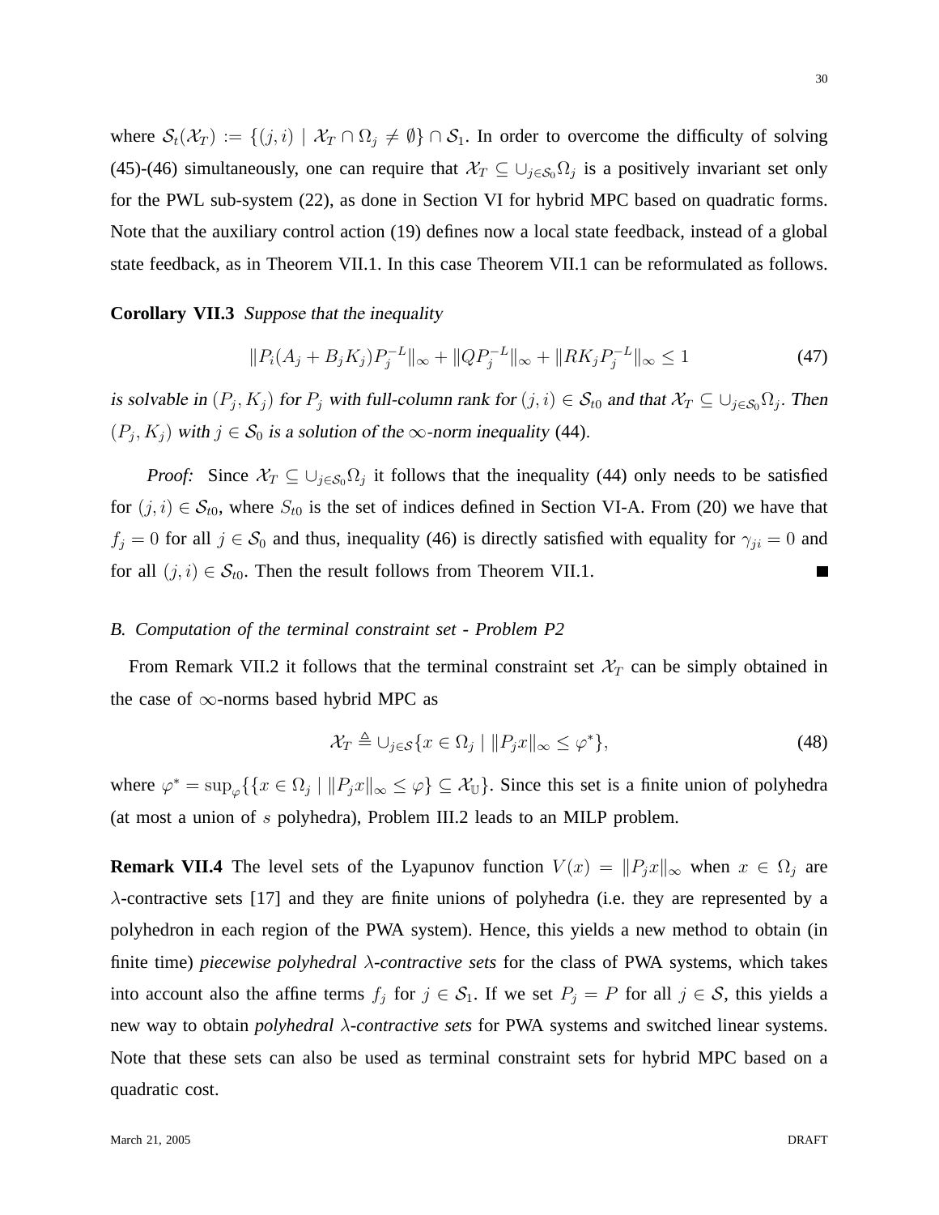where $\mathcal{S}_t(\mathcal{X}_T) := \{(j,i) \mid \mathcal{X}_T \cap \Omega_j \neq \emptyset\} \cap \mathcal{S}_1$. In order to overcome the difficulty of solving (45)-(46) simultaneously, one can require that $\mathcal{X}_T \subseteq \cup_{j \in \mathcal{S}_0} \Omega_j$ is a positively invariant set only for the PWL sub-system (22), as done in Section VI for hybrid MPC based on quadratic forms. Note that the auxiliary control action (19) defines now a local state feedback, instead of a global state feedback, as in Theorem VII.1. In this case Theorem VII.1 can be reformulated as follows.

**Corollary VII.3** *Suppose that the inequality*

$$\|P_i(A_j + B_jK_j)P_j^{-L}\|_\infty + \|QP_j^{-L}\|_\infty + \|RK_jP_j^{-L}\|_\infty \leq 1 \tag{47}$$

*is solvable in $(P_j, K_j)$ for $P_j$ with full-column rank for $(j,i) \in \mathcal{S}_{t0}$ and that $\mathcal{X}_T \subseteq \cup_{j \in \mathcal{S}_0} \Omega_j$. Then $(P_j, K_j)$ with $j \in \mathcal{S}_0$ is a solution of the $\infty$-norm inequality (44).*

*Proof:* Since $\mathcal{X}_T \subseteq \cup_{j \in \mathcal{S}_0} \Omega_j$ it follows that the inequality (44) only needs to be satisfied for $(j,i) \in \mathcal{S}_{t0}$, where $S_{t0}$ is the set of indices defined in Section VI-A. From (20) we have that $f_j = 0$ for all $j \in \mathcal{S}_0$ and thus, inequality (46) is directly satisfied with equality for $\gamma_{ji} = 0$ and for all $(j,i) \in \mathcal{S}_{t0}$. Then the result follows from Theorem VII.1. ∎

### *B. Computation of the terminal constraint set - Problem P2*

From Remark VII.2 it follows that the terminal constraint set $\mathcal{X}_T$ can be simply obtained in the case of $\infty$-norms based hybrid MPC as

$$\mathcal{X}_T \triangleq \cup_{j \in \mathcal{S}} \{x \in \Omega_j \mid \|P_jx\|_\infty \leq \varphi^*\}, \tag{48}$$

where $\varphi^* = \sup_\varphi \{\{x \in \Omega_j \mid \|P_jx\|_\infty \leq \varphi\} \subseteq \mathcal{X}_\mathbb{U}\}$. Since this set is a finite union of polyhedra (at most a union of $s$ polyhedra), Problem III.2 leads to an MILP problem.

**Remark VII.4** The level sets of the Lyapunov function $V(x) = \|P_jx\|_\infty$ when $x \in \Omega_j$ are $\lambda$-contractive sets [17] and they are finite unions of polyhedra (i.e. they are represented by a polyhedron in each region of the PWA system). Hence, this yields a new method to obtain (in finite time) *piecewise polyhedral $\lambda$-contractive sets* for the class of PWA systems, which takes into account also the affine terms $f_j$ for $j \in \mathcal{S}_1$. If we set $P_j = P$ for all $j \in \mathcal{S}$, this yields a new way to obtain *polyhedral $\lambda$-contractive sets* for PWA systems and switched linear systems. Note that these sets can also be used as terminal constraint sets for hybrid MPC based on a quadratic cost.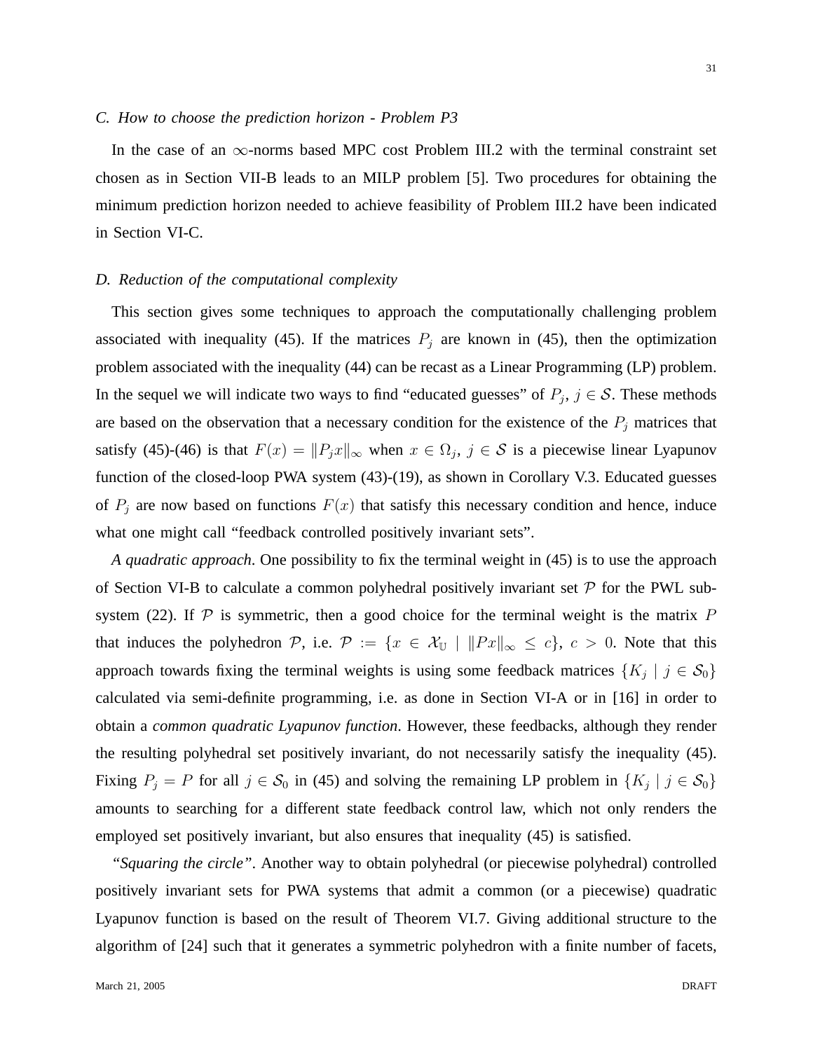### C. How to choose the prediction horizon - Problem P3

In the case of an $\infty$-norms based MPC cost Problem III.2 with the terminal constraint set chosen as in Section VII-B leads to an MILP problem [5]. Two procedures for obtaining the minimum prediction horizon needed to achieve feasibility of Problem III.2 have been indicated in Section VI-C.

### D. Reduction of the computational complexity

This section gives some techniques to approach the computationally challenging problem associated with inequality (45). If the matrices $P_j$ are known in (45), then the optimization problem associated with the inequality (44) can be recast as a Linear Programming (LP) problem. In the sequel we will indicate two ways to find "educated guesses" of $P_j$, $j \in \mathcal{S}$. These methods are based on the observation that a necessary condition for the existence of the $P_j$ matrices that satisfy (45)-(46) is that $F(x) = \|P_j x\|_\infty$ when $x \in \Omega_j$, $j \in \mathcal{S}$ is a piecewise linear Lyapunov function of the closed-loop PWA system (43)-(19), as shown in Corollary V.3. Educated guesses of $P_j$ are now based on functions $F(x)$ that satisfy this necessary condition and hence, induce what one might call "feedback controlled positively invariant sets".

*A quadratic approach*. One possibility to fix the terminal weight in (45) is to use the approach of Section VI-B to calculate a common polyhedral positively invariant set $\mathcal{P}$ for the PWL sub-system (22). If $\mathcal{P}$ is symmetric, then a good choice for the terminal weight is the matrix $P$ that induces the polyhedron $\mathcal{P}$, i.e. $\mathcal{P} := \{x \in \mathcal{X}_{\mathbb{U}} \mid \|Px\|_\infty \leq c\}$, $c > 0$. Note that this approach towards fixing the terminal weights is using some feedback matrices $\{K_j \mid j \in \mathcal{S}_0\}$ calculated via semi-definite programming, i.e. as done in Section VI-A or in [16] in order to obtain a *common quadratic Lyapunov function*. However, these feedbacks, although they render the resulting polyhedral set positively invariant, do not necessarily satisfy the inequality (45). Fixing $P_j = P$ for all $j \in \mathcal{S}_0$ in (45) and solving the remaining LP problem in $\{K_j \mid j \in \mathcal{S}_0\}$ amounts to searching for a different state feedback control law, which not only renders the employed set positively invariant, but also ensures that inequality (45) is satisfied.

*"Squaring the circle"*. Another way to obtain polyhedral (or piecewise polyhedral) controlled positively invariant sets for PWA systems that admit a common (or a piecewise) quadratic Lyapunov function is based on the result of Theorem VI.7. Giving additional structure to the algorithm of [24] such that it generates a symmetric polyhedron with a finite number of facets,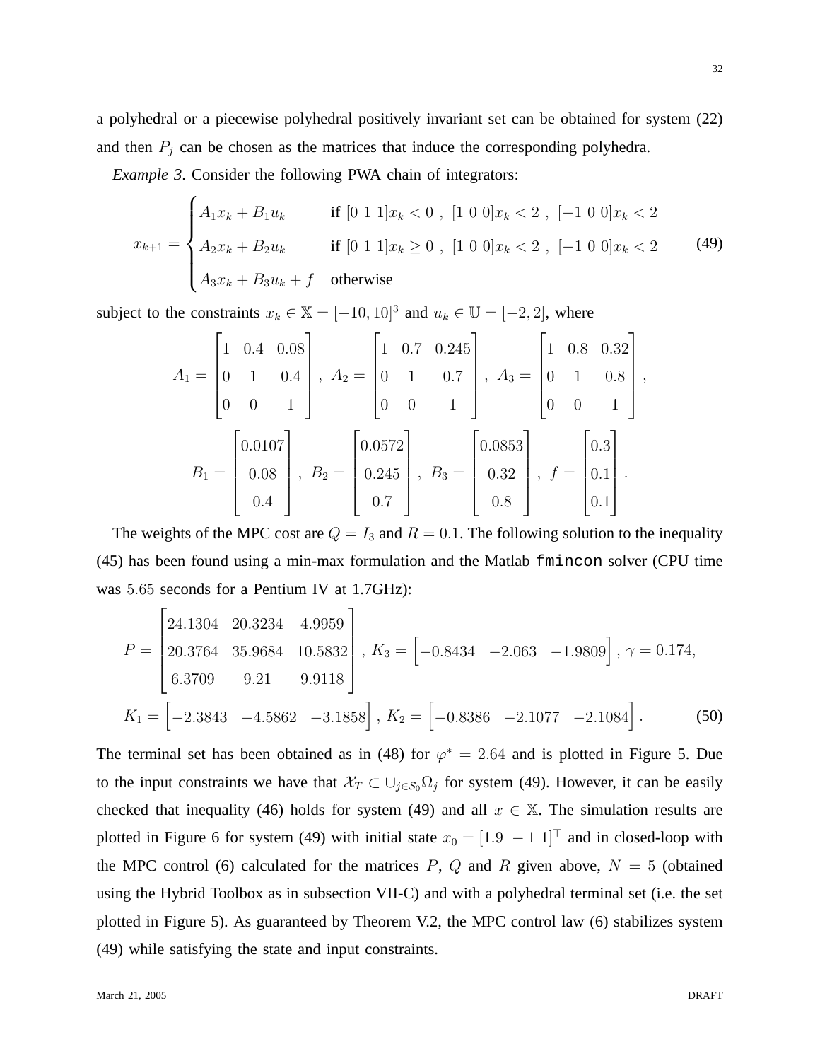a polyhedral or a piecewise polyhedral positively invariant set can be obtained for system (22) and then $P_j$ can be chosen as the matrices that induce the corresponding polyhedra.

*Example 3*. Consider the following PWA chain of integrators:

$$x_{k+1} = \begin{cases} A_1 x_k + B_1 u_k & \text{if } [0\ 1\ 1]x_k < 0\ ,\ [1\ 0\ 0]x_k < 2\ ,\ [-1\ 0\ 0]x_k < 2 \\ A_2 x_k + B_2 u_k & \text{if } [0\ 1\ 1]x_k \geq 0\ ,\ [1\ 0\ 0]x_k < 2\ ,\ [-1\ 0\ 0]x_k < 2 \\ A_3 x_k + B_3 u_k + f & \text{otherwise} \end{cases} \tag{49}$$

subject to the constraints $x_k \in \mathbb{X} = [-10, 10]^3$ and $u_k \in \mathbb{U} = [-2, 2]$, where

$$A_1 = \begin{bmatrix} 1 & 0.4 & 0.08 \\ 0 & 1 & 0.4 \\ 0 & 0 & 1 \end{bmatrix},\ A_2 = \begin{bmatrix} 1 & 0.7 & 0.245 \\ 0 & 1 & 0.7 \\ 0 & 0 & 1 \end{bmatrix},\ A_3 = \begin{bmatrix} 1 & 0.8 & 0.32 \\ 0 & 1 & 0.8 \\ 0 & 0 & 1 \end{bmatrix},$$

$$B_1 = \begin{bmatrix} 0.0107 \\ 0.08 \\ 0.4 \end{bmatrix},\ B_2 = \begin{bmatrix} 0.0572 \\ 0.245 \\ 0.7 \end{bmatrix},\ B_3 = \begin{bmatrix} 0.0853 \\ 0.32 \\ 0.8 \end{bmatrix},\ f = \begin{bmatrix} 0.3 \\ 0.1 \\ 0.1 \end{bmatrix}.$$

The weights of the MPC cost are $Q = I_3$ and $R = 0.1$. The following solution to the inequality (45) has been found using a min-max formulation and the Matlab `fmincon` solver (CPU time was $5.65$ seconds for a Pentium IV at 1.7GHz):

$$P = \begin{bmatrix} 24.1304 & 20.3234 & 4.9959 \\ 20.3764 & 35.9684 & 10.5832 \\ 6.3709 & 9.21 & 9.9118 \end{bmatrix},\ K_3 = \begin{bmatrix} -0.8434 & -2.063 & -1.9809 \end{bmatrix},\ \gamma = 0.174,$$

$$K_1 = \begin{bmatrix} -2.3843 & -4.5862 & -3.1858 \end{bmatrix},\ K_2 = \begin{bmatrix} -0.8386 & -2.1077 & -2.1084 \end{bmatrix}. \tag{50}$$

The terminal set has been obtained as in (48) for $\varphi^* = 2.64$ and is plotted in Figure 5. Due to the input constraints we have that $\mathcal{X}_T \subset \cup_{j \in \mathcal{S}_0} \Omega_j$ for system (49). However, it can be easily checked that inequality (46) holds for system (49) and all $x \in \mathbb{X}$. The simulation results are plotted in Figure 6 for system (49) with initial state $x_0 = [1.9\ \ -1\ \ 1]^\top$ and in closed-loop with the MPC control (6) calculated for the matrices $P$, $Q$ and $R$ given above, $N = 5$ (obtained using the Hybrid Toolbox as in subsection VII-C) and with a polyhedral terminal set (i.e. the set plotted in Figure 5). As guaranteed by Theorem V.2, the MPC control law (6) stabilizes system (49) while satisfying the state and input constraints.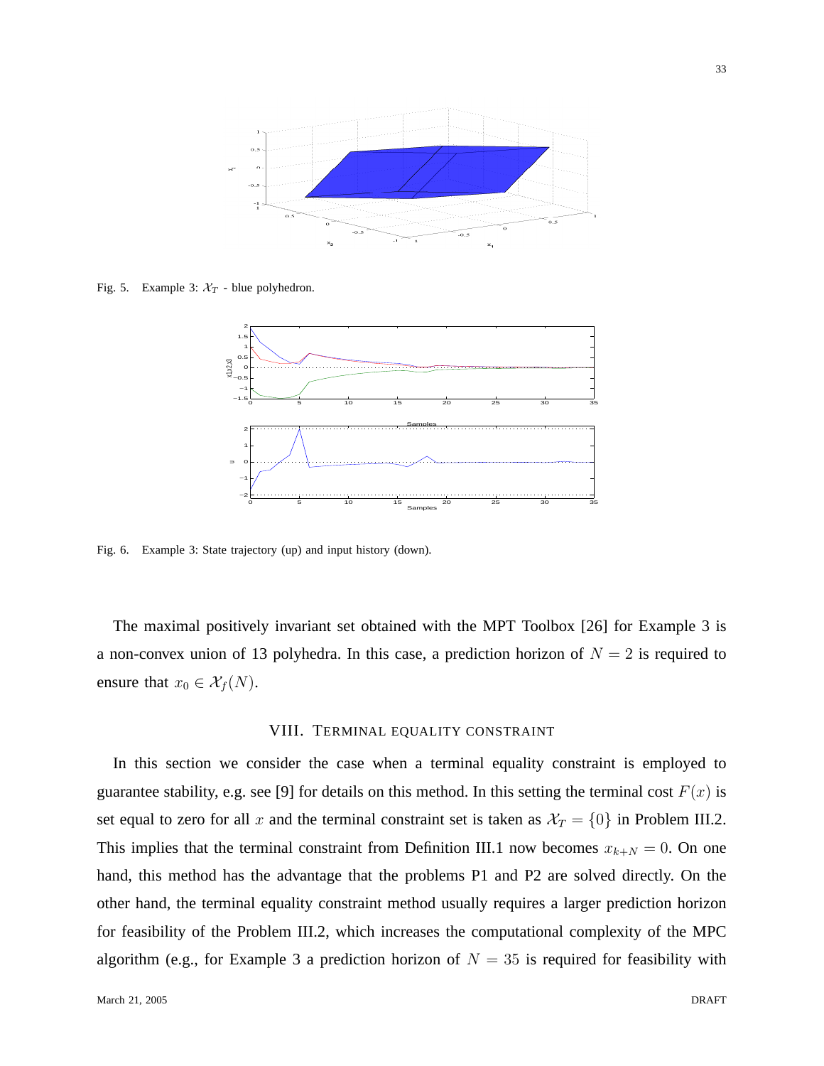Fig. 5. Example 3: $\mathcal{X}_T$ - blue polyhedron.

Fig. 6. Example 3: State trajectory (up) and input history (down).

The maximal positively invariant set obtained with the MPT Toolbox [26] for Example 3 is a non-convex union of 13 polyhedra. In this case, a prediction horizon of $N = 2$ is required to ensure that $x_0 \in \mathcal{X}_f(N)$.

## VIII. Terminal equality constraint

In this section we consider the case when a terminal equality constraint is employed to guarantee stability, e.g. see [9] for details on this method. In this setting the terminal cost $F(x)$ is set equal to zero for all $x$ and the terminal constraint set is taken as $\mathcal{X}_T = \{0\}$ in Problem III.2. This implies that the terminal constraint from Definition III.1 now becomes $x_{k+N} = 0$. On one hand, this method has the advantage that the problems P1 and P2 are solved directly. On the other hand, the terminal equality constraint method usually requires a larger prediction horizon for feasibility of the Problem III.2, which increases the computational complexity of the MPC algorithm (e.g., for Example 3 a prediction horizon of $N = 35$ is required for feasibility with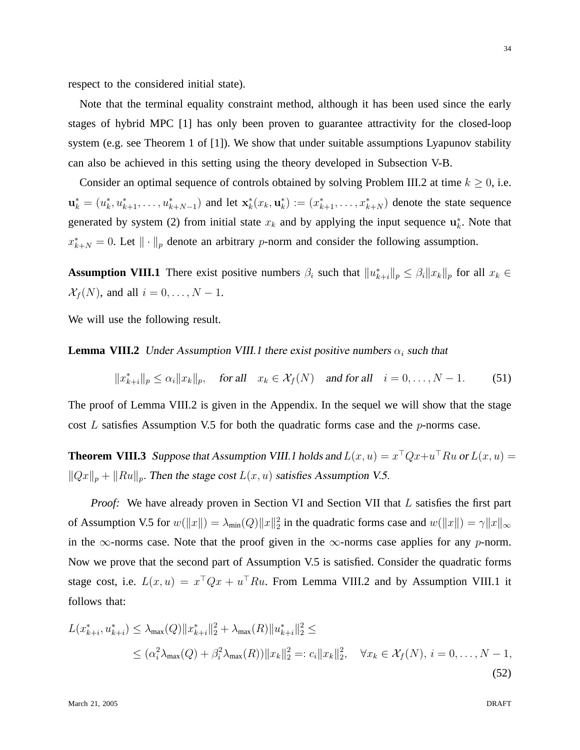respect to the considered initial state).

Note that the terminal equality constraint method, although it has been used since the early stages of hybrid MPC [1] has only been proven to guarantee attractivity for the closed-loop system (e.g. see Theorem 1 of [1]). We show that under suitable assumptions Lyapunov stability can also be achieved in this setting using the theory developed in Subsection V-B.

Consider an optimal sequence of controls obtained by solving Problem III.2 at time $k \geq 0$, i.e. $\mathbf{u}_k^* = (u_k^*, u_{k+1}^*, \ldots, u_{k+N-1}^*)$ and let $\mathbf{x}_k^*(x_k, \mathbf{u}_k^*) := (x_{k+1}^*, \ldots, x_{k+N}^*)$ denote the state sequence generated by system (2) from initial state $x_k$ and by applying the input sequence $\mathbf{u}_k^*$. Note that $x_{k+N}^* = 0$. Let $\|\cdot\|_p$ denote an arbitrary $p$-norm and consider the following assumption.

**Assumption VIII.1** There exist positive numbers $\beta_i$ such that $\|u_{k+i}^*\|_p \leq \beta_i \|x_k\|_p$ for all $x_k \in \mathcal{X}_f(N)$, and all $i = 0, \ldots, N-1$.

We will use the following result.

**Lemma VIII.2** *Under Assumption VIII.1 there exist positive numbers $\alpha_i$ such that*

$$\|x_{k+i}^*\|_p \leq \alpha_i \|x_k\|_p, \quad \text{for all} \quad x_k \in \mathcal{X}_f(N) \quad \text{and for all} \quad i = 0, \ldots, N-1. \tag{51}$$

The proof of Lemma VIII.2 is given in the Appendix. In the sequel we will show that the stage cost $L$ satisfies Assumption V.5 for both the quadratic forms case and the $p$-norms case.

**Theorem VIII.3** *Suppose that Assumption VIII.1 holds and $L(x,u) = x^\top Q x + u^\top R u$ or $L(x,u) = \|Qx\|_p + \|Ru\|_p$. Then the stage cost $L(x,u)$ satisfies Assumption V.5.*

*Proof:* We have already proven in Section VI and Section VII that $L$ satisfies the first part of Assumption V.5 for $w(\|x\|) = \lambda_{\min}(Q)\|x\|_2^2$ in the quadratic forms case and $w(\|x\|) = \gamma\|x\|_\infty$ in the $\infty$-norms case. Note that the proof given in the $\infty$-norms case applies for any $p$-norm. Now we prove that the second part of Assumption V.5 is satisfied. Consider the quadratic forms stage cost, i.e. $L(x,u) = x^\top Q x + u^\top R u$. From Lemma VIII.2 and by Assumption VIII.1 it follows that:

$$\begin{aligned} L(x_{k+i}^*, u_{k+i}^*) &\leq \lambda_{\max}(Q)\|x_{k+i}^*\|_2^2 + \lambda_{\max}(R)\|u_{k+i}^*\|_2^2 \leq \\ &\leq (\alpha_i^2 \lambda_{\max}(Q) + \beta_i^2 \lambda_{\max}(R))\|x_k\|_2^2 =: c_i \|x_k\|_2^2, \quad \forall x_k \in \mathcal{X}_f(N),\ i = 0, \ldots, N-1, \end{aligned} \tag{52}$$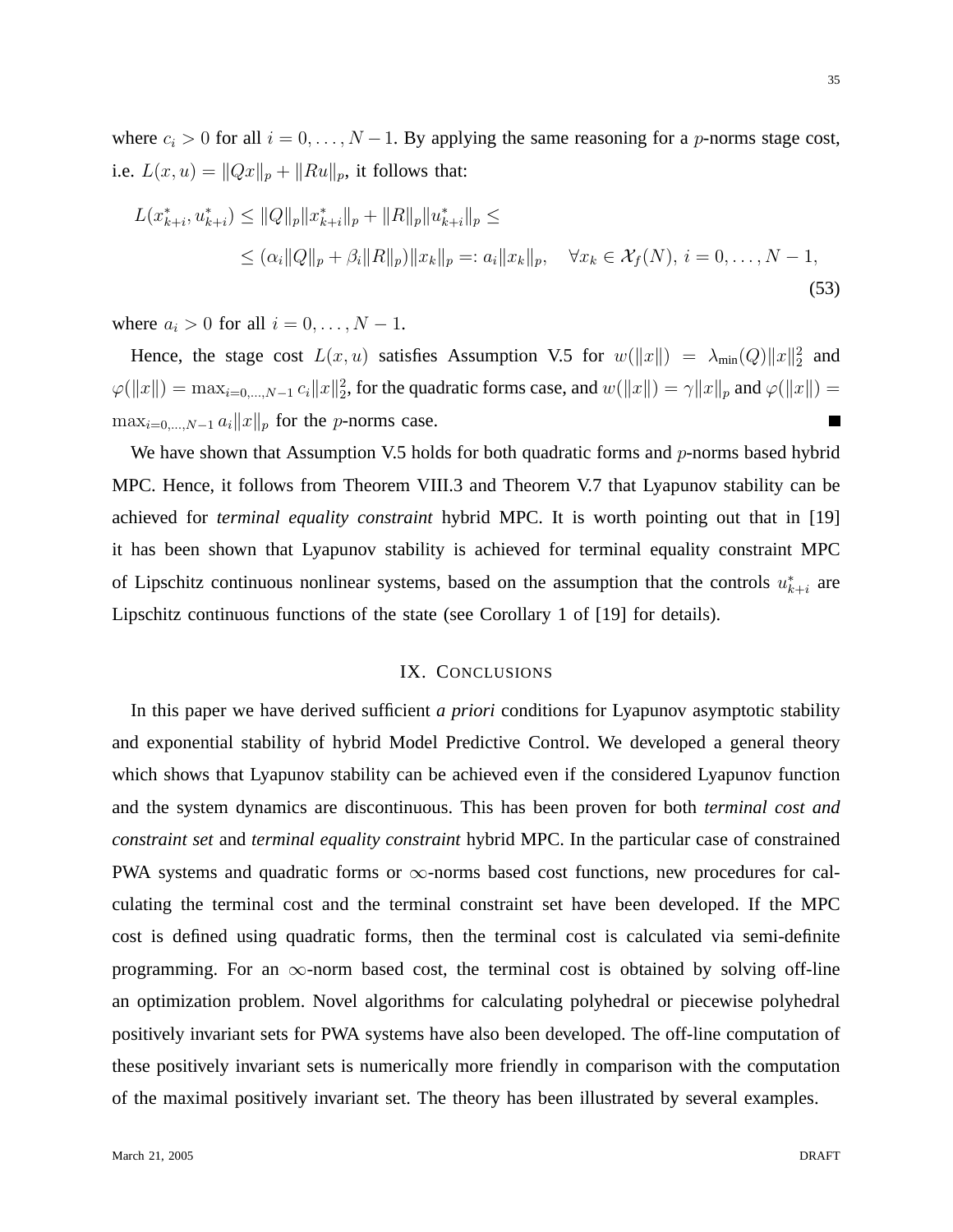where $c_i > 0$ for all $i = 0, \ldots, N-1$. By applying the same reasoning for a $p$-norms stage cost, i.e. $L(x,u) = \|Qx\|_p + \|Ru\|_p$, it follows that:

$$
\begin{aligned}
L(x_{k+i}^*, u_{k+i}^*) &\leq \|Q\|_p \|x_{k+i}^*\|_p + \|R\|_p \|u_{k+i}^*\|_p \leq \\
&\leq (\alpha_i \|Q\|_p + \beta_i \|R\|_p)\|x_k\|_p =: a_i \|x_k\|_p, \quad \forall x_k \in \mathcal{X}_f(N),\ i = 0, \ldots, N-1,
\end{aligned}
\tag{53}
$$

where $a_i > 0$ for all $i = 0, \ldots, N-1$.

Hence, the stage cost $L(x,u)$ satisfies Assumption V.5 for $w(\|x\|) = \lambda_{\min}(Q)\|x\|_2^2$ and $\varphi(\|x\|) = \max_{i=0,\ldots,N-1} c_i \|x\|_2^2$, for the quadratic forms case, and $w(\|x\|) = \gamma \|x\|_p$ and $\varphi(\|x\|) = \max_{i=0,\ldots,N-1} a_i \|x\|_p$ for the $p$-norms case. ■

We have shown that Assumption V.5 holds for both quadratic forms and $p$-norms based hybrid MPC. Hence, it follows from Theorem VIII.3 and Theorem V.7 that Lyapunov stability can be achieved for *terminal equality constraint* hybrid MPC. It is worth pointing out that in [19] it has been shown that Lyapunov stability is achieved for terminal equality constraint MPC of Lipschitz continuous nonlinear systems, based on the assumption that the controls $u_{k+i}^*$ are Lipschitz continuous functions of the state (see Corollary 1 of [19] for details).

## IX. Conclusions

In this paper we have derived sufficient *a priori* conditions for Lyapunov asymptotic stability and exponential stability of hybrid Model Predictive Control. We developed a general theory which shows that Lyapunov stability can be achieved even if the considered Lyapunov function and the system dynamics are discontinuous. This has been proven for both *terminal cost and constraint set* and *terminal equality constraint* hybrid MPC. In the particular case of constrained PWA systems and quadratic forms or $\infty$-norms based cost functions, new procedures for calculating the terminal cost and the terminal constraint set have been developed. If the MPC cost is defined using quadratic forms, then the terminal cost is calculated via semi-definite programming. For an $\infty$-norm based cost, the terminal cost is obtained by solving off-line an optimization problem. Novel algorithms for calculating polyhedral or piecewise polyhedral positively invariant sets for PWA systems have also been developed. The off-line computation of these positively invariant sets is numerically more friendly in comparison with the computation of the maximal positively invariant set. The theory has been illustrated by several examples.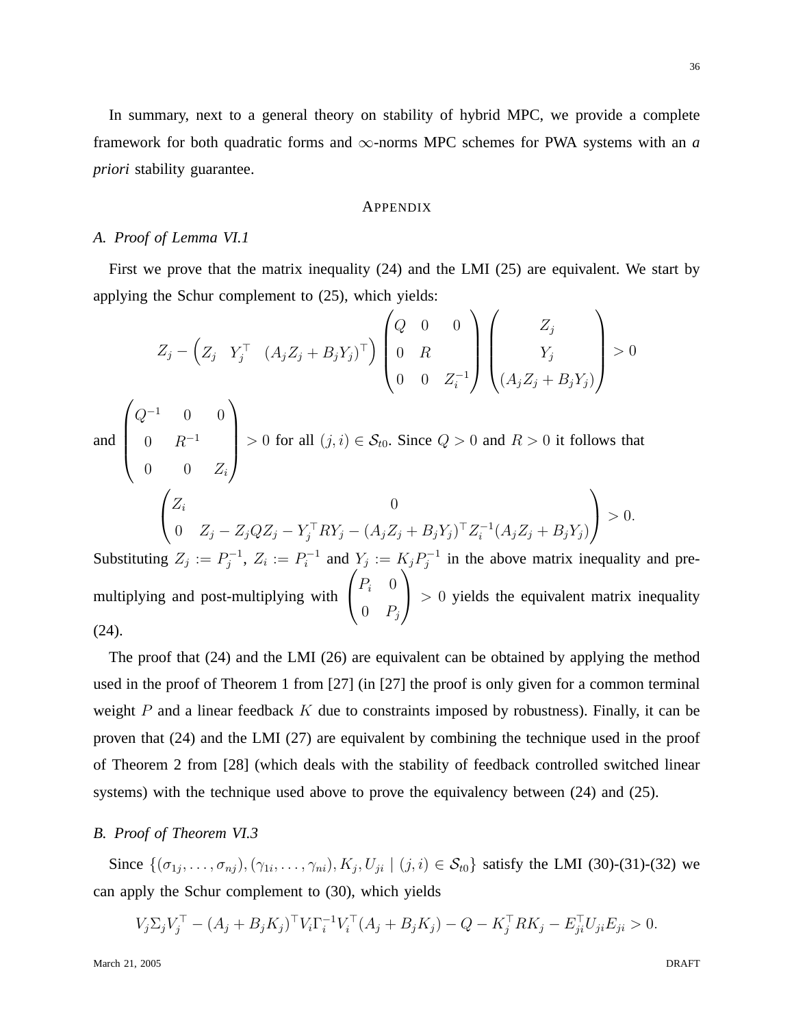In summary, next to a general theory on stability of hybrid MPC, we provide a complete framework for both quadratic forms and $\infty$-norms MPC schemes for PWA systems with an *a priori* stability guarantee.

## APPENDIX

### A. Proof of Lemma VI.1

First we prove that the matrix inequality (24) and the LMI (25) are equivalent. We start by applying the Schur complement to (25), which yields:

$$Z_j - \begin{pmatrix} Z_j & Y_j^\top & (A_j Z_j + B_j Y_j)^\top \end{pmatrix} \begin{pmatrix} Q & 0 & 0 \\ 0 & R & \\ 0 & 0 & Z_i^{-1} \end{pmatrix} \begin{pmatrix} Z_j \\ Y_j \\ (A_j Z_j + B_j Y_j) \end{pmatrix} > 0$$

and $\begin{pmatrix} Q^{-1} & 0 & 0 \\ 0 & R^{-1} & \\ 0 & 0 & Z_i \end{pmatrix} > 0$ for all $(j,i) \in \mathcal{S}_{t0}$. Since $Q > 0$ and $R > 0$ it follows that

$$\begin{pmatrix} Z_i & 0 \\ 0 & Z_j - Z_j Q Z_j - Y_j^\top R Y_j - (A_j Z_j + B_j Y_j)^\top Z_i^{-1} (A_j Z_j + B_j Y_j) \end{pmatrix} > 0.$$

Substituting $Z_j := P_j^{-1}$, $Z_i := P_i^{-1}$ and $Y_j := K_j P_j^{-1}$ in the above matrix inequality and pre-multiplying and post-multiplying with $\begin{pmatrix} P_i & 0 \\ 0 & P_j \end{pmatrix} > 0$ yields the equivalent matrix inequality (24).

The proof that (24) and the LMI (26) are equivalent can be obtained by applying the method used in the proof of Theorem 1 from [27] (in [27] the proof is only given for a common terminal weight $P$ and a linear feedback $K$ due to constraints imposed by robustness). Finally, it can be proven that (24) and the LMI (27) are equivalent by combining the technique used in the proof of Theorem 2 from [28] (which deals with the stability of feedback controlled switched linear systems) with the technique used above to prove the equivalency between (24) and (25).

### B. Proof of Theorem VI.3

Since $\{(\sigma_{1j}, \ldots, \sigma_{nj}), (\gamma_{1i}, \ldots, \gamma_{ni}), K_j, U_{ji} \mid (j,i) \in \mathcal{S}_{t0}\}$ satisfy the LMI (30)-(31)-(32) we can apply the Schur complement to (30), which yields

$$V_j \Sigma_j V_j^\top - (A_j + B_j K_j)^\top V_i \Gamma_i^{-1} V_i^\top (A_j + B_j K_j) - Q - K_j^\top R K_j - E_{ji}^\top U_{ji} E_{ji} > 0.$$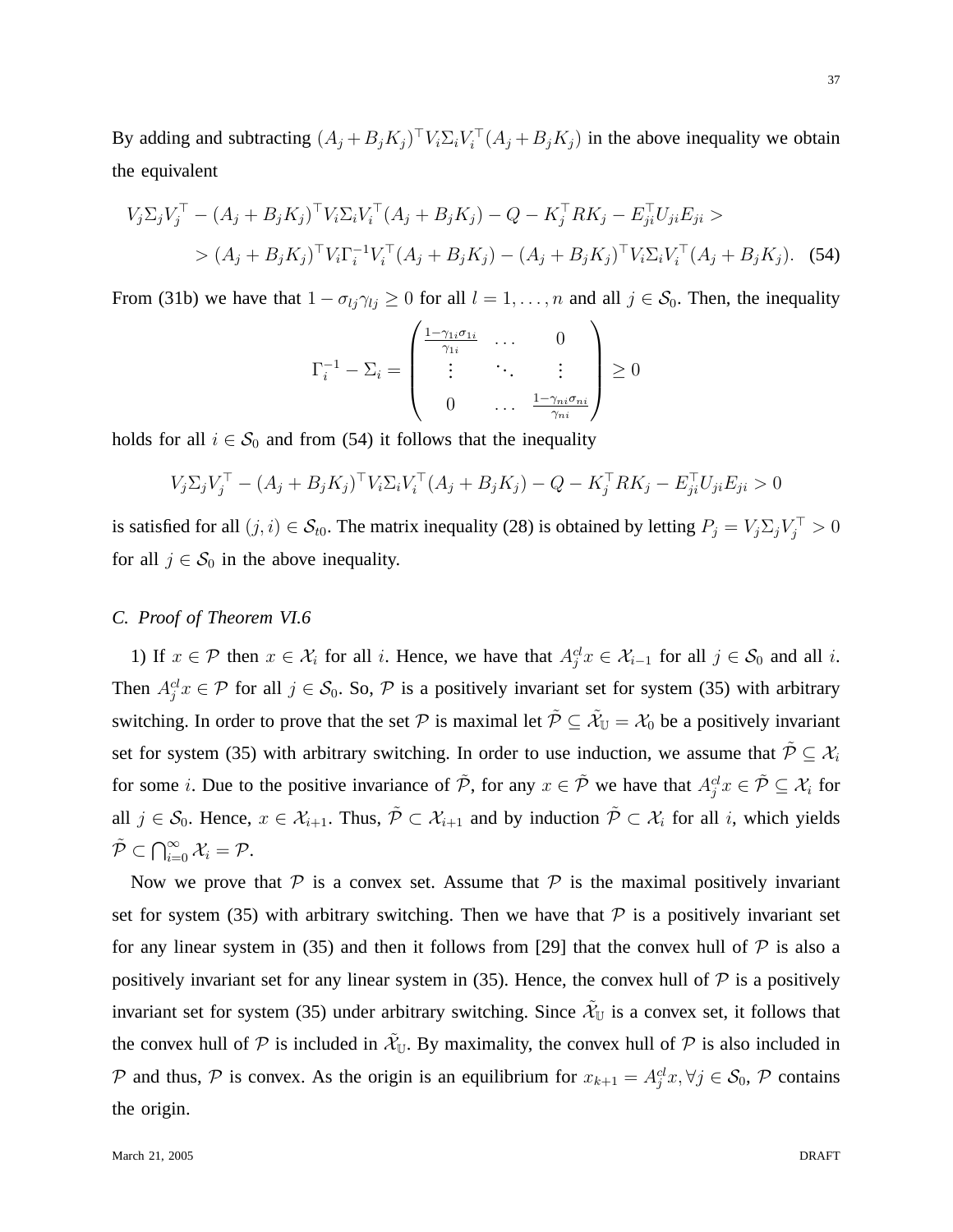By adding and subtracting $(A_j + B_j K_j)^\top V_i \Sigma_i V_i^\top (A_j + B_j K_j)$ in the above inequality we obtain the equivalent

$$
\begin{aligned}
V_j \Sigma_j V_j^\top - (A_j + B_j K_j)^\top V_i \Sigma_i V_i^\top (A_j + B_j K_j) - Q - K_j^\top R K_j - E_{ji}^\top U_{ji} E_{ji} > \\
> (A_j + B_j K_j)^\top V_i \Gamma_i^{-1} V_i^\top (A_j + B_j K_j) - (A_j + B_j K_j)^\top V_i \Sigma_i V_i^\top (A_j + B_j K_j). \quad (54)
\end{aligned}
$$

From (31b) we have that $1 - \sigma_{lj}\gamma_{lj} \geq 0$ for all $l = 1, \ldots, n$ and all $j \in \mathcal{S}_0$. Then, the inequality

$$
\Gamma_i^{-1} - \Sigma_i = \begin{pmatrix} \frac{1-\gamma_{1i}\sigma_{1i}}{\gamma_{1i}} & \ldots & 0 \\ \vdots & \ddots & \vdots \\ 0 & \ldots & \frac{1-\gamma_{ni}\sigma_{ni}}{\gamma_{ni}} \end{pmatrix} \geq 0
$$

holds for all $i \in \mathcal{S}_0$ and from (54) it follows that the inequality

$$
V_j \Sigma_j V_j^\top - (A_j + B_j K_j)^\top V_i \Sigma_i V_i^\top (A_j + B_j K_j) - Q - K_j^\top R K_j - E_{ji}^\top U_{ji} E_{ji} > 0
$$

is satisfied for all $(j, i) \in \mathcal{S}_{t0}$. The matrix inequality (28) is obtained by letting $P_j = V_j \Sigma_j V_j^\top > 0$ for all $j \in \mathcal{S}_0$ in the above inequality.

### *C. Proof of Theorem VI.6*

1) If $x \in \mathcal{P}$ then $x \in \mathcal{X}_i$ for all $i$. Hence, we have that $A_j^{cl} x \in \mathcal{X}_{i-1}$ for all $j \in \mathcal{S}_0$ and all $i$. Then $A_j^{cl} x \in \mathcal{P}$ for all $j \in \mathcal{S}_0$. So, $\mathcal{P}$ is a positively invariant set for system (35) with arbitrary switching. In order to prove that the set $\mathcal{P}$ is maximal let $\tilde{\mathcal{P}} \subseteq \tilde{\mathcal{X}}_{\mathbb{U}} = \mathcal{X}_0$ be a positively invariant set for system (35) with arbitrary switching. In order to use induction, we assume that $\tilde{\mathcal{P}} \subseteq \mathcal{X}_i$ for some $i$. Due to the positive invariance of $\tilde{\mathcal{P}}$, for any $x \in \tilde{\mathcal{P}}$ we have that $A_j^{cl} x \in \tilde{\mathcal{P}} \subseteq \mathcal{X}_i$ for all $j \in \mathcal{S}_0$. Hence, $x \in \mathcal{X}_{i+1}$. Thus, $\tilde{\mathcal{P}} \subset \mathcal{X}_{i+1}$ and by induction $\tilde{\mathcal{P}} \subset \mathcal{X}_i$ for all $i$, which yields $\tilde{\mathcal{P}} \subset \bigcap_{i=0}^{\infty} \mathcal{X}_i = \mathcal{P}$.

Now we prove that $\mathcal{P}$ is a convex set. Assume that $\mathcal{P}$ is the maximal positively invariant set for system (35) with arbitrary switching. Then we have that $\mathcal{P}$ is a positively invariant set for any linear system in (35) and then it follows from [29] that the convex hull of $\mathcal{P}$ is also a positively invariant set for any linear system in (35). Hence, the convex hull of $\mathcal{P}$ is a positively invariant set for system (35) under arbitrary switching. Since $\tilde{\mathcal{X}}_{\mathbb{U}}$ is a convex set, it follows that the convex hull of $\mathcal{P}$ is included in $\tilde{\mathcal{X}}_{\mathbb{U}}$. By maximality, the convex hull of $\mathcal{P}$ is also included in $\mathcal{P}$ and thus, $\mathcal{P}$ is convex. As the origin is an equilibrium for $x_{k+1} = A_j^{cl} x, \forall j \in \mathcal{S}_0$, $\mathcal{P}$ contains the origin.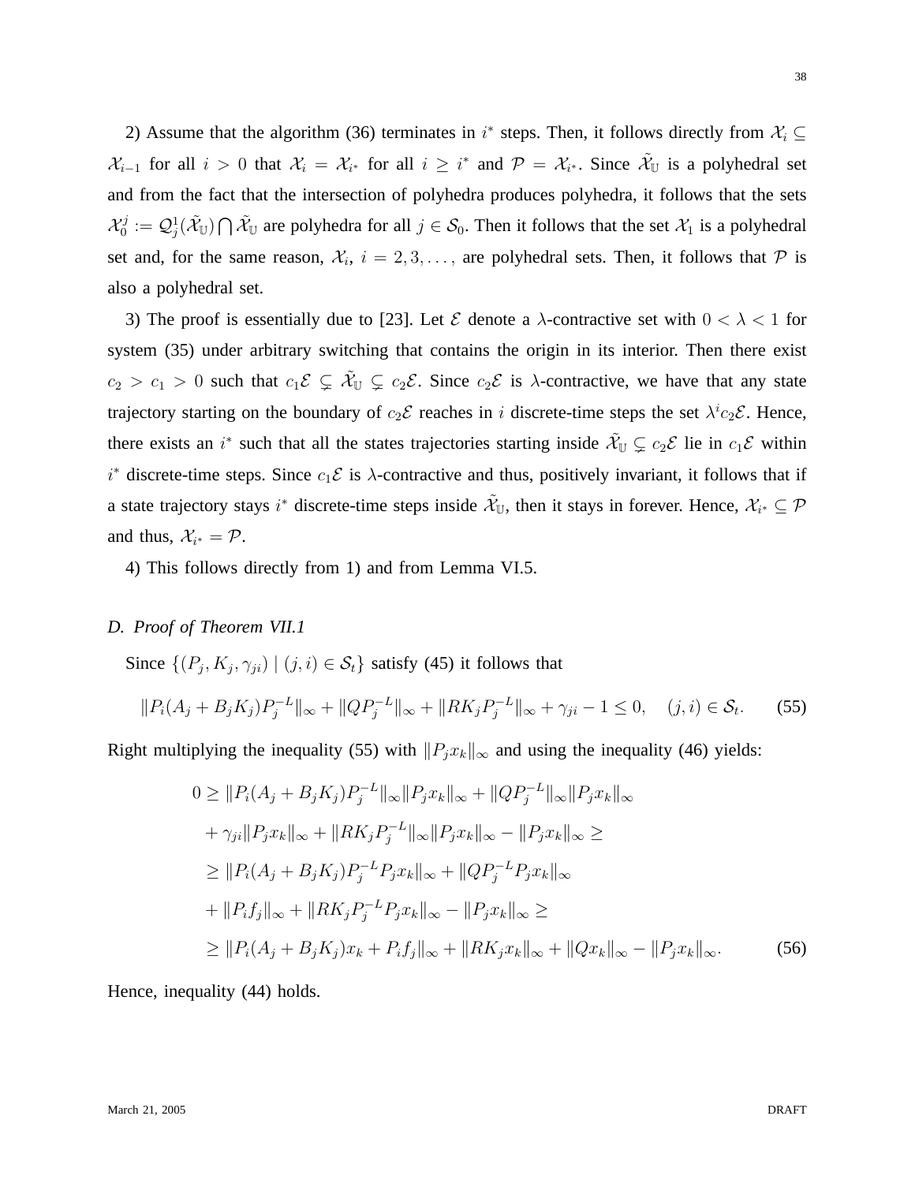2) Assume that the algorithm (36) terminates in $i^*$ steps. Then, it follows directly from $\mathcal{X}_i \subseteq \mathcal{X}_{i-1}$ for all $i > 0$ that $\mathcal{X}_i = \mathcal{X}_{i^*}$ for all $i \geq i^*$ and $\mathcal{P} = \mathcal{X}_{i^*}$. Since $\tilde{\mathcal{X}}_{\mathbb{U}}$ is a polyhedral set and from the fact that the intersection of polyhedra produces polyhedra, it follows that the sets $\mathcal{X}_0^j := \mathcal{Q}_j^1(\tilde{\mathcal{X}}_{\mathbb{U}}) \bigcap \tilde{\mathcal{X}}_{\mathbb{U}}$ are polyhedra for all $j \in \mathcal{S}_0$. Then it follows that the set $\mathcal{X}_1$ is a polyhedral set and, for the same reason, $\mathcal{X}_i$, $i = 2, 3, \ldots,$ are polyhedral sets. Then, it follows that $\mathcal{P}$ is also a polyhedral set.

3) The proof is essentially due to [23]. Let $\mathcal{E}$ denote a $\lambda$-contractive set with $0 < \lambda < 1$ for system (35) under arbitrary switching that contains the origin in its interior. Then there exist $c_2 > c_1 > 0$ such that $c_1\mathcal{E} \subsetneq \tilde{\mathcal{X}}_{\mathbb{U}} \subsetneq c_2\mathcal{E}$. Since $c_2\mathcal{E}$ is $\lambda$-contractive, we have that any state trajectory starting on the boundary of $c_2\mathcal{E}$ reaches in $i$ discrete-time steps the set $\lambda^i c_2\mathcal{E}$. Hence, there exists an $i^*$ such that all the states trajectories starting inside $\tilde{\mathcal{X}}_{\mathbb{U}} \subsetneq c_2\mathcal{E}$ lie in $c_1\mathcal{E}$ within $i^*$ discrete-time steps. Since $c_1\mathcal{E}$ is $\lambda$-contractive and thus, positively invariant, it follows that if a state trajectory stays $i^*$ discrete-time steps inside $\tilde{\mathcal{X}}_{\mathbb{U}}$, then it stays in forever. Hence, $\mathcal{X}_{i^*} \subseteq \mathcal{P}$ and thus, $\mathcal{X}_{i^*} = \mathcal{P}$.

4) This follows directly from 1) and from Lemma VI.5.

### D. *Proof of Theorem VII.1*

Since $\{(P_j, K_j, \gamma_{ji}) \mid (j,i) \in \mathcal{S}_t\}$ satisfy (45) it follows that

$$\|P_i(A_j + B_jK_j)P_j^{-L}\|_\infty + \|QP_j^{-L}\|_\infty + \|RK_jP_j^{-L}\|_\infty + \gamma_{ji} - 1 \leq 0, \quad (j,i) \in \mathcal{S}_t. \tag{55}$$

Right multiplying the inequality (55) with $\|P_jx_k\|_\infty$ and using the inequality (46) yields:

$$\begin{aligned}
0 &\geq \|P_i(A_j + B_jK_j)P_j^{-L}\|_\infty\|P_jx_k\|_\infty + \|QP_j^{-L}\|_\infty\|P_jx_k\|_\infty \\
&+ \gamma_{ji}\|P_jx_k\|_\infty + \|RK_jP_j^{-L}\|_\infty\|P_jx_k\|_\infty - \|P_jx_k\|_\infty \geq \\
&\geq \|P_i(A_j + B_jK_j)P_j^{-L}P_jx_k\|_\infty + \|QP_j^{-L}P_jx_k\|_\infty \\
&+ \|P_if_j\|_\infty + \|RK_jP_j^{-L}P_jx_k\|_\infty - \|P_jx_k\|_\infty \geq \\
&\geq \|P_i(A_j + B_jK_j)x_k + P_if_j\|_\infty + \|RK_jx_k\|_\infty + \|Qx_k\|_\infty - \|P_jx_k\|_\infty.
\end{aligned} \tag{56}$$

Hence, inequality (44) holds.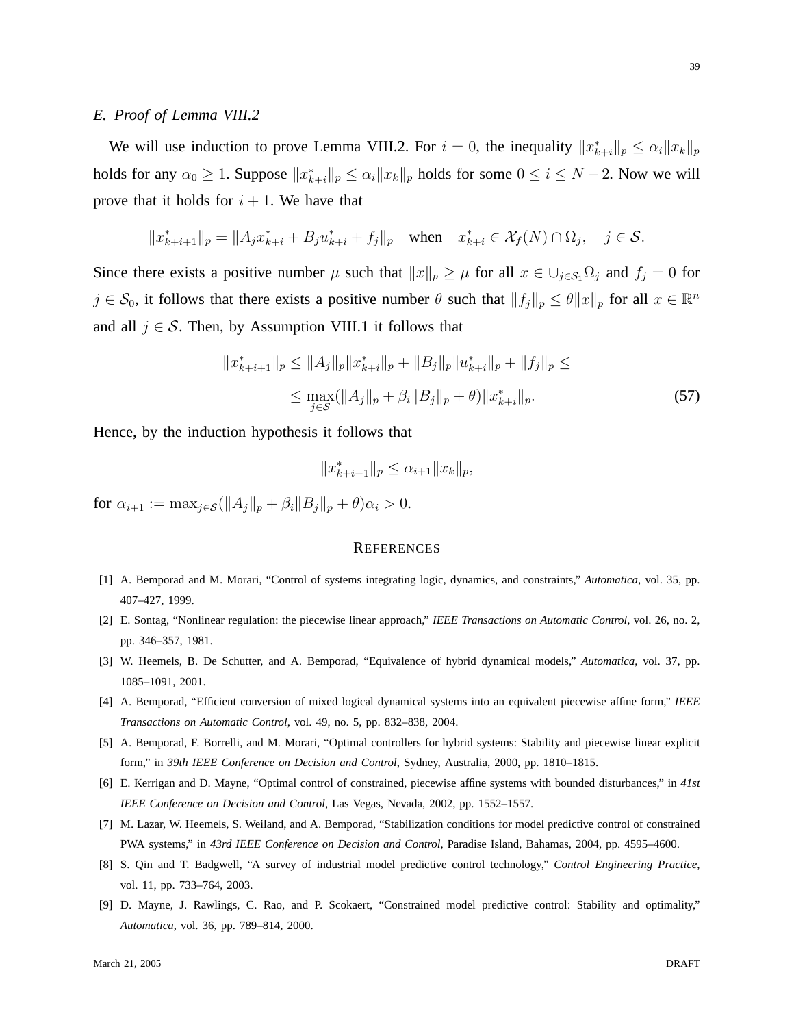### E. Proof of Lemma VIII.2

We will use induction to prove Lemma VIII.2. For $i = 0$, the inequality $\|x^*_{k+i}\|_p \leq \alpha_i \|x_k\|_p$ holds for any $\alpha_0 \geq 1$. Suppose $\|x^*_{k+i}\|_p \leq \alpha_i \|x_k\|_p$ holds for some $0 \leq i \leq N-2$. Now we will prove that it holds for $i+1$. We have that

$$\|x^*_{k+i+1}\|_p = \|A_j x^*_{k+i} + B_j u^*_{k+i} + f_j\|_p \quad \text{when} \quad x^*_{k+i} \in \mathcal{X}_f(N) \cap \Omega_j, \quad j \in \mathcal{S}.$$

Since there exists a positive number $\mu$ such that $\|x\|_p \geq \mu$ for all $x \in \cup_{j \in \mathcal{S}_1} \Omega_j$ and $f_j = 0$ for $j \in \mathcal{S}_0$, it follows that there exists a positive number $\theta$ such that $\|f_j\|_p \leq \theta \|x\|_p$ for all $x \in \mathbb{R}^n$ and all $j \in \mathcal{S}$. Then, by Assumption VIII.1 it follows that

$$\begin{aligned}
\|x^*_{k+i+1}\|_p &\leq \|A_j\|_p \|x^*_{k+i}\|_p + \|B_j\|_p \|u^*_{k+i}\|_p + \|f_j\|_p \leq \\
&\leq \max_{j \in \mathcal{S}} (\|A_j\|_p + \beta_i \|B_j\|_p + \theta) \|x^*_{k+i}\|_p.
\end{aligned} \tag{57}$$

Hence, by the induction hypothesis it follows that

$$\|x^*_{k+i+1}\|_p \leq \alpha_{i+1} \|x_k\|_p,$$

for $\alpha_{i+1} := \max_{j \in \mathcal{S}} (\|A_j\|_p + \beta_i \|B_j\|_p + \theta) \alpha_i > 0$.

## REFERENCES

[1] A. Bemporad and M. Morari, "Control of systems integrating logic, dynamics, and constraints," *Automatica*, vol. 35, pp. 407–427, 1999.

[2] E. Sontag, "Nonlinear regulation: the piecewise linear approach," *IEEE Transactions on Automatic Control*, vol. 26, no. 2, pp. 346–357, 1981.

[3] W. Heemels, B. De Schutter, and A. Bemporad, "Equivalence of hybrid dynamical models," *Automatica*, vol. 37, pp. 1085–1091, 2001.

[4] A. Bemporad, "Efficient conversion of mixed logical dynamical systems into an equivalent piecewise affine form," *IEEE Transactions on Automatic Control*, vol. 49, no. 5, pp. 832–838, 2004.

[5] A. Bemporad, F. Borrelli, and M. Morari, "Optimal controllers for hybrid systems: Stability and piecewise linear explicit form," in *39th IEEE Conference on Decision and Control*, Sydney, Australia, 2000, pp. 1810–1815.

[6] E. Kerrigan and D. Mayne, "Optimal control of constrained, piecewise affine systems with bounded disturbances," in *41st IEEE Conference on Decision and Control*, Las Vegas, Nevada, 2002, pp. 1552–1557.

[7] M. Lazar, W. Heemels, S. Weiland, and A. Bemporad, "Stabilization conditions for model predictive control of constrained PWA systems," in *43rd IEEE Conference on Decision and Control*, Paradise Island, Bahamas, 2004, pp. 4595–4600.

[8] S. Qin and T. Badgwell, "A survey of industrial model predictive control technology," *Control Engineering Practice*, vol. 11, pp. 733–764, 2003.

[9] D. Mayne, J. Rawlings, C. Rao, and P. Scokaert, "Constrained model predictive control: Stability and optimality," *Automatica*, vol. 36, pp. 789–814, 2000.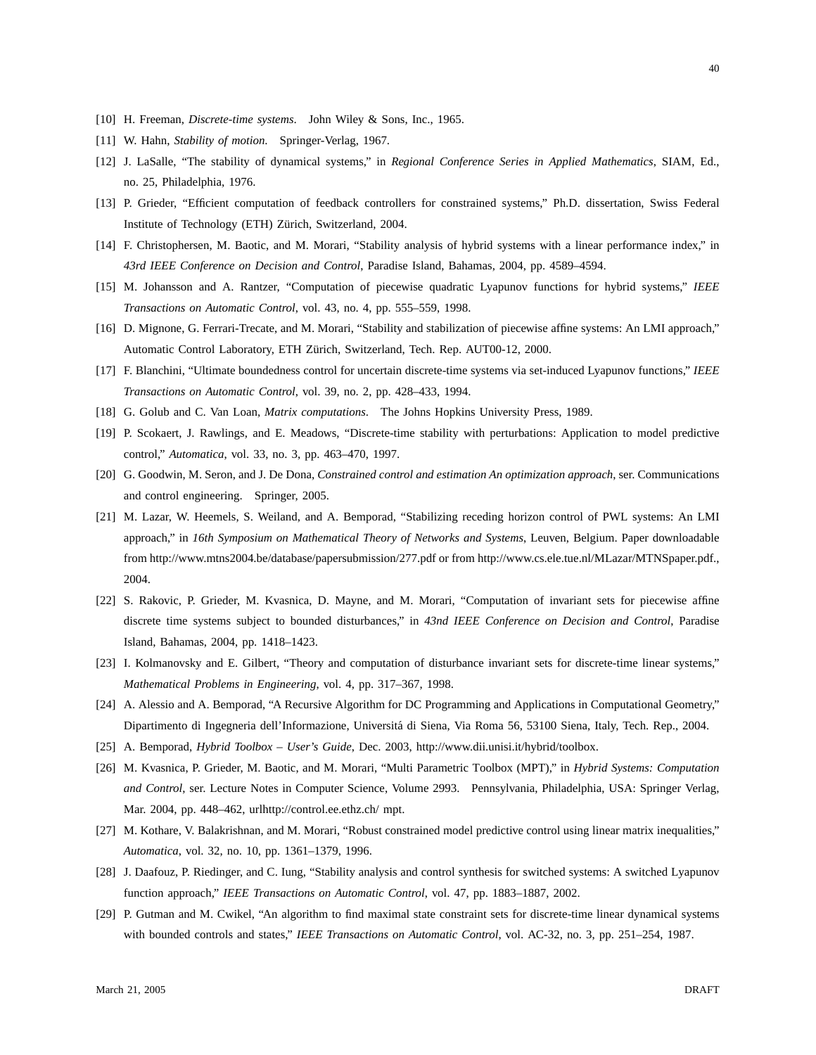[10] H. Freeman, *Discrete-time systems*. John Wiley & Sons, Inc., 1965.

[11] W. Hahn, *Stability of motion*. Springer-Verlag, 1967.

[12] J. LaSalle, "The stability of dynamical systems," in *Regional Conference Series in Applied Mathematics*, SIAM, Ed., no. 25, Philadelphia, 1976.

[13] P. Grieder, "Efficient computation of feedback controllers for constrained systems," Ph.D. dissertation, Swiss Federal Institute of Technology (ETH) Zürich, Switzerland, 2004.

[14] F. Christophersen, M. Baotic, and M. Morari, "Stability analysis of hybrid systems with a linear performance index," in *43rd IEEE Conference on Decision and Control*, Paradise Island, Bahamas, 2004, pp. 4589–4594.

[15] M. Johansson and A. Rantzer, "Computation of piecewise quadratic Lyapunov functions for hybrid systems," *IEEE Transactions on Automatic Control*, vol. 43, no. 4, pp. 555–559, 1998.

[16] D. Mignone, G. Ferrari-Trecate, and M. Morari, "Stability and stabilization of piecewise affine systems: An LMI approach," Automatic Control Laboratory, ETH Zürich, Switzerland, Tech. Rep. AUT00-12, 2000.

[17] F. Blanchini, "Ultimate boundedness control for uncertain discrete-time systems via set-induced Lyapunov functions," *IEEE Transactions on Automatic Control*, vol. 39, no. 2, pp. 428–433, 1994.

[18] G. Golub and C. Van Loan, *Matrix computations*. The Johns Hopkins University Press, 1989.

[19] P. Scokaert, J. Rawlings, and E. Meadows, "Discrete-time stability with perturbations: Application to model predictive control," *Automatica*, vol. 33, no. 3, pp. 463–470, 1997.

[20] G. Goodwin, M. Seron, and J. De Dona, *Constrained control and estimation An optimization approach*, ser. Communications and control engineering. Springer, 2005.

[21] M. Lazar, W. Heemels, S. Weiland, and A. Bemporad, "Stabilizing receding horizon control of PWL systems: An LMI approach," in *16th Symposium on Mathematical Theory of Networks and Systems*, Leuven, Belgium. Paper downloadable from http://www.mtns2004.be/database/papersubmission/277.pdf or from http://www.cs.ele.tue.nl/MLazar/MTNSpaper.pdf., 2004.

[22] S. Rakovic, P. Grieder, M. Kvasnica, D. Mayne, and M. Morari, "Computation of invariant sets for piecewise affine discrete time systems subject to bounded disturbances," in *43nd IEEE Conference on Decision and Control*, Paradise Island, Bahamas, 2004, pp. 1418–1423.

[23] I. Kolmanovsky and E. Gilbert, "Theory and computation of disturbance invariant sets for discrete-time linear systems," *Mathematical Problems in Engineering*, vol. 4, pp. 317–367, 1998.

[24] A. Alessio and A. Bemporad, "A Recursive Algorithm for DC Programming and Applications in Computational Geometry," Dipartimento di Ingegneria dell'Informazione, Universitá di Siena, Via Roma 56, 53100 Siena, Italy, Tech. Rep., 2004.

[25] A. Bemporad, *Hybrid Toolbox – User's Guide*, Dec. 2003, http://www.dii.unisi.it/hybrid/toolbox.

[26] M. Kvasnica, P. Grieder, M. Baotic, and M. Morari, "Multi Parametric Toolbox (MPT)," in *Hybrid Systems: Computation and Control*, ser. Lecture Notes in Computer Science, Volume 2993. Pennsylvania, Philadelphia, USA: Springer Verlag, Mar. 2004, pp. 448–462, urlhttp://control.ee.ethz.ch/ mpt.

[27] M. Kothare, V. Balakrishnan, and M. Morari, "Robust constrained model predictive control using linear matrix inequalities," *Automatica*, vol. 32, no. 10, pp. 1361–1379, 1996.

[28] J. Daafouz, P. Riedinger, and C. Iung, "Stability analysis and control synthesis for switched systems: A switched Lyapunov function approach," *IEEE Transactions on Automatic Control*, vol. 47, pp. 1883–1887, 2002.

[29] P. Gutman and M. Cwikel, "An algorithm to find maximal state constraint sets for discrete-time linear dynamical systems with bounded controls and states," *IEEE Transactions on Automatic Control*, vol. AC-32, no. 3, pp. 251–254, 1987.